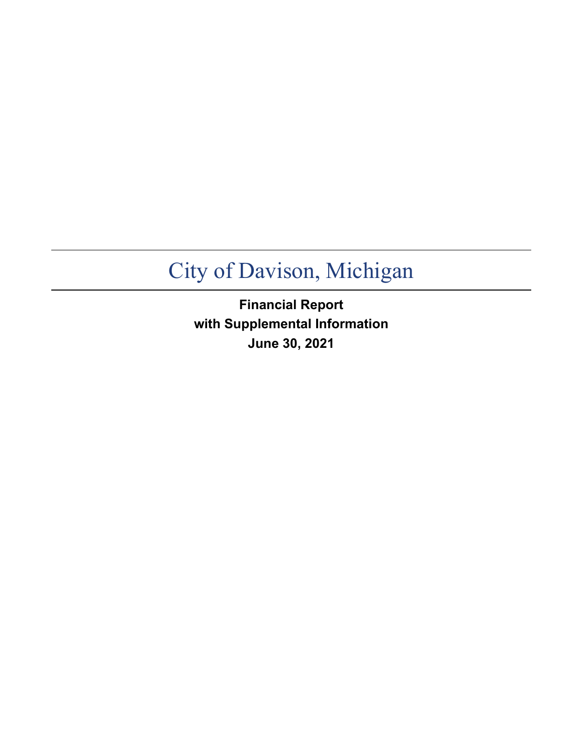# City of Davison, Michigan

**Financial Report**
**with Supplemental Information**
**June 30, 2021**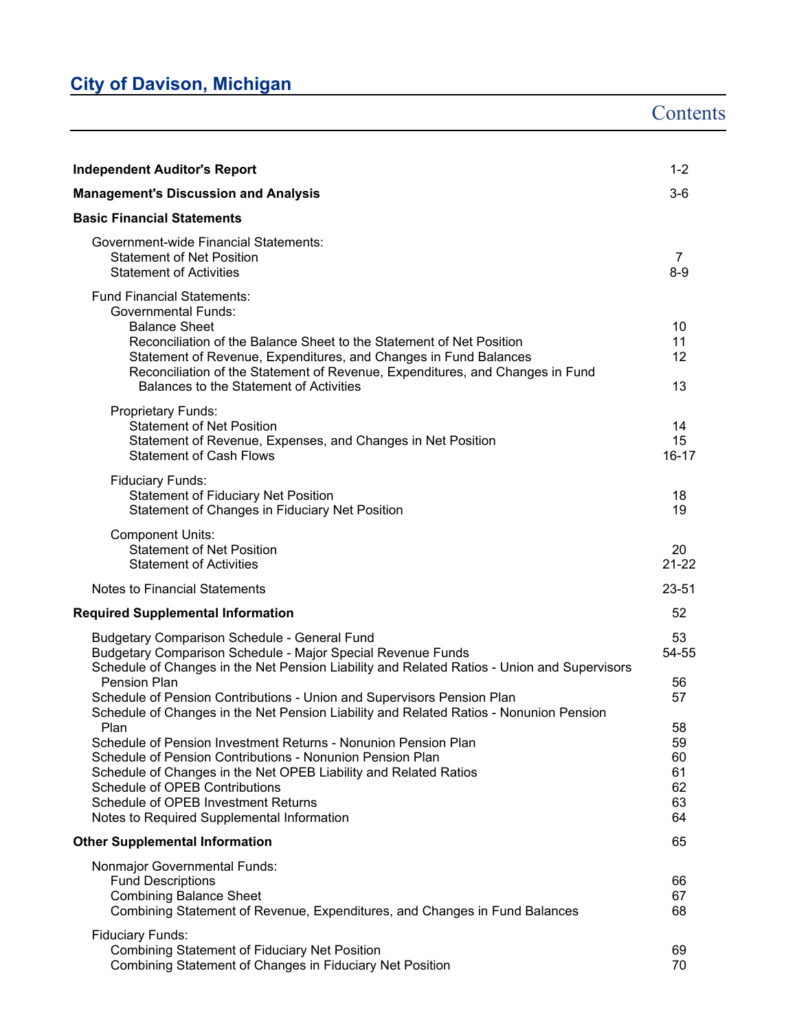# City of Davison, Michigan

## Contents

| | |
|---|---|
| **Independent Auditor's Report** | 1-2 |
| **Management's Discussion and Analysis** | 3-6 |
| **Basic Financial Statements** | |
| Government-wide Financial Statements: | |
| Statement of Net Position | 7 |
| Statement of Activities | 8-9 |
| Fund Financial Statements: | |
| Governmental Funds: | |
| Balance Sheet | 10 |
| Reconciliation of the Balance Sheet to the Statement of Net Position | 11 |
| Statement of Revenue, Expenditures, and Changes in Fund Balances | 12 |
| Reconciliation of the Statement of Revenue, Expenditures, and Changes in Fund Balances to the Statement of Activities | 13 |
| Proprietary Funds: | |
| Statement of Net Position | 14 |
| Statement of Revenue, Expenses, and Changes in Net Position | 15 |
| Statement of Cash Flows | 16-17 |
| Fiduciary Funds: | |
| Statement of Fiduciary Net Position | 18 |
| Statement of Changes in Fiduciary Net Position | 19 |
| Component Units: | |
| Statement of Net Position | 20 |
| Statement of Activities | 21-22 |
| Notes to Financial Statements | 23-51 |
| **Required Supplemental Information** | 52 |
| Budgetary Comparison Schedule - General Fund | 53 |
| Budgetary Comparison Schedule - Major Special Revenue Funds | 54-55 |
| Schedule of Changes in the Net Pension Liability and Related Ratios - Union and Supervisors Pension Plan | 56 |
| Schedule of Pension Contributions - Union and Supervisors Pension Plan | 57 |
| Schedule of Changes in the Net Pension Liability and Related Ratios - Nonunion Pension Plan | 58 |
| Schedule of Pension Investment Returns - Nonunion Pension Plan | 59 |
| Schedule of Pension Contributions - Nonunion Pension Plan | 60 |
| Schedule of Changes in the Net OPEB Liability and Related Ratios | 61 |
| Schedule of OPEB Contributions | 62 |
| Schedule of OPEB Investment Returns | 63 |
| Notes to Required Supplemental Information | 64 |
| **Other Supplemental Information** | 65 |
| Nonmajor Governmental Funds: | |
| Fund Descriptions | 66 |
| Combining Balance Sheet | 67 |
| Combining Statement of Revenue, Expenditures, and Changes in Fund Balances | 68 |
| Fiduciary Funds: | |
| Combining Statement of Fiduciary Net Position | 69 |
| Combining Statement of Changes in Fiduciary Net Position | 70 |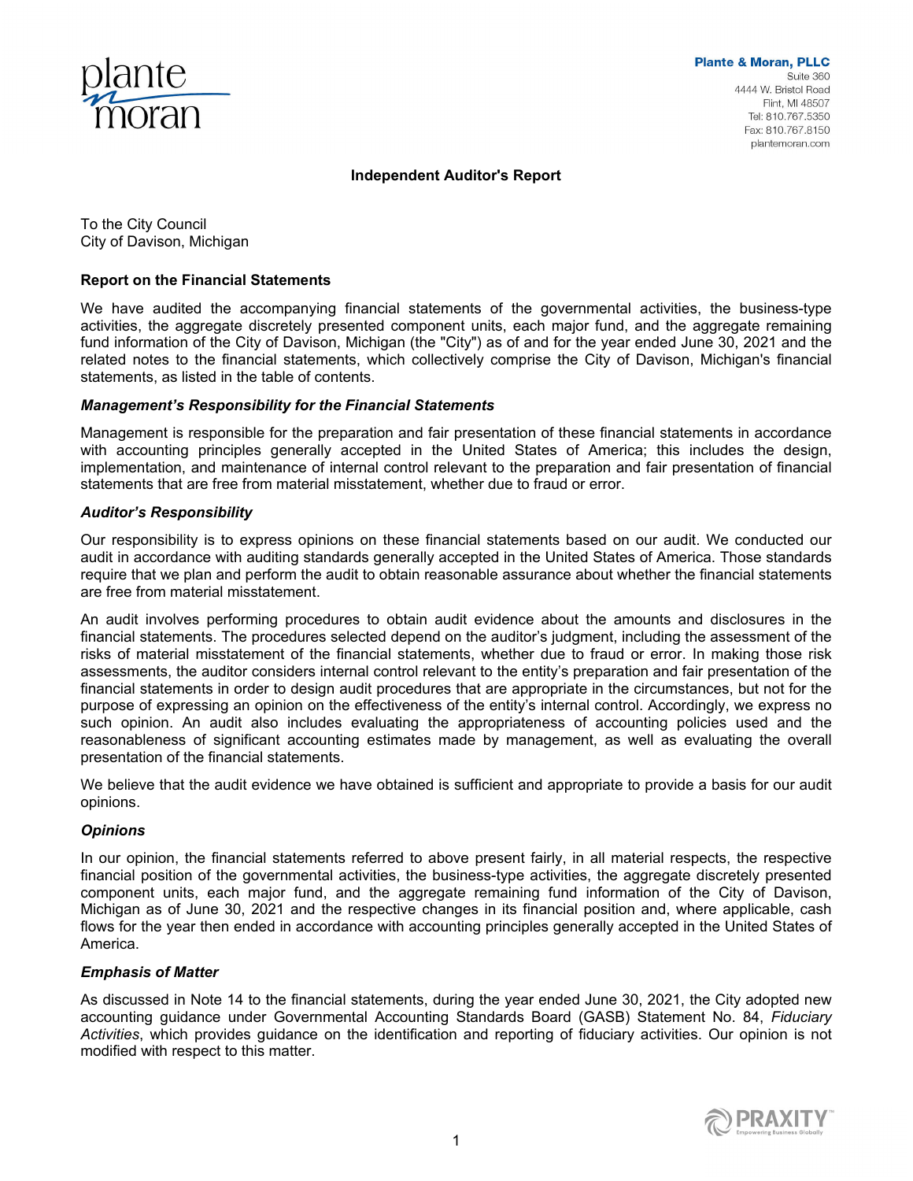Plante & Moran, PLLC
Suite 360
4444 W. Bristol Road
Flint, MI 48507
Tel: 810.767.5350
Fax: 810.767.8150
plantemoran.com

# Independent Auditor's Report

To the City Council
City of Davison, Michigan

## Report on the Financial Statements

We have audited the accompanying financial statements of the governmental activities, the business-type activities, the aggregate discretely presented component units, each major fund, and the aggregate remaining fund information of the City of Davison, Michigan (the "City") as of and for the year ended June 30, 2021 and the related notes to the financial statements, which collectively comprise the City of Davison, Michigan's financial statements, as listed in the table of contents.

### *Management's Responsibility for the Financial Statements*

Management is responsible for the preparation and fair presentation of these financial statements in accordance with accounting principles generally accepted in the United States of America; this includes the design, implementation, and maintenance of internal control relevant to the preparation and fair presentation of financial statements that are free from material misstatement, whether due to fraud or error.

### *Auditor's Responsibility*

Our responsibility is to express opinions on these financial statements based on our audit. We conducted our audit in accordance with auditing standards generally accepted in the United States of America. Those standards require that we plan and perform the audit to obtain reasonable assurance about whether the financial statements are free from material misstatement.

An audit involves performing procedures to obtain audit evidence about the amounts and disclosures in the financial statements. The procedures selected depend on the auditor's judgment, including the assessment of the risks of material misstatement of the financial statements, whether due to fraud or error. In making those risk assessments, the auditor considers internal control relevant to the entity's preparation and fair presentation of the financial statements in order to design audit procedures that are appropriate in the circumstances, but not for the purpose of expressing an opinion on the effectiveness of the entity's internal control. Accordingly, we express no such opinion. An audit also includes evaluating the appropriateness of accounting policies used and the reasonableness of significant accounting estimates made by management, as well as evaluating the overall presentation of the financial statements.

We believe that the audit evidence we have obtained is sufficient and appropriate to provide a basis for our audit opinions.

### *Opinions*

In our opinion, the financial statements referred to above present fairly, in all material respects, the respective financial position of the governmental activities, the business-type activities, the aggregate discretely presented component units, each major fund, and the aggregate remaining fund information of the City of Davison, Michigan as of June 30, 2021 and the respective changes in its financial position and, where applicable, cash flows for the year then ended in accordance with accounting principles generally accepted in the United States of America.

### *Emphasis of Matter*

As discussed in Note 14 to the financial statements, during the year ended June 30, 2021, the City adopted new accounting guidance under Governmental Accounting Standards Board (GASB) Statement No. 84, *Fiduciary Activities*, which provides guidance on the identification and reporting of fiduciary activities. Our opinion is not modified with respect to this matter.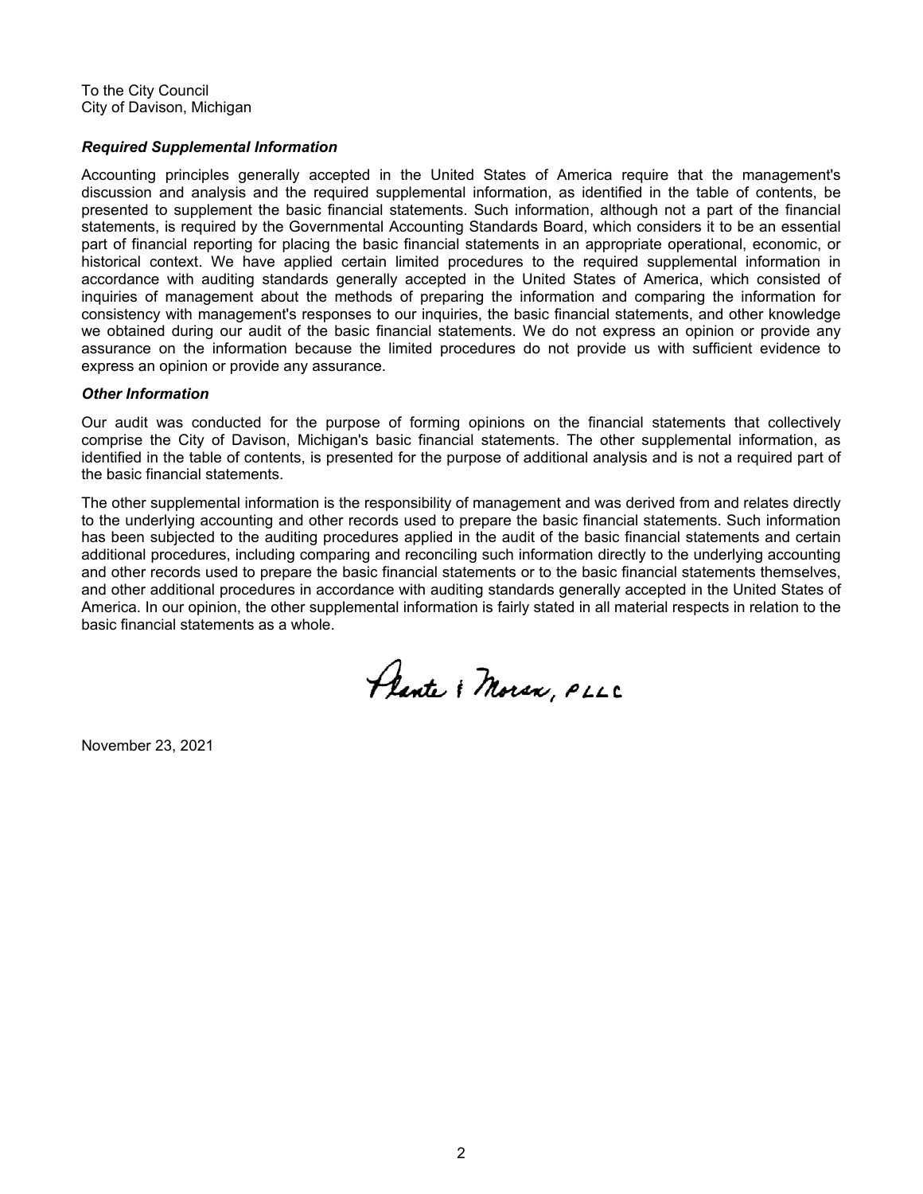To the City Council
City of Davison, Michigan

### *Required Supplemental Information*

Accounting principles generally accepted in the United States of America require that the management's discussion and analysis and the required supplemental information, as identified in the table of contents, be presented to supplement the basic financial statements. Such information, although not a part of the financial statements, is required by the Governmental Accounting Standards Board, which considers it to be an essential part of financial reporting for placing the basic financial statements in an appropriate operational, economic, or historical context. We have applied certain limited procedures to the required supplemental information in accordance with auditing standards generally accepted in the United States of America, which consisted of inquiries of management about the methods of preparing the information and comparing the information for consistency with management's responses to our inquiries, the basic financial statements, and other knowledge we obtained during our audit of the basic financial statements. We do not express an opinion or provide any assurance on the information because the limited procedures do not provide us with sufficient evidence to express an opinion or provide any assurance.

### *Other Information*

Our audit was conducted for the purpose of forming opinions on the financial statements that collectively comprise the City of Davison, Michigan's basic financial statements. The other supplemental information, as identified in the table of contents, is presented for the purpose of additional analysis and is not a required part of the basic financial statements.

The other supplemental information is the responsibility of management and was derived from and relates directly to the underlying accounting and other records used to prepare the basic financial statements. Such information has been subjected to the auditing procedures applied in the audit of the basic financial statements and certain additional procedures, including comparing and reconciling such information directly to the underlying accounting and other records used to prepare the basic financial statements or to the basic financial statements themselves, and other additional procedures in accordance with auditing standards generally accepted in the United States of America. In our opinion, the other supplemental information is fairly stated in all material respects in relation to the basic financial statements as a whole.

Plante & Moran, PLLC

November 23, 2021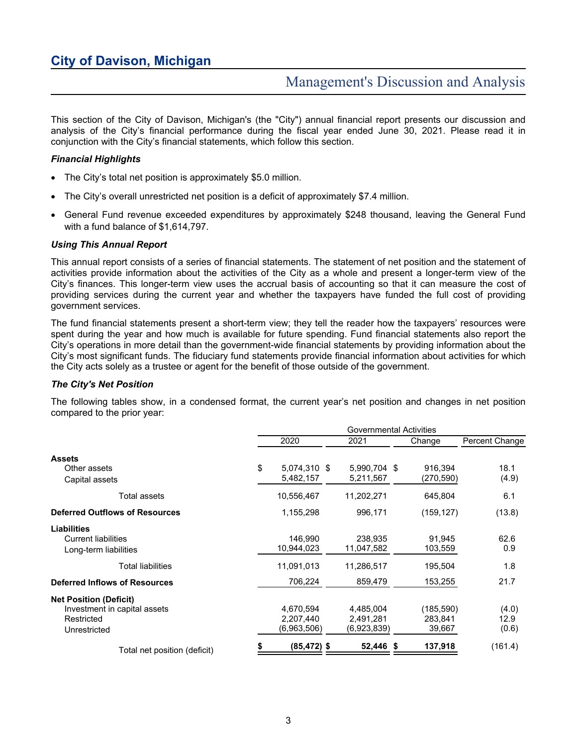# City of Davison, Michigan

## Management's Discussion and Analysis

This section of the City of Davison, Michigan's (the "City") annual financial report presents our discussion and analysis of the City's financial performance during the fiscal year ended June 30, 2021. Please read it in conjunction with the City's financial statements, which follow this section.

### *Financial Highlights*

- The City's total net position is approximately $5.0 million.
- The City's overall unrestricted net position is a deficit of approximately $7.4 million.
- General Fund revenue exceeded expenditures by approximately $248 thousand, leaving the General Fund with a fund balance of $1,614,797.

### *Using This Annual Report*

This annual report consists of a series of financial statements. The statement of net position and the statement of activities provide information about the activities of the City as a whole and present a longer-term view of the City's finances. This longer-term view uses the accrual basis of accounting so that it can measure the cost of providing services during the current year and whether the taxpayers have funded the full cost of providing government services.

The fund financial statements present a short-term view; they tell the reader how the taxpayers' resources were spent during the year and how much is available for future spending. Fund financial statements also report the City's operations in more detail than the government-wide financial statements by providing information about the City's most significant funds. The fiduciary fund statements provide financial information about activities for which the City acts solely as a trustee or agent for the benefit of those outside of the government.

### *The City's Net Position*

The following tables show, in a condensed format, the current year's net position and changes in net position compared to the prior year:

| | Governmental Activities | | | |
|---|---|---|---|---|
| | 2020 | 2021 | Change | Percent Change |
| **Assets** | | | | |
| Other assets | $ 5,074,310 | $ 5,990,704 | $ 916,394 | 18.1 |
| Capital assets | 5,482,157 | 5,211,567 | (270,590) | (4.9) |
| Total assets | 10,556,467 | 11,202,271 | 645,804 | 6.1 |
| **Deferred Outflows of Resources** | 1,155,298 | 996,171 | (159,127) | (13.8) |
| **Liabilities** | | | | |
| Current liabilities | 146,990 | 238,935 | 91,945 | 62.6 |
| Long-term liabilities | 10,944,023 | 11,047,582 | 103,559 | 0.9 |
| Total liabilities | 11,091,013 | 11,286,517 | 195,504 | 1.8 |
| **Deferred Inflows of Resources** | 706,224 | 859,479 | 153,255 | 21.7 |
| **Net Position (Deficit)** | | | | |
| Investment in capital assets | 4,670,594 | 4,485,004 | (185,590) | (4.0) |
| Restricted | 2,207,440 | 2,491,281 | 283,841 | 12.9 |
| Unrestricted | (6,963,506) | (6,923,839) | 39,667 | (0.6) |
| Total net position (deficit) | **$ (85,472)** | **$ 52,446** | **$ 137,918** | (161.4) |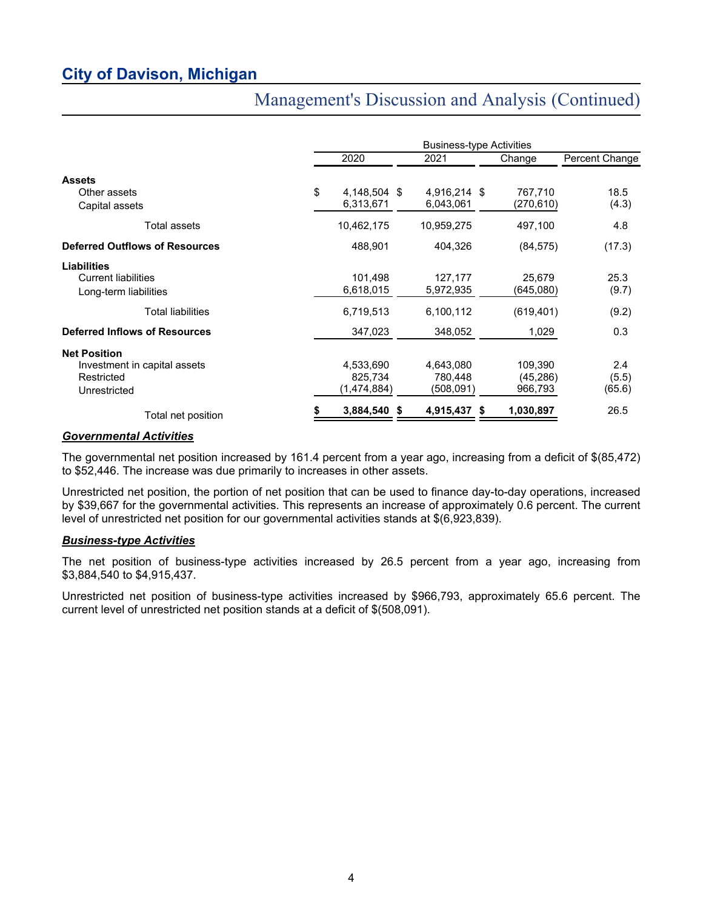## Management's Discussion and Analysis (Continued)

| | Business-type Activities | | | |
|---|---|---|---|---|
| | 2020 | 2021 | Change | Percent Change |
| **Assets** | | | | |
| Other assets | $ 4,148,504 | $ 4,916,214 | $ 767,710 | 18.5 |
| Capital assets | 6,313,671 | 6,043,061 | (270,610) | (4.3) |
| Total assets | 10,462,175 | 10,959,275 | 497,100 | 4.8 |
| **Deferred Outflows of Resources** | 488,901 | 404,326 | (84,575) | (17.3) |
| **Liabilities** | | | | |
| Current liabilities | 101,498 | 127,177 | 25,679 | 25.3 |
| Long-term liabilities | 6,618,015 | 5,972,935 | (645,080) | (9.7) |
| Total liabilities | 6,719,513 | 6,100,112 | (619,401) | (9.2) |
| **Deferred Inflows of Resources** | 347,023 | 348,052 | 1,029 | 0.3 |
| **Net Position** | | | | |
| Investment in capital assets | 4,533,690 | 4,643,080 | 109,390 | 2.4 |
| Restricted | 825,734 | 780,448 | (45,286) | (5.5) |
| Unrestricted | (1,474,884) | (508,091) | 966,793 | (65.6) |
| Total net position | **$ 3,884,540** | **$ 4,915,437** | **$ 1,030,897** | 26.5 |

***Governmental Activities***

The governmental net position increased by 161.4 percent from a year ago, increasing from a deficit of $(85,472) to $52,446. The increase was due primarily to increases in other assets.

Unrestricted net position, the portion of net position that can be used to finance day-to-day operations, increased by $39,667 for the governmental activities. This represents an increase of approximately 0.6 percent. The current level of unrestricted net position for our governmental activities stands at $(6,923,839).

***Business-type Activities***

The net position of business-type activities increased by 26.5 percent from a year ago, increasing from $3,884,540 to $4,915,437.

Unrestricted net position of business-type activities increased by $966,793, approximately 65.6 percent. The current level of unrestricted net position stands at a deficit of $(508,091).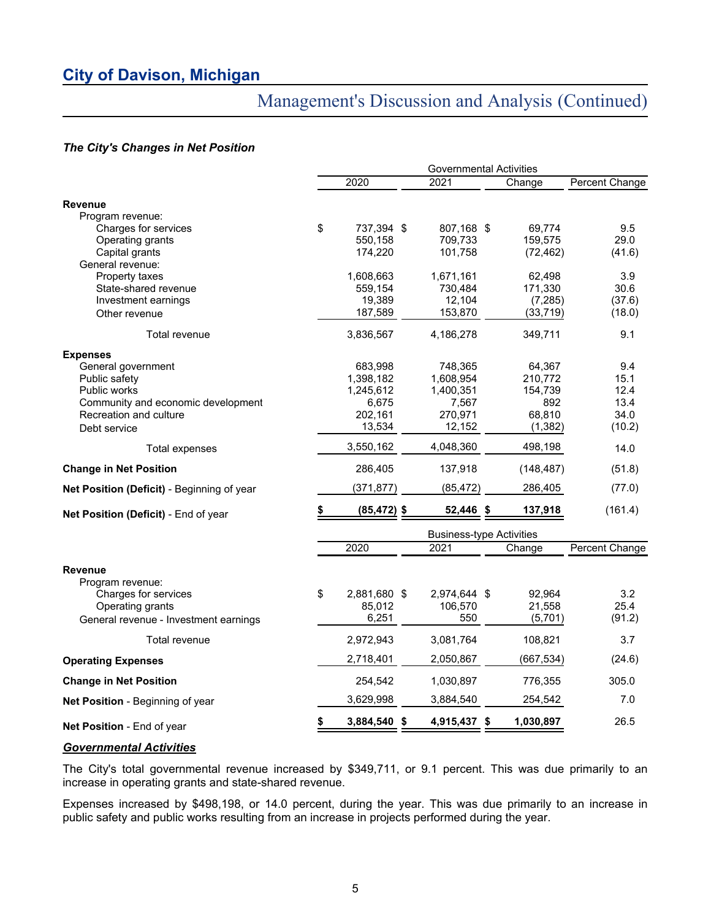# City of Davison, Michigan

## Management's Discussion and Analysis (Continued)

### *The City's Changes in Net Position*

| | Governmental Activities | | | |
|---|---|---|---|---|
| | 2020 | 2021 | Change | Percent Change |
| **Revenue** | | | | |
| Program revenue: | | | | |
| Charges for services | $ 737,394 | $ 807,168 | $ 69,774 | 9.5 |
| Operating grants | 550,158 | 709,733 | 159,575 | 29.0 |
| Capital grants | 174,220 | 101,758 | (72,462) | (41.6) |
| General revenue: | | | | |
| Property taxes | 1,608,663 | 1,671,161 | 62,498 | 3.9 |
| State-shared revenue | 559,154 | 730,484 | 171,330 | 30.6 |
| Investment earnings | 19,389 | 12,104 | (7,285) | (37.6) |
| Other revenue | 187,589 | 153,870 | (33,719) | (18.0) |
| Total revenue | 3,836,567 | 4,186,278 | 349,711 | 9.1 |
| **Expenses** | | | | |
| General government | 683,998 | 748,365 | 64,367 | 9.4 |
| Public safety | 1,398,182 | 1,608,954 | 210,772 | 15.1 |
| Public works | 1,245,612 | 1,400,351 | 154,739 | 12.4 |
| Community and economic development | 6,675 | 7,567 | 892 | 13.4 |
| Recreation and culture | 202,161 | 270,971 | 68,810 | 34.0 |
| Debt service | 13,534 | 12,152 | (1,382) | (10.2) |
| Total expenses | 3,550,162 | 4,048,360 | 498,198 | 14.0 |
| **Change in Net Position** | 286,405 | 137,918 | (148,487) | (51.8) |
| **Net Position (Deficit)** - Beginning of year | (371,877) | (85,472) | 286,405 | (77.0) |
| **Net Position (Deficit)** - End of year | **$ (85,472)** | **$ 52,446** | **$ 137,918** | (161.4) |

| | Business-type Activities | | | |
|---|---|---|---|---|
| | 2020 | 2021 | Change | Percent Change |
| **Revenue** | | | | |
| Program revenue: | | | | |
| Charges for services | $ 2,881,680 | $ 2,974,644 | $ 92,964 | 3.2 |
| Operating grants | 85,012 | 106,570 | 21,558 | 25.4 |
| General revenue - Investment earnings | 6,251 | 550 | (5,701) | (91.2) |
| Total revenue | 2,972,943 | 3,081,764 | 108,821 | 3.7 |
| **Operating Expenses** | 2,718,401 | 2,050,867 | (667,534) | (24.6) |
| **Change in Net Position** | 254,542 | 1,030,897 | 776,355 | 305.0 |
| **Net Position** - Beginning of year | 3,629,998 | 3,884,540 | 254,542 | 7.0 |
| **Net Position** - End of year | **$ 3,884,540** | **$ 4,915,437** | **$ 1,030,897** | 26.5 |

### ***Governmental Activities***

The City's total governmental revenue increased by $349,711, or 9.1 percent. This was due primarily to an increase in operating grants and state-shared revenue.

Expenses increased by $498,198, or 14.0 percent, during the year. This was due primarily to an increase in public safety and public works resulting from an increase in projects performed during the year.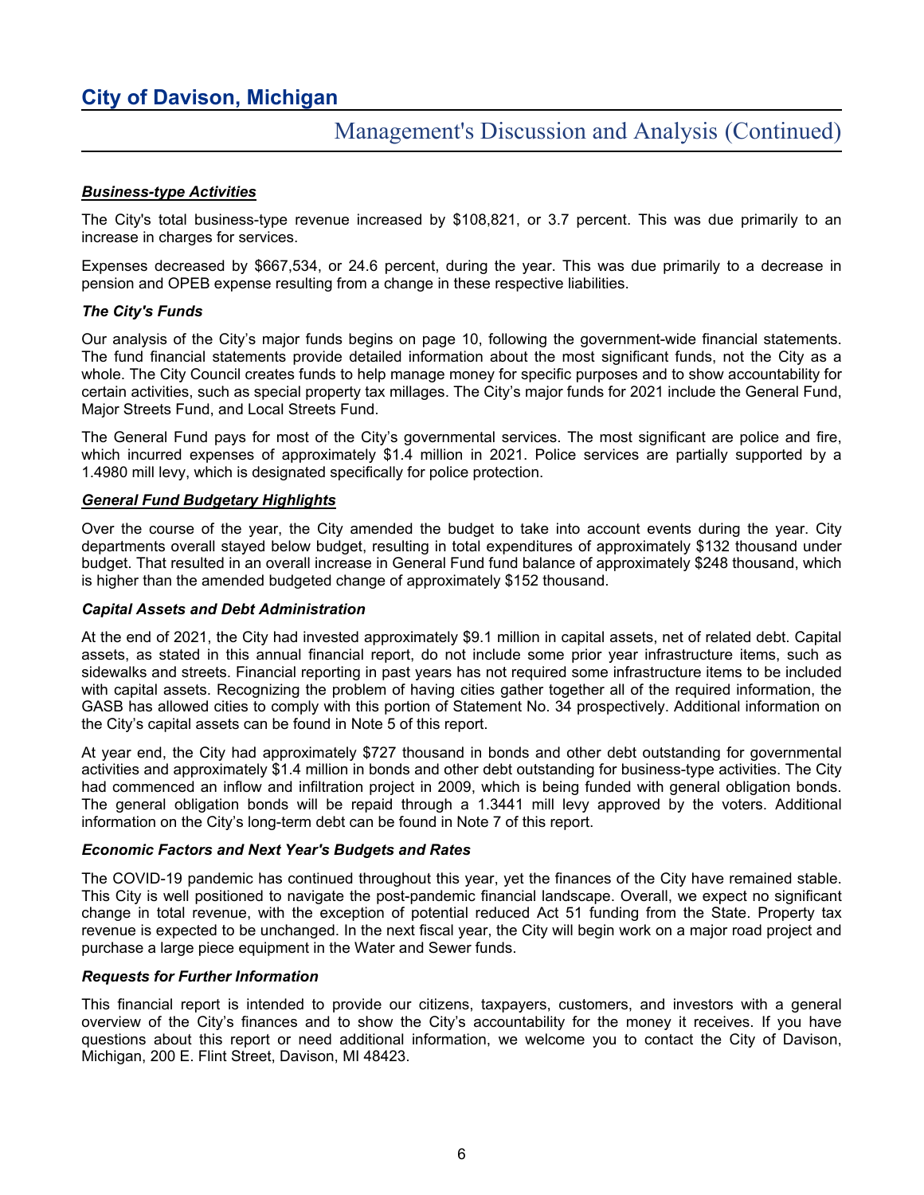#### ***Business-type Activities***

The City's total business-type revenue increased by $108,821, or 3.7 percent. This was due primarily to an increase in charges for services.

Expenses decreased by $667,534, or 24.6 percent, during the year. This was due primarily to a decrease in pension and OPEB expense resulting from a change in these respective liabilities.

#### *The City's Funds*

Our analysis of the City's major funds begins on page 10, following the government-wide financial statements. The fund financial statements provide detailed information about the most significant funds, not the City as a whole. The City Council creates funds to help manage money for specific purposes and to show accountability for certain activities, such as special property tax millages. The City's major funds for 2021 include the General Fund, Major Streets Fund, and Local Streets Fund.

The General Fund pays for most of the City's governmental services. The most significant are police and fire, which incurred expenses of approximately $1.4 million in 2021. Police services are partially supported by a 1.4980 mill levy, which is designated specifically for police protection.

#### ***General Fund Budgetary Highlights***

Over the course of the year, the City amended the budget to take into account events during the year. City departments overall stayed below budget, resulting in total expenditures of approximately $132 thousand under budget. That resulted in an overall increase in General Fund fund balance of approximately $248 thousand, which is higher than the amended budgeted change of approximately $152 thousand.

#### *Capital Assets and Debt Administration*

At the end of 2021, the City had invested approximately $9.1 million in capital assets, net of related debt. Capital assets, as stated in this annual financial report, do not include some prior year infrastructure items, such as sidewalks and streets. Financial reporting in past years has not required some infrastructure items to be included with capital assets. Recognizing the problem of having cities gather together all of the required information, the GASB has allowed cities to comply with this portion of Statement No. 34 prospectively. Additional information on the City's capital assets can be found in Note 5 of this report.

At year end, the City had approximately $727 thousand in bonds and other debt outstanding for governmental activities and approximately $1.4 million in bonds and other debt outstanding for business-type activities. The City had commenced an inflow and infiltration project in 2009, which is being funded with general obligation bonds. The general obligation bonds will be repaid through a 1.3441 mill levy approved by the voters. Additional information on the City's long-term debt can be found in Note 7 of this report.

#### *Economic Factors and Next Year's Budgets and Rates*

The COVID-19 pandemic has continued throughout this year, yet the finances of the City have remained stable. This City is well positioned to navigate the post-pandemic financial landscape. Overall, we expect no significant change in total revenue, with the exception of potential reduced Act 51 funding from the State. Property tax revenue is expected to be unchanged. In the next fiscal year, the City will begin work on a major road project and purchase a large piece equipment in the Water and Sewer funds.

#### *Requests for Further Information*

This financial report is intended to provide our citizens, taxpayers, customers, and investors with a general overview of the City's finances and to show the City's accountability for the money it receives. If you have questions about this report or need additional information, we welcome you to contact the City of Davison, Michigan, 200 E. Flint Street, Davison, MI 48423.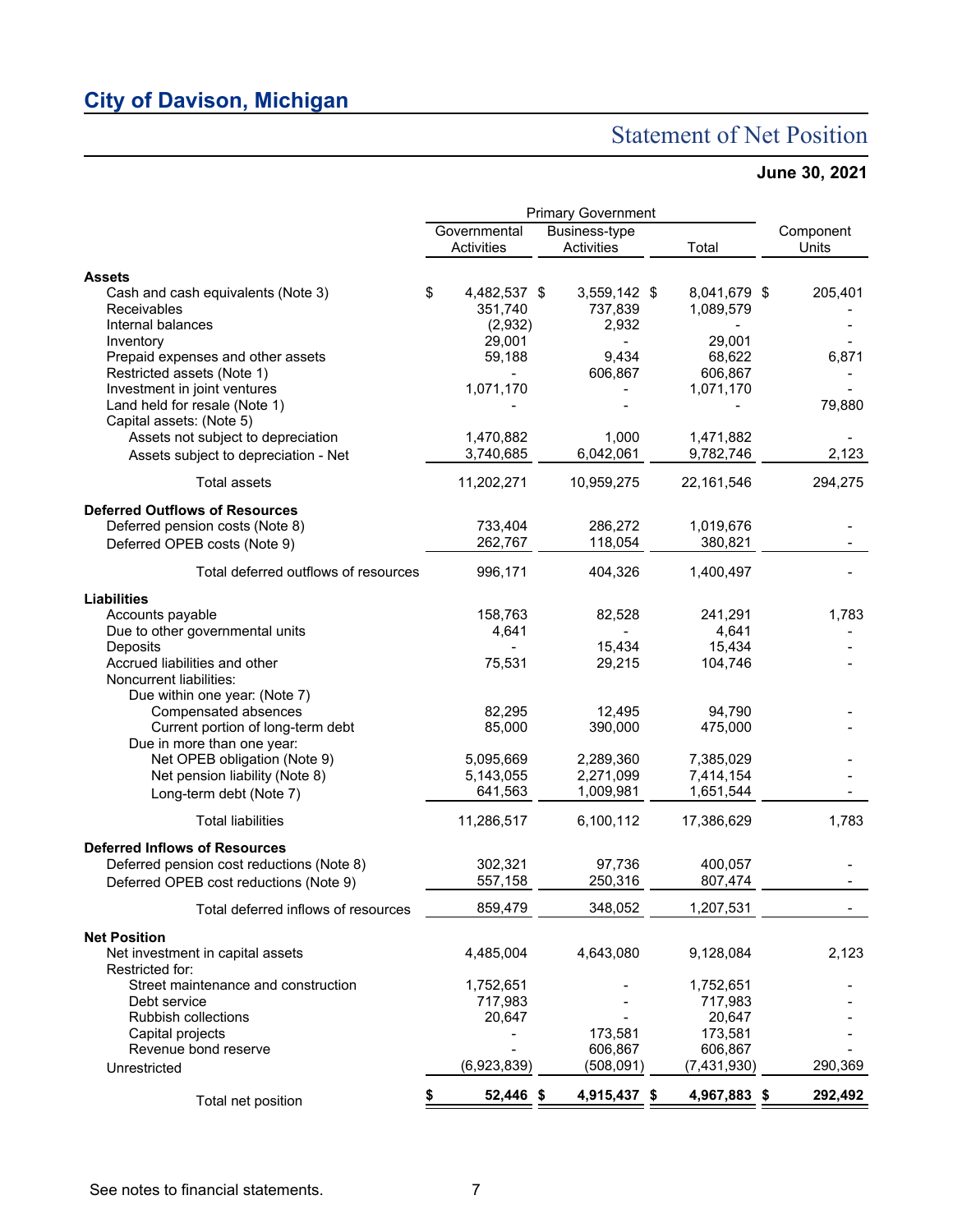# City of Davison, Michigan

## Statement of Net Position

**June 30, 2021**

| | Primary Government | | | |
|---|---|---|---|---|
| | Governmental Activities | Business-type Activities | Total | Component Units |
| **Assets** | | | | |
| Cash and cash equivalents (Note 3) | $ 4,482,537 | $ 3,559,142 | $ 8,041,679 | $ 205,401 |
| Receivables | 351,740 | 737,839 | 1,089,579 | - |
| Internal balances | (2,932) | 2,932 | - | - |
| Inventory | 29,001 | - | 29,001 | - |
| Prepaid expenses and other assets | 59,188 | 9,434 | 68,622 | 6,871 |
| Restricted assets (Note 1) | - | 606,867 | 606,867 | - |
| Investment in joint ventures | 1,071,170 | - | 1,071,170 | - |
| Land held for resale (Note 1) | - | - | - | 79,880 |
| Capital assets: (Note 5) | | | | |
| Assets not subject to depreciation | 1,470,882 | 1,000 | 1,471,882 | - |
| Assets subject to depreciation - Net | 3,740,685 | 6,042,061 | 9,782,746 | 2,123 |
| Total assets | 11,202,271 | 10,959,275 | 22,161,546 | 294,275 |
| **Deferred Outflows of Resources** | | | | |
| Deferred pension costs (Note 8) | 733,404 | 286,272 | 1,019,676 | - |
| Deferred OPEB costs (Note 9) | 262,767 | 118,054 | 380,821 | - |
| Total deferred outflows of resources | 996,171 | 404,326 | 1,400,497 | - |
| **Liabilities** | | | | |
| Accounts payable | 158,763 | 82,528 | 241,291 | 1,783 |
| Due to other governmental units | 4,641 | - | 4,641 | - |
| Deposits | - | 15,434 | 15,434 | - |
| Accrued liabilities and other | 75,531 | 29,215 | 104,746 | - |
| Noncurrent liabilities: | | | | |
| Due within one year: (Note 7) | | | | |
| Compensated absences | 82,295 | 12,495 | 94,790 | - |
| Current portion of long-term debt | 85,000 | 390,000 | 475,000 | - |
| Due in more than one year: | | | | |
| Net OPEB obligation (Note 9) | 5,095,669 | 2,289,360 | 7,385,029 | - |
| Net pension liability (Note 8) | 5,143,055 | 2,271,099 | 7,414,154 | - |
| Long-term debt (Note 7) | 641,563 | 1,009,981 | 1,651,544 | - |
| Total liabilities | 11,286,517 | 6,100,112 | 17,386,629 | 1,783 |
| **Deferred Inflows of Resources** | | | | |
| Deferred pension cost reductions (Note 8) | 302,321 | 97,736 | 400,057 | - |
| Deferred OPEB cost reductions (Note 9) | 557,158 | 250,316 | 807,474 | - |
| Total deferred inflows of resources | 859,479 | 348,052 | 1,207,531 | - |
| **Net Position** | | | | |
| Net investment in capital assets | 4,485,004 | 4,643,080 | 9,128,084 | 2,123 |
| Restricted for: | | | | |
| Street maintenance and construction | 1,752,651 | - | 1,752,651 | - |
| Debt service | 717,983 | - | 717,983 | - |
| Rubbish collections | 20,647 | - | 20,647 | - |
| Capital projects | - | 173,581 | 173,581 | - |
| Revenue bond reserve | - | 606,867 | 606,867 | - |
| Unrestricted | (6,923,839) | (508,091) | (7,431,930) | 290,369 |
| Total net position | **$ 52,446** | **$ 4,915,437** | **$ 4,967,883** | **$ 292,492** |

See notes to financial statements.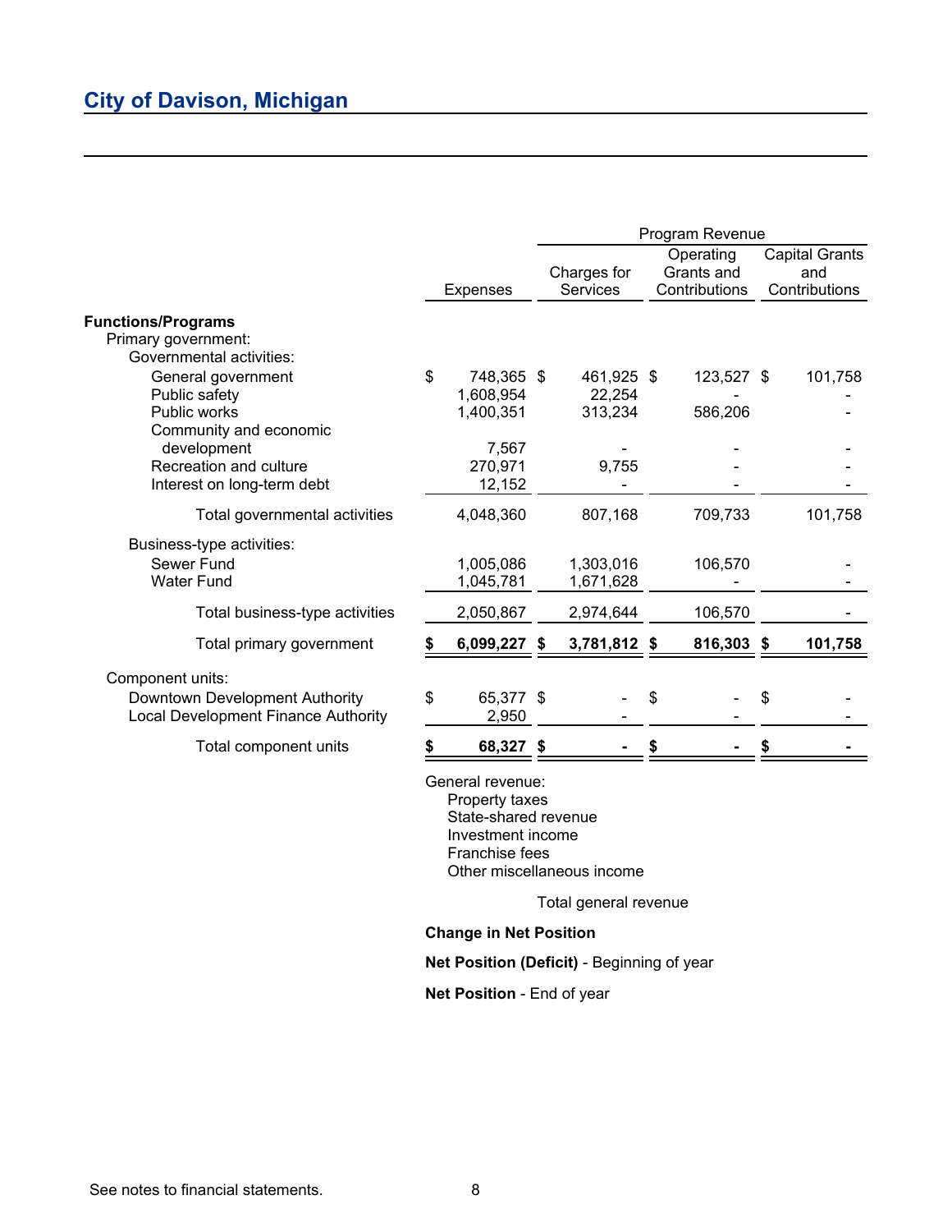## City of Davison, Michigan

| Functions/Programs | Expenses | Program Revenue | | |
|---|---|---|---|---|
| | | Charges for Services | Operating Grants and Contributions | Capital Grants and Contributions |
| **Primary government:** | | | | |
| Governmental activities: | | | | |
| General government | $ 748,365 | $ 461,925 | $ 123,527 | $ 101,758 |
| Public safety | 1,608,954 | 22,254 | - | - |
| Public works | 1,400,351 | 313,234 | 586,206 | - |
| Community and economic development | 7,567 | - | - | - |
| Recreation and culture | 270,971 | 9,755 | - | - |
| Interest on long-term debt | 12,152 | - | - | - |
| Total governmental activities | 4,048,360 | 807,168 | 709,733 | 101,758 |
| Business-type activities: | | | | |
| Sewer Fund | 1,005,086 | 1,303,016 | 106,570 | - |
| Water Fund | 1,045,781 | 1,671,628 | - | - |
| Total business-type activities | 2,050,867 | 2,974,644 | 106,570 | - |
| **Total primary government** | **$ 6,099,227** | **$ 3,781,812** | **$ 816,303** | **$ 101,758** |
| Component units: | | | | |
| Downtown Development Authority | $ 65,377 | $ - | $ - | $ - |
| Local Development Finance Authority | 2,950 | - | - | - |
| **Total component units** | **$ 68,327** | **$ -** | **$ -** | **$ -** |

General revenue:
- Property taxes
- State-shared revenue
- Investment income
- Franchise fees
- Other miscellaneous income

Total general revenue

**Change in Net Position**

**Net Position (Deficit)** - Beginning of year

**Net Position** - End of year

See notes to financial statements.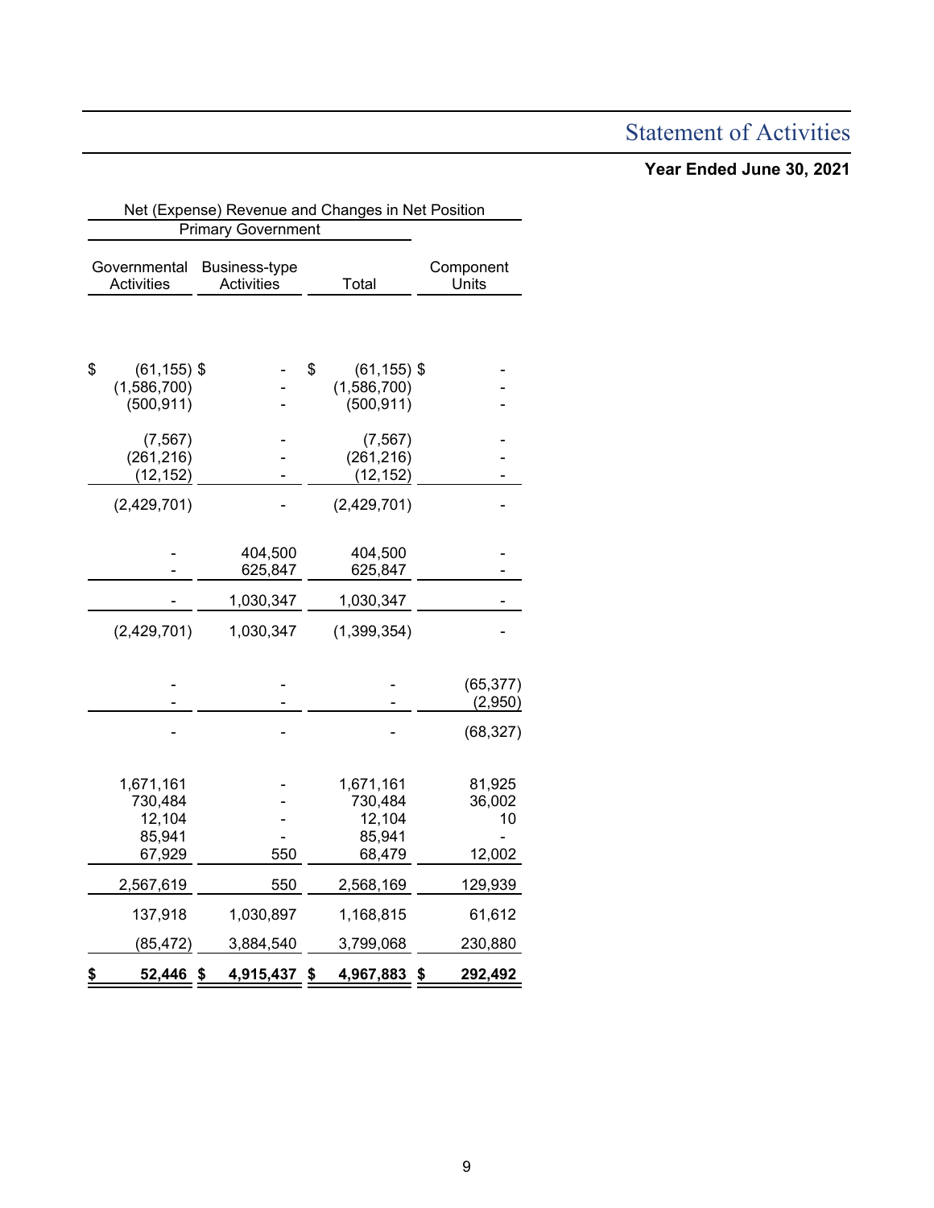# Statement of Activities

**Year Ended June 30, 2021**

| Net (Expense) Revenue and Changes in Net Position | | | |
|---|---|---|---|
| Primary Government | | | |
| Governmental Activities | Business-type Activities | Total | Component Units |
| $ (61,155) | $ - | $ (61,155) | $ - |
| (1,586,700) | - | (1,586,700) | - |
| (500,911) | - | (500,911) | - |
| (7,567) | - | (7,567) | - |
| (261,216) | - | (261,216) | - |
| (12,152) | - | (12,152) | - |
| (2,429,701) | - | (2,429,701) | - |
| - | 404,500 | 404,500 | - |
| - | 625,847 | 625,847 | - |
| - | 1,030,347 | 1,030,347 | - |
| (2,429,701) | 1,030,347 | (1,399,354) | - |
| - | - | - | (65,377) |
| - | - | - | (2,950) |
| - | - | - | (68,327) |
| 1,671,161 | - | 1,671,161 | 81,925 |
| 730,484 | - | 730,484 | 36,002 |
| 12,104 | - | 12,104 | 10 |
| 85,941 | - | 85,941 | - |
| 67,929 | 550 | 68,479 | 12,002 |
| 2,567,619 | 550 | 2,568,169 | 129,939 |
| 137,918 | 1,030,897 | 1,168,815 | 61,612 |
| (85,472) | 3,884,540 | 3,799,068 | 230,880 |
| **$ 52,446** | **$ 4,915,437** | **$ 4,967,883** | **$ 292,492** |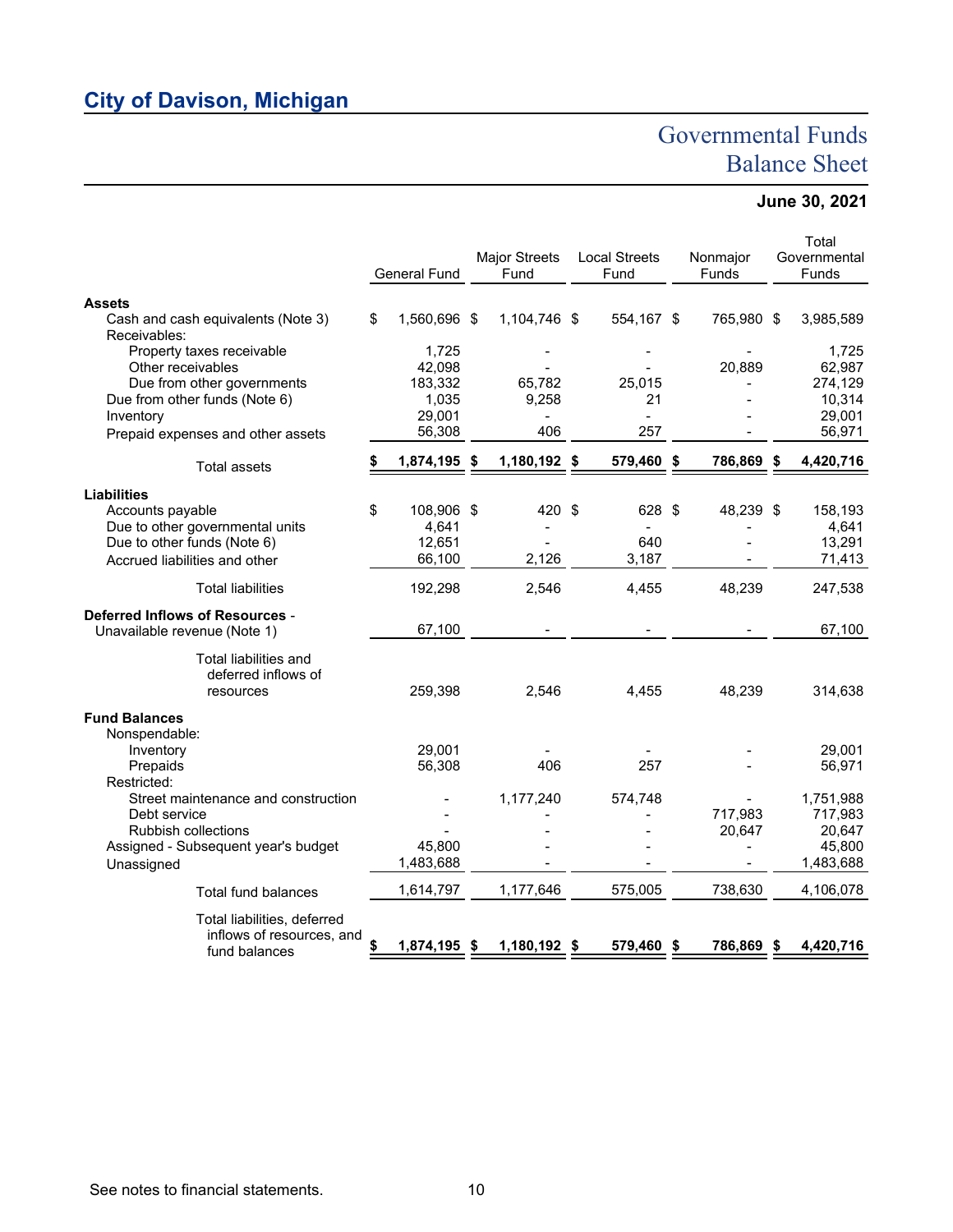# City of Davison, Michigan

## Governmental Funds Balance Sheet

### June 30, 2021

| | General Fund | Major Streets Fund | Local Streets Fund | Nonmajor Funds | Total Governmental Funds |
|---|---|---|---|---|---|
| **Assets** | | | | | |
| Cash and cash equivalents (Note 3) | $ 1,560,696 | $ 1,104,746 | $ 554,167 | $ 765,980 | $ 3,985,589 |
| Receivables: | | | | | |
| Property taxes receivable | 1,725 | - | - | - | 1,725 |
| Other receivables | 42,098 | - | - | 20,889 | 62,987 |
| Due from other governments | 183,332 | 65,782 | 25,015 | - | 274,129 |
| Due from other funds (Note 6) | 1,035 | 9,258 | 21 | - | 10,314 |
| Inventory | 29,001 | - | - | - | 29,001 |
| Prepaid expenses and other assets | 56,308 | 406 | 257 | - | 56,971 |
| Total assets | **$ 1,874,195** | **$ 1,180,192** | **$ 579,460** | **$ 786,869** | **$ 4,420,716** |
| **Liabilities** | | | | | |
| Accounts payable | $ 108,906 | $ 420 | $ 628 | $ 48,239 | $ 158,193 |
| Due to other governmental units | 4,641 | - | - | - | 4,641 |
| Due to other funds (Note 6) | 12,651 | - | 640 | - | 13,291 |
| Accrued liabilities and other | 66,100 | 2,126 | 3,187 | - | 71,413 |
| Total liabilities | 192,298 | 2,546 | 4,455 | 48,239 | 247,538 |
| **Deferred Inflows of Resources** - Unavailable revenue (Note 1) | 67,100 | - | - | - | 67,100 |
| Total liabilities and deferred inflows of resources | 259,398 | 2,546 | 4,455 | 48,239 | 314,638 |
| **Fund Balances** | | | | | |
| Nonspendable: | | | | | |
| Inventory | 29,001 | - | - | - | 29,001 |
| Prepaids | 56,308 | 406 | 257 | - | 56,971 |
| Restricted: | | | | | |
| Street maintenance and construction | - | 1,177,240 | 574,748 | - | 1,751,988 |
| Debt service | - | - | - | 717,983 | 717,983 |
| Rubbish collections | - | - | - | 20,647 | 20,647 |
| Assigned - Subsequent year's budget | 45,800 | - | - | - | 45,800 |
| Unassigned | 1,483,688 | - | - | - | 1,483,688 |
| Total fund balances | 1,614,797 | 1,177,646 | 575,005 | 738,630 | 4,106,078 |
| Total liabilities, deferred inflows of resources, and fund balances | **$ 1,874,195** | **$ 1,180,192** | **$ 579,460** | **$ 786,869** | **$ 4,420,716** |

See notes to financial statements.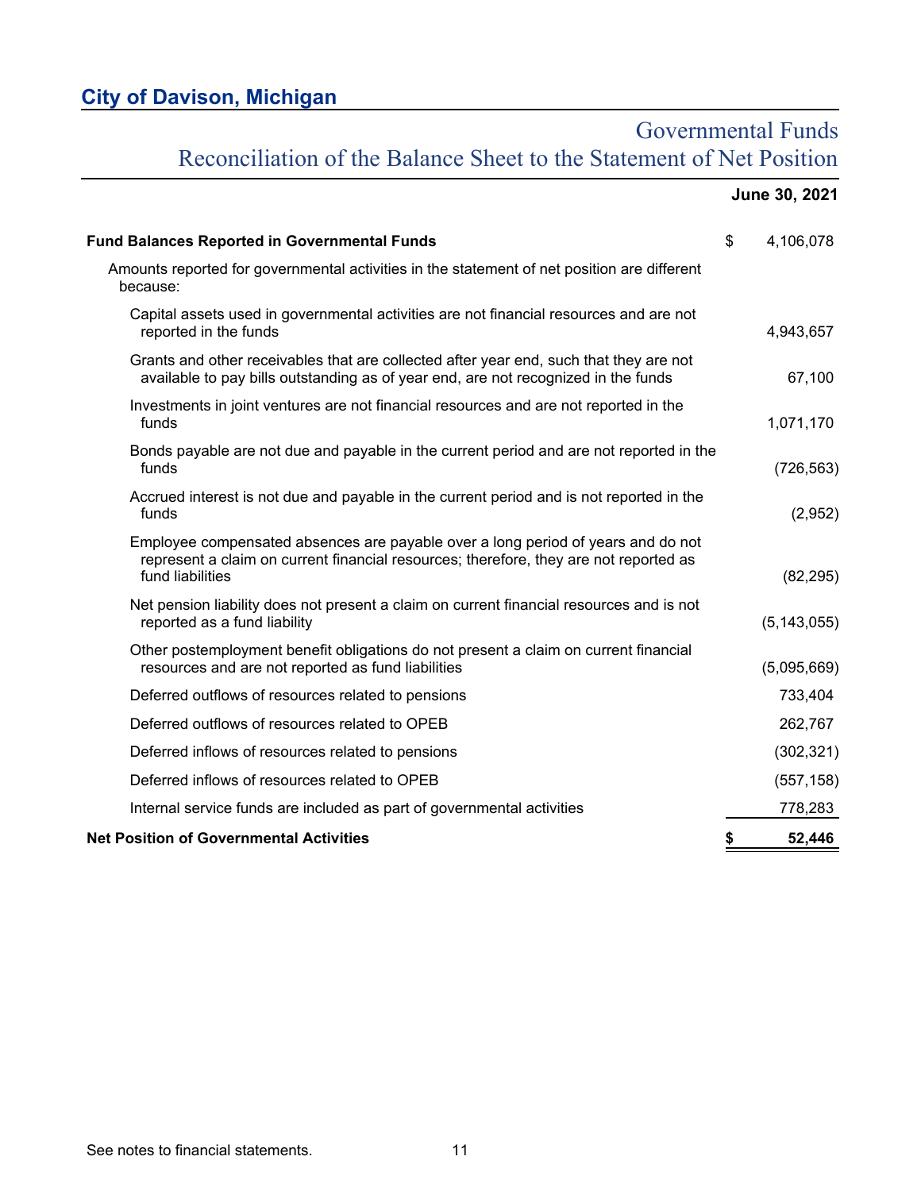## City of Davison, Michigan

# Governmental Funds
# Reconciliation of the Balance Sheet to the Statement of Net Position

| | June 30, 2021 |
|---|---|
| **Fund Balances Reported in Governmental Funds** | $ 4,106,078 |
| Amounts reported for governmental activities in the statement of net position are different because: | |
| Capital assets used in governmental activities are not financial resources and are not reported in the funds | 4,943,657 |
| Grants and other receivables that are collected after year end, such that they are not available to pay bills outstanding as of year end, are not recognized in the funds | 67,100 |
| Investments in joint ventures are not financial resources and are not reported in the funds | 1,071,170 |
| Bonds payable are not due and payable in the current period and are not reported in the funds | (726,563) |
| Accrued interest is not due and payable in the current period and is not reported in the funds | (2,952) |
| Employee compensated absences are payable over a long period of years and do not represent a claim on current financial resources; therefore, they are not reported as fund liabilities | (82,295) |
| Net pension liability does not present a claim on current financial resources and is not reported as a fund liability | (5,143,055) |
| Other postemployment benefit obligations do not present a claim on current financial resources and are not reported as fund liabilities | (5,095,669) |
| Deferred outflows of resources related to pensions | 733,404 |
| Deferred outflows of resources related to OPEB | 262,767 |
| Deferred inflows of resources related to pensions | (302,321) |
| Deferred inflows of resources related to OPEB | (557,158) |
| Internal service funds are included as part of governmental activities | 778,283 |
| **Net Position of Governmental Activities** | **$ 52,446** |

See notes to financial statements.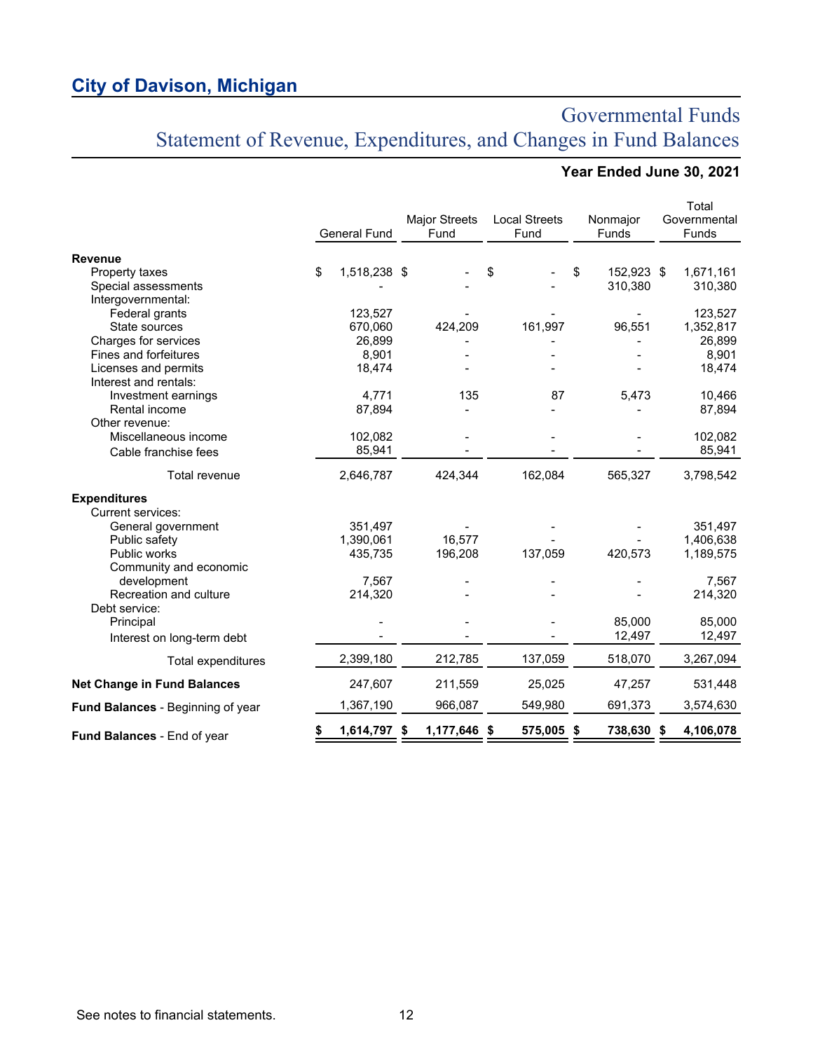# City of Davison, Michigan

## Governmental Funds
## Statement of Revenue, Expenditures, and Changes in Fund Balances

### Year Ended June 30, 2021

| | General Fund | Major Streets Fund | Local Streets Fund | Nonmajor Funds | Total Governmental Funds |
|---|---|---|---|---|---|
| **Revenue** | | | | | |
| Property taxes | $ 1,518,238 | $ - | $ - | $ 152,923 | $ 1,671,161 |
| Special assessments | - | - | - | 310,380 | 310,380 |
| Intergovernmental: | | | | | |
| Federal grants | 123,527 | - | - | - | 123,527 |
| State sources | 670,060 | 424,209 | 161,997 | 96,551 | 1,352,817 |
| Charges for services | 26,899 | - | - | - | 26,899 |
| Fines and forfeitures | 8,901 | - | - | - | 8,901 |
| Licenses and permits | 18,474 | - | - | - | 18,474 |
| Interest and rentals: | | | | | |
| Investment earnings | 4,771 | 135 | 87 | 5,473 | 10,466 |
| Rental income | 87,894 | - | - | - | 87,894 |
| Other revenue: | | | | | |
| Miscellaneous income | 102,082 | - | - | - | 102,082 |
| Cable franchise fees | 85,941 | - | - | - | 85,941 |
| Total revenue | 2,646,787 | 424,344 | 162,084 | 565,327 | 3,798,542 |
| **Expenditures** | | | | | |
| Current services: | | | | | |
| General government | 351,497 | - | - | - | 351,497 |
| Public safety | 1,390,061 | 16,577 | - | - | 1,406,638 |
| Public works | 435,735 | 196,208 | 137,059 | 420,573 | 1,189,575 |
| Community and economic development | 7,567 | - | - | - | 7,567 |
| Recreation and culture | 214,320 | - | - | - | 214,320 |
| Debt service: | | | | | |
| Principal | - | - | - | 85,000 | 85,000 |
| Interest on long-term debt | - | - | - | 12,497 | 12,497 |
| Total expenditures | 2,399,180 | 212,785 | 137,059 | 518,070 | 3,267,094 |
| **Net Change in Fund Balances** | 247,607 | 211,559 | 25,025 | 47,257 | 531,448 |
| **Fund Balances** - Beginning of year | 1,367,190 | 966,087 | 549,980 | 691,373 | 3,574,630 |
| **Fund Balances** - End of year | **$ 1,614,797** | **$ 1,177,646** | **$ 575,005** | **$ 738,630** | **$ 4,106,078** |

See notes to financial statements.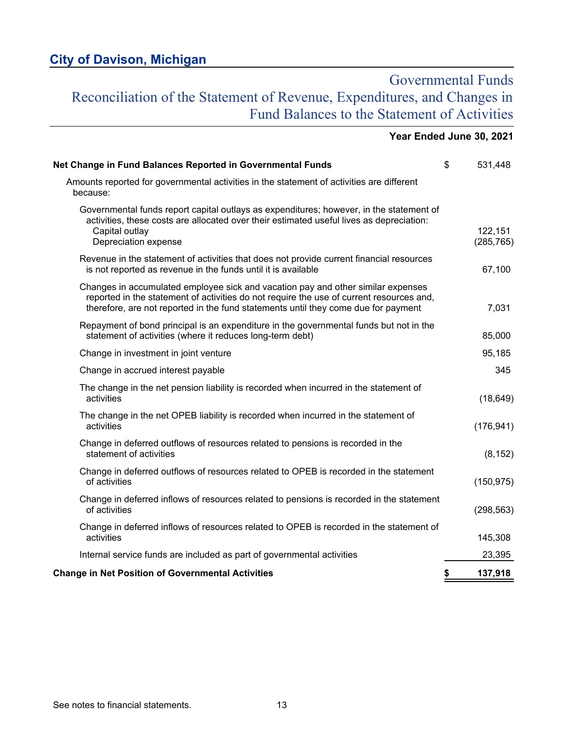## City of Davison, Michigan

# Governmental Funds
## Reconciliation of the Statement of Revenue, Expenditures, and Changes in Fund Balances to the Statement of Activities

**Year Ended June 30, 2021**

| | |
|---|---|
| **Net Change in Fund Balances Reported in Governmental Funds** | $ 531,448 |
| Amounts reported for governmental activities in the statement of activities are different because: | |
| Governmental funds report capital outlays as expenditures; however, in the statement of activities, these costs are allocated over their estimated useful lives as depreciation: | |
| Capital outlay | 122,151 |
| Depreciation expense | (285,765) |
| Revenue in the statement of activities that does not provide current financial resources is not reported as revenue in the funds until it is available | 67,100 |
| Changes in accumulated employee sick and vacation pay and other similar expenses reported in the statement of activities do not require the use of current resources and, therefore, are not reported in the fund statements until they come due for payment | 7,031 |
| Repayment of bond principal is an expenditure in the governmental funds but not in the statement of activities (where it reduces long-term debt) | 85,000 |
| Change in investment in joint venture | 95,185 |
| Change in accrued interest payable | 345 |
| The change in the net pension liability is recorded when incurred in the statement of activities | (18,649) |
| The change in the net OPEB liability is recorded when incurred in the statement of activities | (176,941) |
| Change in deferred outflows of resources related to pensions is recorded in the statement of activities | (8,152) |
| Change in deferred outflows of resources related to OPEB is recorded in the statement of activities | (150,975) |
| Change in deferred inflows of resources related to pensions is recorded in the statement of activities | (298,563) |
| Change in deferred inflows of resources related to OPEB is recorded in the statement of activities | 145,308 |
| Internal service funds are included as part of governmental activities | 23,395 |
| **Change in Net Position of Governmental Activities** | **$ 137,918** |

See notes to financial statements.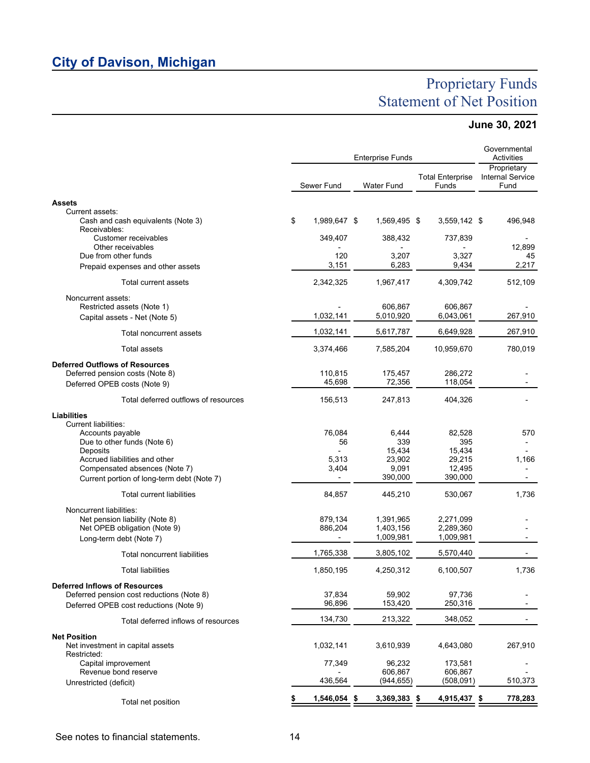# City of Davison, Michigan

## Proprietary Funds Statement of Net Position

### June 30, 2021

| | Enterprise Funds | | | Governmental Activities |
|---|---|---|---|---|
| | Sewer Fund | Water Fund | Total Enterprise Funds | Proprietary Internal Service Fund |
| **Assets** | | | | |
| Current assets: | | | | |
| Cash and cash equivalents (Note 3) | $ 1,989,647 | $ 1,569,495 | $ 3,559,142 | $ 496,948 |
| Receivables: | | | | |
| Customer receivables | 349,407 | 388,432 | 737,839 | - |
| Other receivables | - | - | - | 12,899 |
| Due from other funds | 120 | 3,207 | 3,327 | 45 |
| Prepaid expenses and other assets | 3,151 | 6,283 | 9,434 | 2,217 |
| Total current assets | 2,342,325 | 1,967,417 | 4,309,742 | 512,109 |
| Noncurrent assets: | | | | |
| Restricted assets (Note 1) | - | 606,867 | 606,867 | - |
| Capital assets - Net (Note 5) | 1,032,141 | 5,010,920 | 6,043,061 | 267,910 |
| Total noncurrent assets | 1,032,141 | 5,617,787 | 6,649,928 | 267,910 |
| Total assets | 3,374,466 | 7,585,204 | 10,959,670 | 780,019 |
| **Deferred Outflows of Resources** | | | | |
| Deferred pension costs (Note 8) | 110,815 | 175,457 | 286,272 | - |
| Deferred OPEB costs (Note 9) | 45,698 | 72,356 | 118,054 | - |
| Total deferred outflows of resources | 156,513 | 247,813 | 404,326 | - |
| **Liabilities** | | | | |
| Current liabilities: | | | | |
| Accounts payable | 76,084 | 6,444 | 82,528 | 570 |
| Due to other funds (Note 6) | 56 | 339 | 395 | - |
| Deposits | - | 15,434 | 15,434 | - |
| Accrued liabilities and other | 5,313 | 23,902 | 29,215 | 1,166 |
| Compensated absences (Note 7) | 3,404 | 9,091 | 12,495 | - |
| Current portion of long-term debt (Note 7) | - | 390,000 | 390,000 | - |
| Total current liabilities | 84,857 | 445,210 | 530,067 | 1,736 |
| Noncurrent liabilities: | | | | |
| Net pension liability (Note 8) | 879,134 | 1,391,965 | 2,271,099 | - |
| Net OPEB obligation (Note 9) | 886,204 | 1,403,156 | 2,289,360 | - |
| Long-term debt (Note 7) | - | 1,009,981 | 1,009,981 | - |
| Total noncurrent liabilities | 1,765,338 | 3,805,102 | 5,570,440 | - |
| Total liabilities | 1,850,195 | 4,250,312 | 6,100,507 | 1,736 |
| **Deferred Inflows of Resources** | | | | |
| Deferred pension cost reductions (Note 8) | 37,834 | 59,902 | 97,736 | - |
| Deferred OPEB cost reductions (Note 9) | 96,896 | 153,420 | 250,316 | - |
| Total deferred inflows of resources | 134,730 | 213,322 | 348,052 | - |
| **Net Position** | | | | |
| Net investment in capital assets | 1,032,141 | 3,610,939 | 4,643,080 | 267,910 |
| Restricted: | | | | |
| Capital improvement | 77,349 | 96,232 | 173,581 | - |
| Revenue bond reserve | - | 606,867 | 606,867 | - |
| Unrestricted (deficit) | 436,564 | (944,655) | (508,091) | 510,373 |
| Total net position | **$ 1,546,054** | **$ 3,369,383** | **$ 4,915,437** | **$ 778,283** |

See notes to financial statements.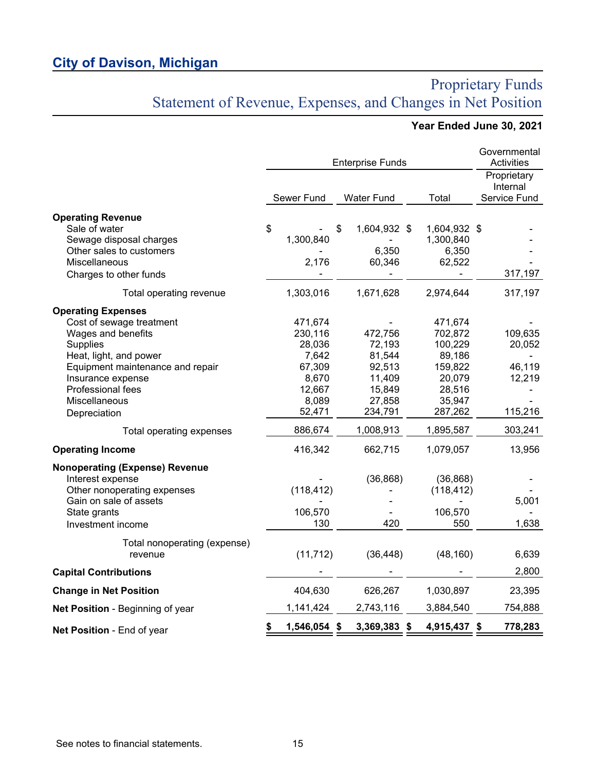## City of Davison, Michigan

# Proprietary Funds
# Statement of Revenue, Expenses, and Changes in Net Position

**Year Ended June 30, 2021**

| | Enterprise Funds | | | Governmental Activities |
|---|---|---|---|---|
| | Sewer Fund | Water Fund | Total | Proprietary Internal Service Fund |
| **Operating Revenue** | | | | |
| Sale of water | $ - | $ 1,604,932 | $ 1,604,932 | $ - |
| Sewage disposal charges | 1,300,840 | - | 1,300,840 | - |
| Other sales to customers | - | 6,350 | 6,350 | - |
| Miscellaneous | 2,176 | 60,346 | 62,522 | - |
| Charges to other funds | - | - | - | 317,197 |
| Total operating revenue | 1,303,016 | 1,671,628 | 2,974,644 | 317,197 |
| **Operating Expenses** | | | | |
| Cost of sewage treatment | 471,674 | - | 471,674 | - |
| Wages and benefits | 230,116 | 472,756 | 702,872 | 109,635 |
| Supplies | 28,036 | 72,193 | 100,229 | 20,052 |
| Heat, light, and power | 7,642 | 81,544 | 89,186 | - |
| Equipment maintenance and repair | 67,309 | 92,513 | 159,822 | 46,119 |
| Insurance expense | 8,670 | 11,409 | 20,079 | 12,219 |
| Professional fees | 12,667 | 15,849 | 28,516 | - |
| Miscellaneous | 8,089 | 27,858 | 35,947 | - |
| Depreciation | 52,471 | 234,791 | 287,262 | 115,216 |
| Total operating expenses | 886,674 | 1,008,913 | 1,895,587 | 303,241 |
| **Operating Income** | 416,342 | 662,715 | 1,079,057 | 13,956 |
| **Nonoperating (Expense) Revenue** | | | | |
| Interest expense | - | (36,868) | (36,868) | - |
| Other nonoperating expenses | (118,412) | - | (118,412) | - |
| Gain on sale of assets | - | - | - | 5,001 |
| State grants | 106,570 | - | 106,570 | - |
| Investment income | 130 | 420 | 550 | 1,638 |
| Total nonoperating (expense) revenue | (11,712) | (36,448) | (48,160) | 6,639 |
| **Capital Contributions** | - | - | - | 2,800 |
| **Change in Net Position** | 404,630 | 626,267 | 1,030,897 | 23,395 |
| **Net Position** - Beginning of year | 1,141,424 | 2,743,116 | 3,884,540 | 754,888 |
| **Net Position** - End of year | **$ 1,546,054** | **$ 3,369,383** | **$ 4,915,437** | **$ 778,283** |

See notes to financial statements.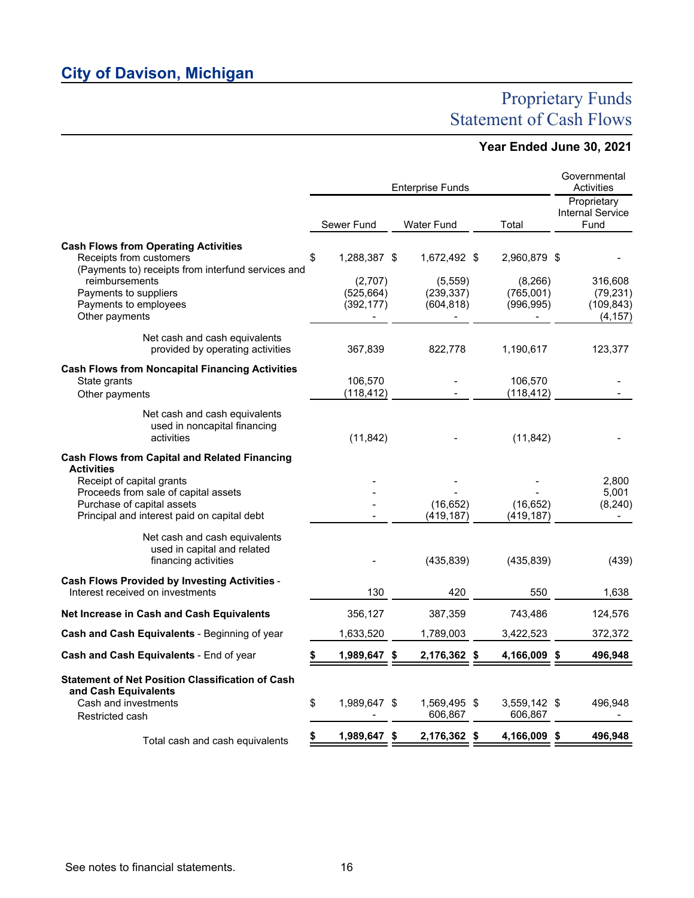# City of Davison, Michigan

## Proprietary Funds
## Statement of Cash Flows

**Year Ended June 30, 2021**

| | Enterprise Funds | | | Governmental Activities |
|---|---|---|---|---|
| | Sewer Fund | Water Fund | Total | Proprietary Internal Service Fund |
| **Cash Flows from Operating Activities** | | | | |
| Receipts from customers | $ 1,288,387 | $ 1,672,492 | $ 2,960,879 | $ - |
| (Payments to) receipts from interfund services and reimbursements | (2,707) | (5,559) | (8,266) | 316,608 |
| Payments to suppliers | (525,664) | (239,337) | (765,001) | (79,231) |
| Payments to employees | (392,177) | (604,818) | (996,995) | (109,843) |
| Other payments | - | - | - | (4,157) |
| Net cash and cash equivalents provided by operating activities | 367,839 | 822,778 | 1,190,617 | 123,377 |
| **Cash Flows from Noncapital Financing Activities** | | | | |
| State grants | 106,570 | - | 106,570 | - |
| Other payments | (118,412) | - | (118,412) | - |
| Net cash and cash equivalents used in noncapital financing activities | (11,842) | - | (11,842) | - |
| **Cash Flows from Capital and Related Financing Activities** | | | | |
| Receipt of capital grants | - | - | - | 2,800 |
| Proceeds from sale of capital assets | - | - | - | 5,001 |
| Purchase of capital assets | - | (16,652) | (16,652) | (8,240) |
| Principal and interest paid on capital debt | - | (419,187) | (419,187) | - |
| Net cash and cash equivalents used in capital and related financing activities | - | (435,839) | (435,839) | (439) |
| **Cash Flows Provided by Investing Activities** - Interest received on investments | 130 | 420 | 550 | 1,638 |
| **Net Increase in Cash and Cash Equivalents** | 356,127 | 387,359 | 743,486 | 124,576 |
| **Cash and Cash Equivalents** - Beginning of year | 1,633,520 | 1,789,003 | 3,422,523 | 372,372 |
| **Cash and Cash Equivalents** - End of year | **$ 1,989,647** | **$ 2,176,362** | **$ 4,166,009** | **$ 496,948** |
| **Statement of Net Position Classification of Cash and Cash Equivalents** | | | | |
| Cash and investments | $ 1,989,647 | $ 1,569,495 | $ 3,559,142 | $ 496,948 |
| Restricted cash | - | 606,867 | 606,867 | - |
| Total cash and cash equivalents | **$ 1,989,647** | **$ 2,176,362** | **$ 4,166,009** | **$ 496,948** |

See notes to financial statements.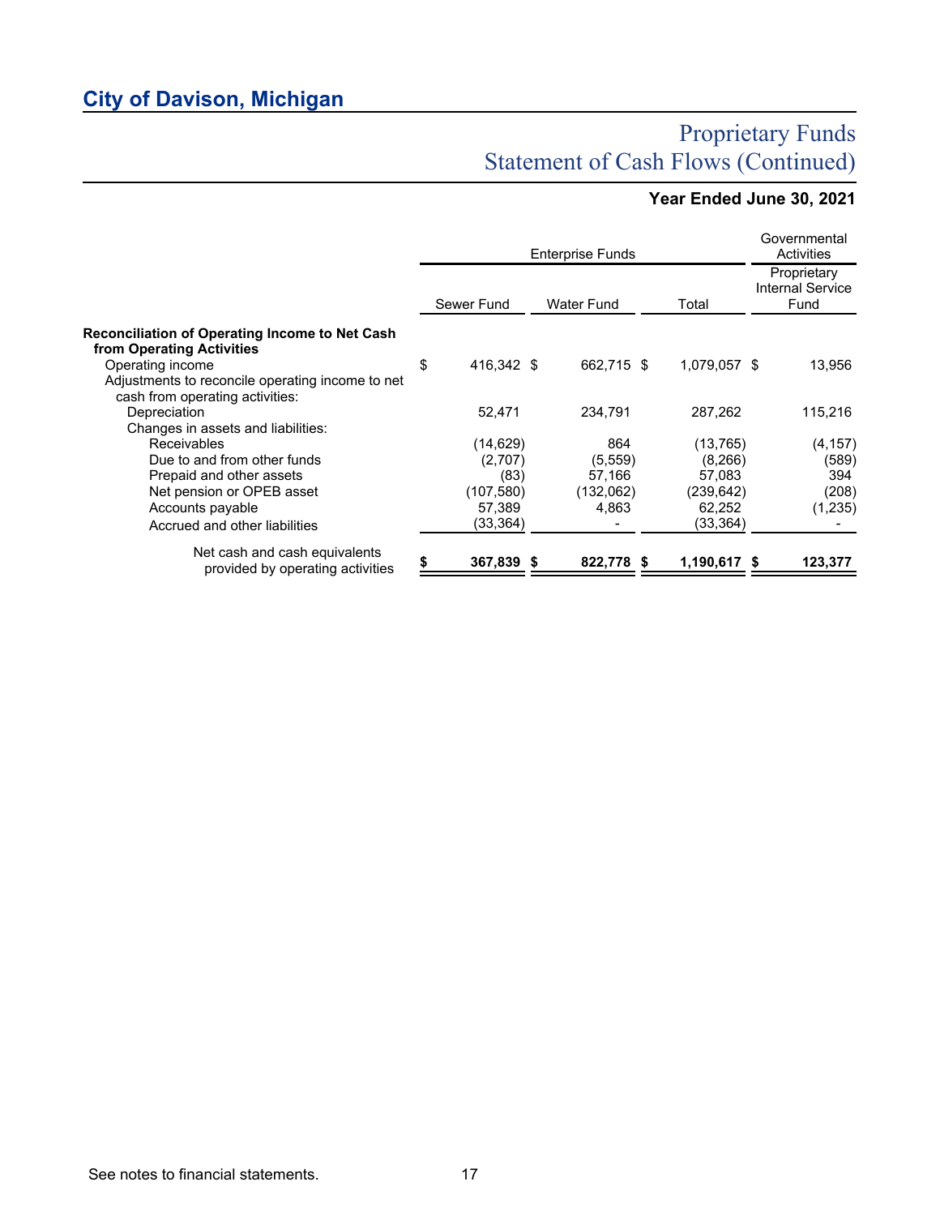# City of Davison, Michigan

## Proprietary Funds
## Statement of Cash Flows (Continued)

**Year Ended June 30, 2021**

| | Enterprise Funds | | | Governmental Activities |
|---|---|---|---|---|
| | Sewer Fund | Water Fund | Total | Proprietary Internal Service Fund |
| **Reconciliation of Operating Income to Net Cash from Operating Activities** | | | | |
| Operating income | $ 416,342 | $ 662,715 | $ 1,079,057 | $ 13,956 |
| Adjustments to reconcile operating income to net cash from operating activities: | | | | |
| Depreciation | 52,471 | 234,791 | 287,262 | 115,216 |
| Changes in assets and liabilities: | | | | |
| Receivables | (14,629) | 864 | (13,765) | (4,157) |
| Due to and from other funds | (2,707) | (5,559) | (8,266) | (589) |
| Prepaid and other assets | (83) | 57,166 | 57,083 | 394 |
| Net pension or OPEB asset | (107,580) | (132,062) | (239,642) | (208) |
| Accounts payable | 57,389 | 4,863 | 62,252 | (1,235) |
| Accrued and other liabilities | (33,364) | - | (33,364) | - |
| Net cash and cash equivalents provided by operating activities | **$ 367,839** | **$ 822,778** | **$ 1,190,617** | **$ 123,377** |

See notes to financial statements.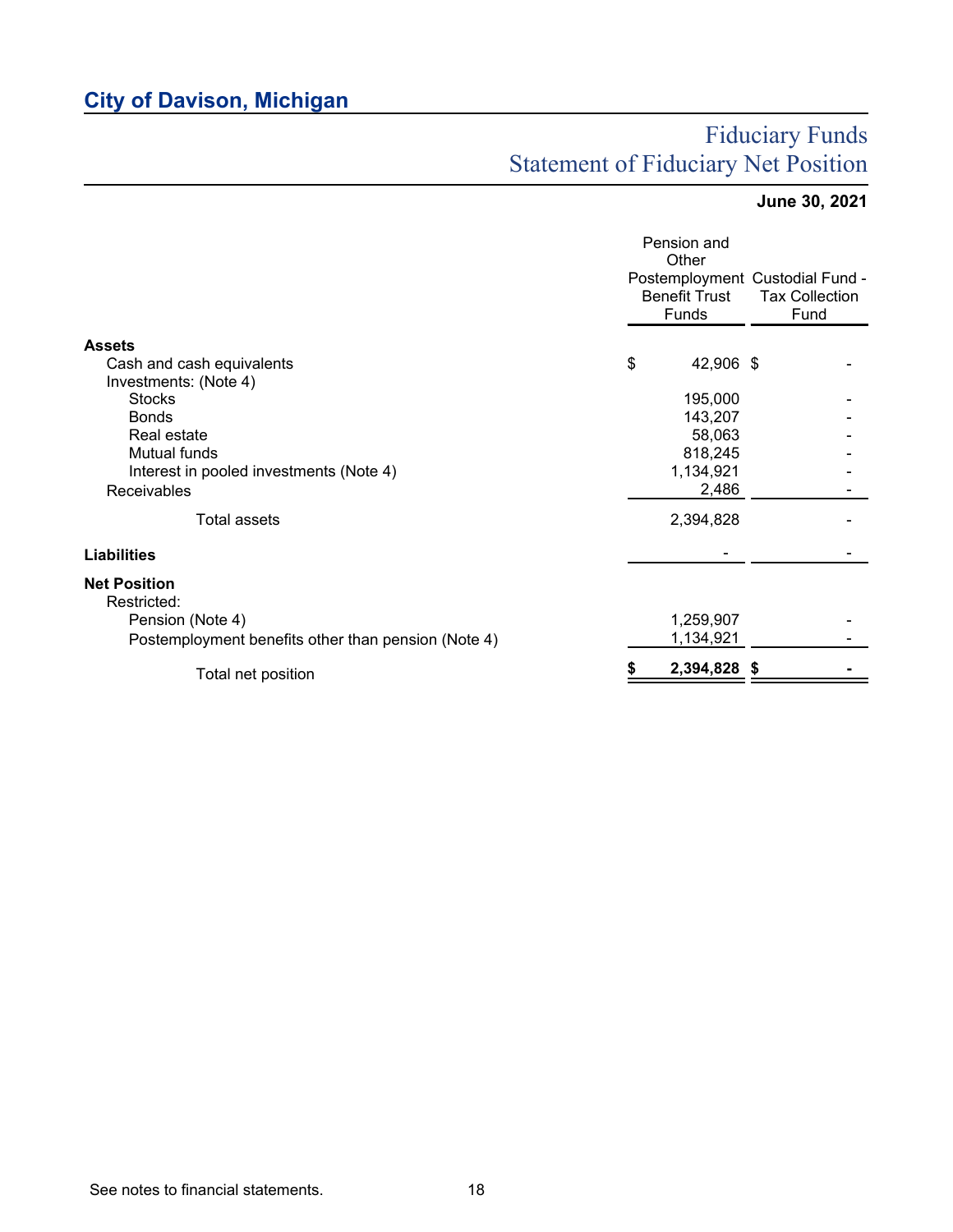## City of Davison, Michigan

# Fiduciary Funds
# Statement of Fiduciary Net Position

**June 30, 2021**

| | Pension and Other Postemployment Benefit Trust Funds | Custodial Fund - Tax Collection Fund |
|---|---|---|
| **Assets** | | |
| Cash and cash equivalents | $ 42,906 | $ - |
| Investments: (Note 4) | | |
| Stocks | 195,000 | - |
| Bonds | 143,207 | - |
| Real estate | 58,063 | - |
| Mutual funds | 818,245 | - |
| Interest in pooled investments (Note 4) | 1,134,921 | - |
| Receivables | 2,486 | - |
| Total assets | 2,394,828 | - |
| **Liabilities** | - | - |
| **Net Position** | | |
| Restricted: | | |
| Pension (Note 4) | 1,259,907 | - |
| Postemployment benefits other than pension (Note 4) | 1,134,921 | - |
| Total net position | **$ 2,394,828** | **$ -** |

See notes to financial statements.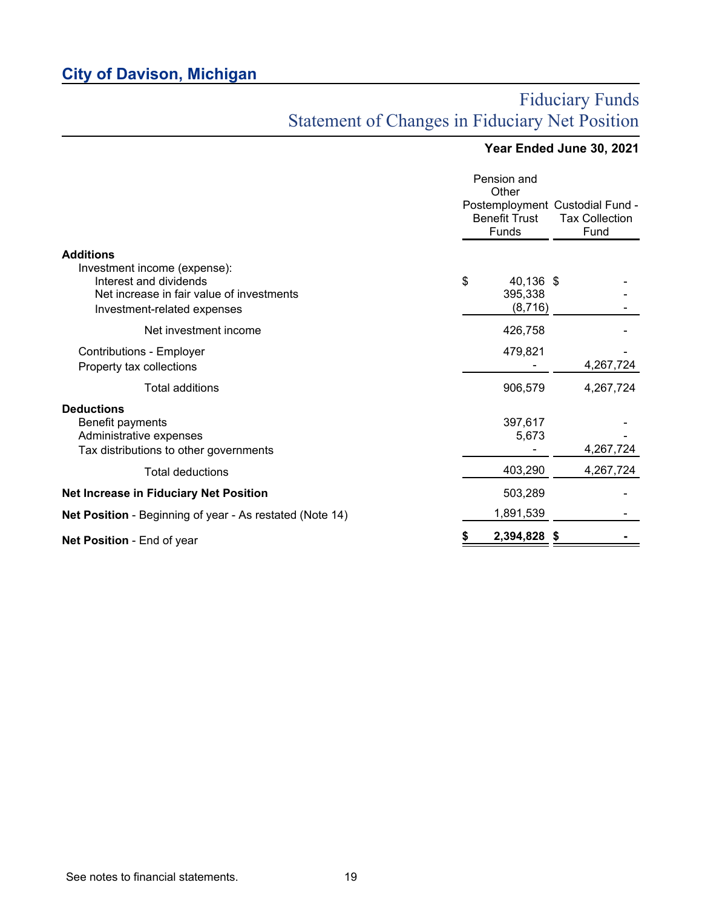# City of Davison, Michigan

## Fiduciary Funds
## Statement of Changes in Fiduciary Net Position

**Year Ended June 30, 2021**

| | Pension and Other Postemployment Benefit Trust Funds | Custodial Fund - Tax Collection Fund |
|---|---|---|
| **Additions** | | |
| Investment income (expense): | | |
| Interest and dividends | $ 40,136 | $ - |
| Net increase in fair value of investments | 395,338 | - |
| Investment-related expenses | (8,716) | - |
| Net investment income | 426,758 | - |
| Contributions - Employer | 479,821 | - |
| Property tax collections | - | 4,267,724 |
| Total additions | 906,579 | 4,267,724 |
| **Deductions** | | |
| Benefit payments | 397,617 | - |
| Administrative expenses | 5,673 | - |
| Tax distributions to other governments | - | 4,267,724 |
| Total deductions | 403,290 | 4,267,724 |
| **Net Increase in Fiduciary Net Position** | 503,289 | - |
| **Net Position** - Beginning of year - As restated (Note 14) | 1,891,539 | - |
| **Net Position** - End of year | **$ 2,394,828** | **$ -** |

See notes to financial statements.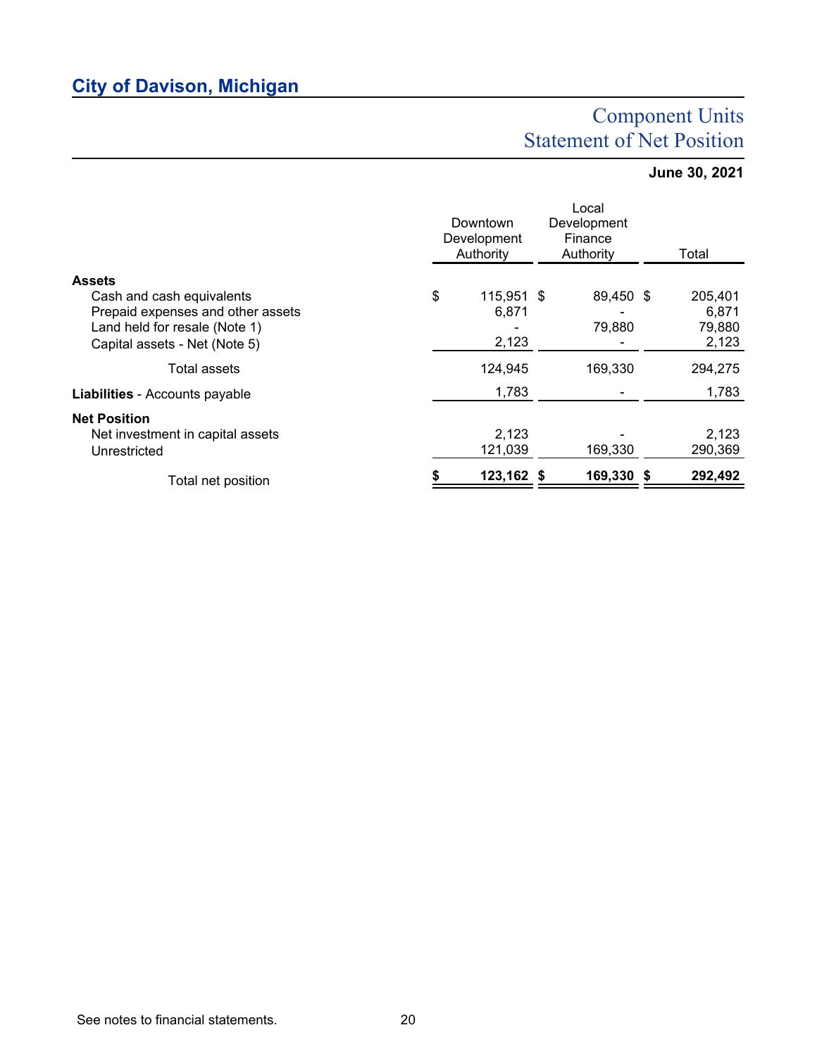# City of Davison, Michigan

## Component Units
## Statement of Net Position

**June 30, 2021**

| | Downtown Development Authority | Local Development Finance Authority | Total |
|---|---|---|---|
| **Assets** | | | |
| Cash and cash equivalents | $ 115,951 | $ 89,450 | $ 205,401 |
| Prepaid expenses and other assets | 6,871 | - | 6,871 |
| Land held for resale (Note 1) | - | 79,880 | 79,880 |
| Capital assets - Net (Note 5) | 2,123 | - | 2,123 |
| Total assets | 124,945 | 169,330 | 294,275 |
| **Liabilities** - Accounts payable | 1,783 | - | 1,783 |
| **Net Position** | | | |
| Net investment in capital assets | 2,123 | - | 2,123 |
| Unrestricted | 121,039 | 169,330 | 290,369 |
| Total net position | **$ 123,162** | **$ 169,330** | **$ 292,492** |

See notes to financial statements.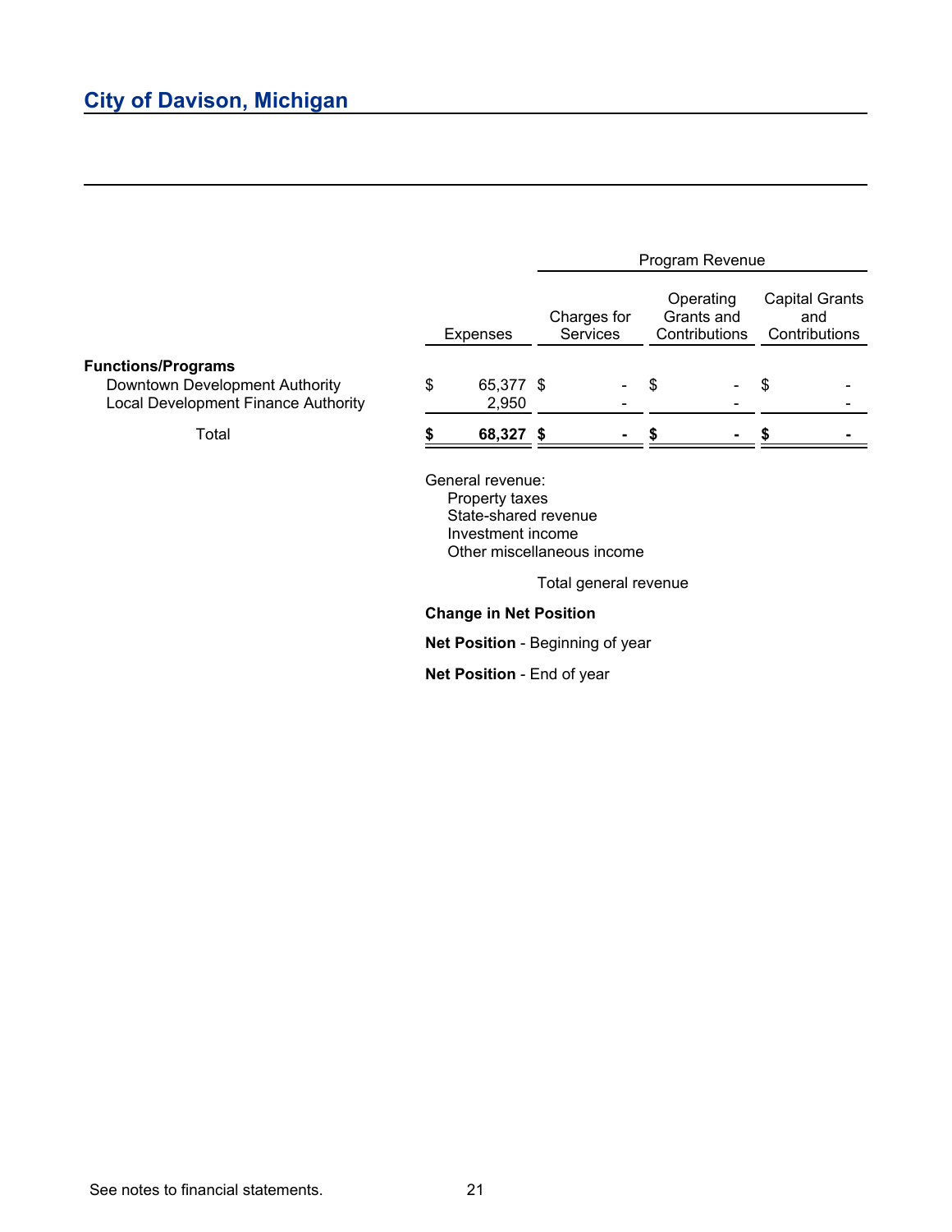## City of Davison, Michigan

| | Expenses | Program Revenue | | |
|---|---|---|---|---|
| | | Charges for Services | Operating Grants and Contributions | Capital Grants and Contributions |
| **Functions/Programs** | | | | |
| Downtown Development Authority | $ 65,377 | $ - | $ - | $ - |
| Local Development Finance Authority | 2,950 | - | - | - |
| Total | **$ 68,327** | **$ -** | **$ -** | **$ -** |

General revenue:
- Property taxes
- State-shared revenue
- Investment income
- Other miscellaneous income

Total general revenue

**Change in Net Position**

**Net Position** - Beginning of year

**Net Position** - End of year

See notes to financial statements.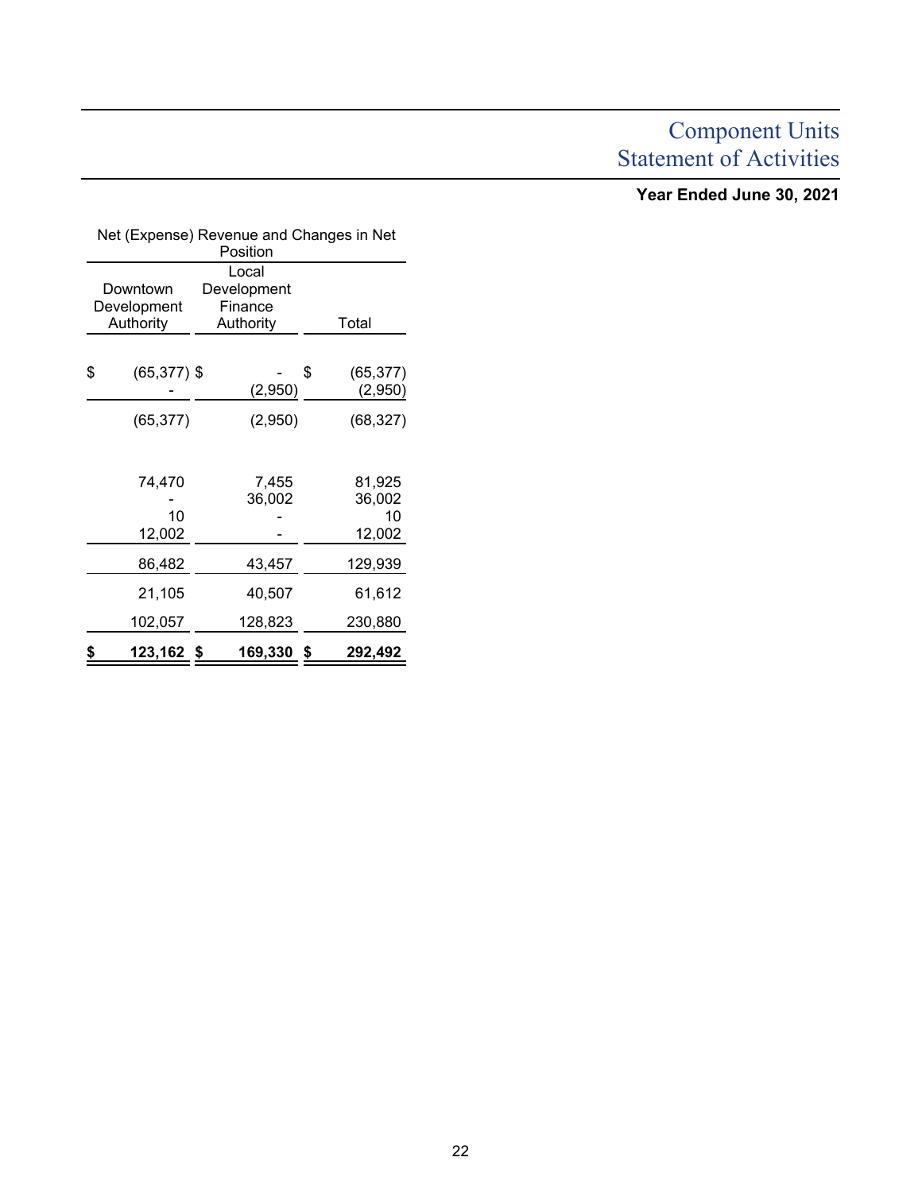# Component Units
# Statement of Activities

**Year Ended June 30, 2021**

| Net (Expense) Revenue and Changes in Net Position | | |
|---|---|---|
| Downtown Development Authority | Local Development Finance Authority | Total |
| $ (65,377) | $ - | $ (65,377) |
| - | (2,950) | (2,950) |
| (65,377) | (2,950) | (68,327) |
| | | |
| 74,470 | 7,455 | 81,925 |
| - | 36,002 | 36,002 |
| 10 | - | 10 |
| 12,002 | - | 12,002 |
| 86,482 | 43,457 | 129,939 |
| 21,105 | 40,507 | 61,612 |
| 102,057 | 128,823 | 230,880 |
| **$ 123,162** | **$ 169,330** | **$ 292,492** |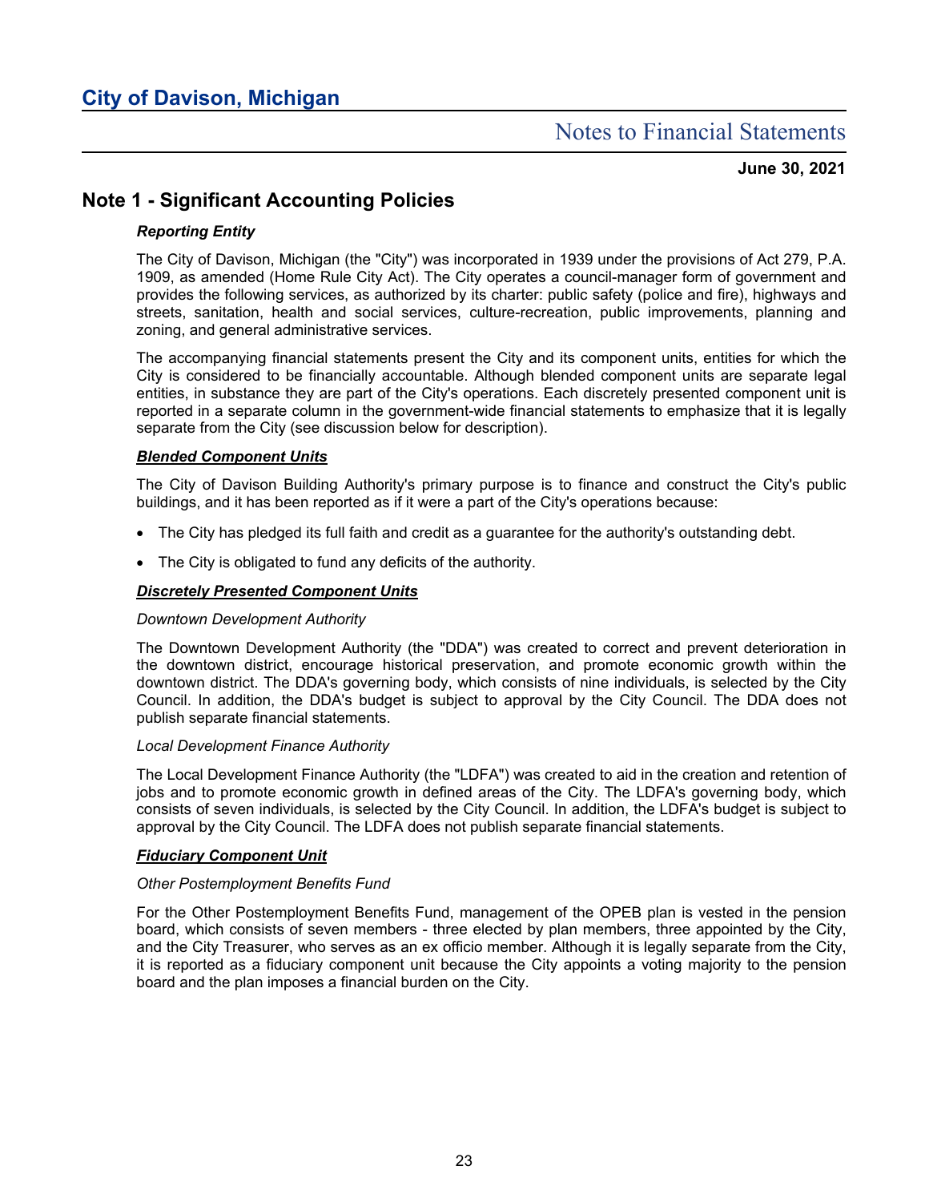# Note 1 - Significant Accounting Policies

### *Reporting Entity*

The City of Davison, Michigan (the "City") was incorporated in 1939 under the provisions of Act 279, P.A. 1909, as amended (Home Rule City Act). The City operates a council-manager form of government and provides the following services, as authorized by its charter: public safety (police and fire), highways and streets, sanitation, health and social services, culture-recreation, public improvements, planning and zoning, and general administrative services.

The accompanying financial statements present the City and its component units, entities for which the City is considered to be financially accountable. Although blended component units are separate legal entities, in substance they are part of the City's operations. Each discretely presented component unit is reported in a separate column in the government-wide financial statements to emphasize that it is legally separate from the City (see discussion below for description).

### ***Blended Component Units***

The City of Davison Building Authority's primary purpose is to finance and construct the City's public buildings, and it has been reported as if it were a part of the City's operations because:

- The City has pledged its full faith and credit as a guarantee for the authority's outstanding debt.
- The City is obligated to fund any deficits of the authority.

### ***Discretely Presented Component Units***

*Downtown Development Authority*

The Downtown Development Authority (the "DDA") was created to correct and prevent deterioration in the downtown district, encourage historical preservation, and promote economic growth within the downtown district. The DDA's governing body, which consists of nine individuals, is selected by the City Council. In addition, the DDA's budget is subject to approval by the City Council. The DDA does not publish separate financial statements.

*Local Development Finance Authority*

The Local Development Finance Authority (the "LDFA") was created to aid in the creation and retention of jobs and to promote economic growth in defined areas of the City. The LDFA's governing body, which consists of seven individuals, is selected by the City Council. In addition, the LDFA's budget is subject to approval by the City Council. The LDFA does not publish separate financial statements.

### ***Fiduciary Component Unit***

*Other Postemployment Benefits Fund*

For the Other Postemployment Benefits Fund, management of the OPEB plan is vested in the pension board, which consists of seven members - three elected by plan members, three appointed by the City, and the City Treasurer, who serves as an ex officio member. Although it is legally separate from the City, it is reported as a fiduciary component unit because the City appoints a voting majority to the pension board and the plan imposes a financial burden on the City.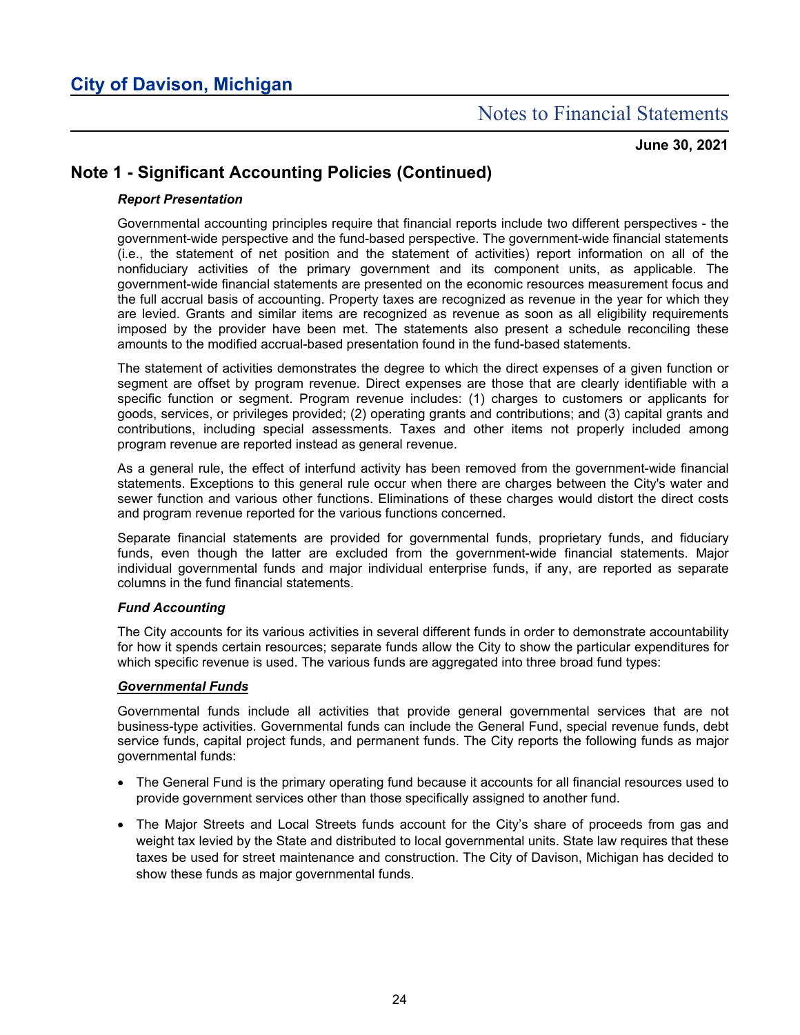## Note 1 - Significant Accounting Policies (Continued)

***Report Presentation***

Governmental accounting principles require that financial reports include two different perspectives - the government-wide perspective and the fund-based perspective. The government-wide financial statements (i.e., the statement of net position and the statement of activities) report information on all of the nonfiduciary activities of the primary government and its component units, as applicable. The government-wide financial statements are presented on the economic resources measurement focus and the full accrual basis of accounting. Property taxes are recognized as revenue in the year for which they are levied. Grants and similar items are recognized as revenue as soon as all eligibility requirements imposed by the provider have been met. The statements also present a schedule reconciling these amounts to the modified accrual-based presentation found in the fund-based statements.

The statement of activities demonstrates the degree to which the direct expenses of a given function or segment are offset by program revenue. Direct expenses are those that are clearly identifiable with a specific function or segment. Program revenue includes: (1) charges to customers or applicants for goods, services, or privileges provided; (2) operating grants and contributions; and (3) capital grants and contributions, including special assessments. Taxes and other items not properly included among program revenue are reported instead as general revenue.

As a general rule, the effect of interfund activity has been removed from the government-wide financial statements. Exceptions to this general rule occur when there are charges between the City's water and sewer function and various other functions. Eliminations of these charges would distort the direct costs and program revenue reported for the various functions concerned.

Separate financial statements are provided for governmental funds, proprietary funds, and fiduciary funds, even though the latter are excluded from the government-wide financial statements. Major individual governmental funds and major individual enterprise funds, if any, are reported as separate columns in the fund financial statements.

***Fund Accounting***

The City accounts for its various activities in several different funds in order to demonstrate accountability for how it spends certain resources; separate funds allow the City to show the particular expenditures for which specific revenue is used. The various funds are aggregated into three broad fund types:

***Governmental Funds***

Governmental funds include all activities that provide general governmental services that are not business-type activities. Governmental funds can include the General Fund, special revenue funds, debt service funds, capital project funds, and permanent funds. The City reports the following funds as major governmental funds:

- The General Fund is the primary operating fund because it accounts for all financial resources used to provide government services other than those specifically assigned to another fund.
- The Major Streets and Local Streets funds account for the City's share of proceeds from gas and weight tax levied by the State and distributed to local governmental units. State law requires that these taxes be used for street maintenance and construction. The City of Davison, Michigan has decided to show these funds as major governmental funds.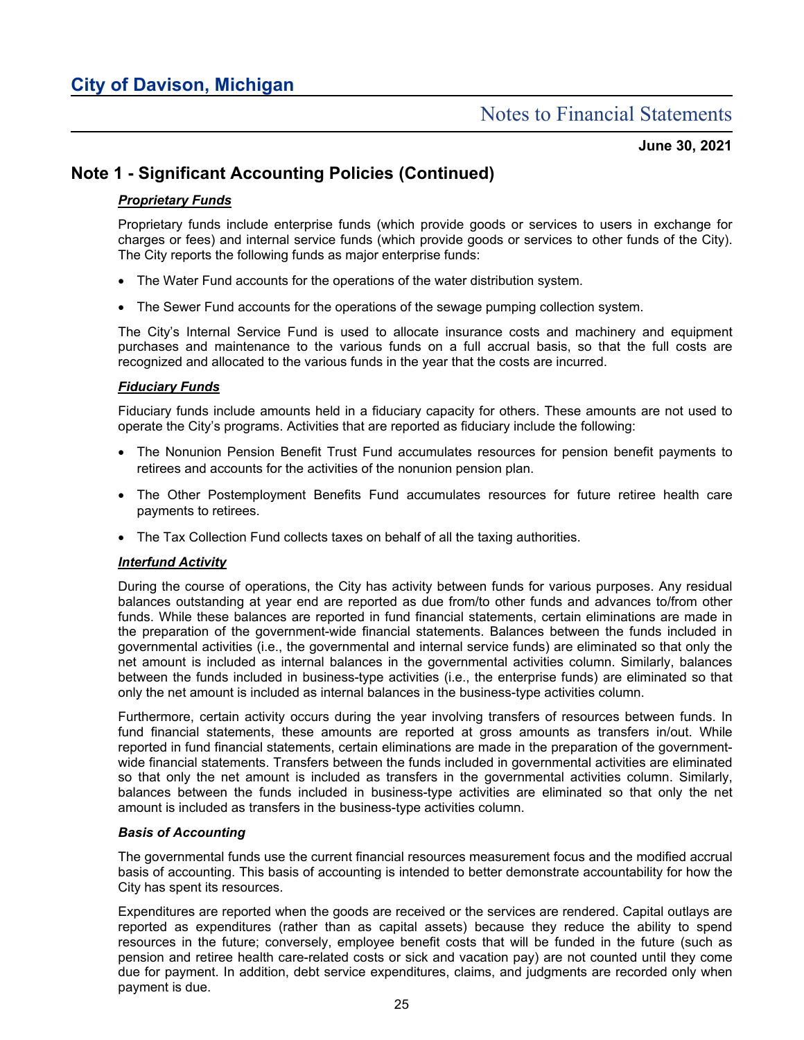## Note 1 - Significant Accounting Policies (Continued)

***Proprietary Funds***

Proprietary funds include enterprise funds (which provide goods or services to users in exchange for charges or fees) and internal service funds (which provide goods or services to other funds of the City). The City reports the following funds as major enterprise funds:

- The Water Fund accounts for the operations of the water distribution system.
- The Sewer Fund accounts for the operations of the sewage pumping collection system.

The City's Internal Service Fund is used to allocate insurance costs and machinery and equipment purchases and maintenance to the various funds on a full accrual basis, so that the full costs are recognized and allocated to the various funds in the year that the costs are incurred.

***Fiduciary Funds***

Fiduciary funds include amounts held in a fiduciary capacity for others. These amounts are not used to operate the City's programs. Activities that are reported as fiduciary include the following:

- The Nonunion Pension Benefit Trust Fund accumulates resources for pension benefit payments to retirees and accounts for the activities of the nonunion pension plan.
- The Other Postemployment Benefits Fund accumulates resources for future retiree health care payments to retirees.
- The Tax Collection Fund collects taxes on behalf of all the taxing authorities.

***Interfund Activity***

During the course of operations, the City has activity between funds for various purposes. Any residual balances outstanding at year end are reported as due from/to other funds and advances to/from other funds. While these balances are reported in fund financial statements, certain eliminations are made in the preparation of the government-wide financial statements. Balances between the funds included in governmental activities (i.e., the governmental and internal service funds) are eliminated so that only the net amount is included as internal balances in the governmental activities column. Similarly, balances between the funds included in business-type activities (i.e., the enterprise funds) are eliminated so that only the net amount is included as internal balances in the business-type activities column.

Furthermore, certain activity occurs during the year involving transfers of resources between funds. In fund financial statements, these amounts are reported at gross amounts as transfers in/out. While reported in fund financial statements, certain eliminations are made in the preparation of the government-wide financial statements. Transfers between the funds included in governmental activities are eliminated so that only the net amount is included as transfers in the governmental activities column. Similarly, balances between the funds included in business-type activities are eliminated so that only the net amount is included as transfers in the business-type activities column.

***Basis of Accounting***

The governmental funds use the current financial resources measurement focus and the modified accrual basis of accounting. This basis of accounting is intended to better demonstrate accountability for how the City has spent its resources.

Expenditures are reported when the goods are received or the services are rendered. Capital outlays are reported as expenditures (rather than as capital assets) because they reduce the ability to spend resources in the future; conversely, employee benefit costs that will be funded in the future (such as pension and retiree health care-related costs or sick and vacation pay) are not counted until they come due for payment. In addition, debt service expenditures, claims, and judgments are recorded only when payment is due.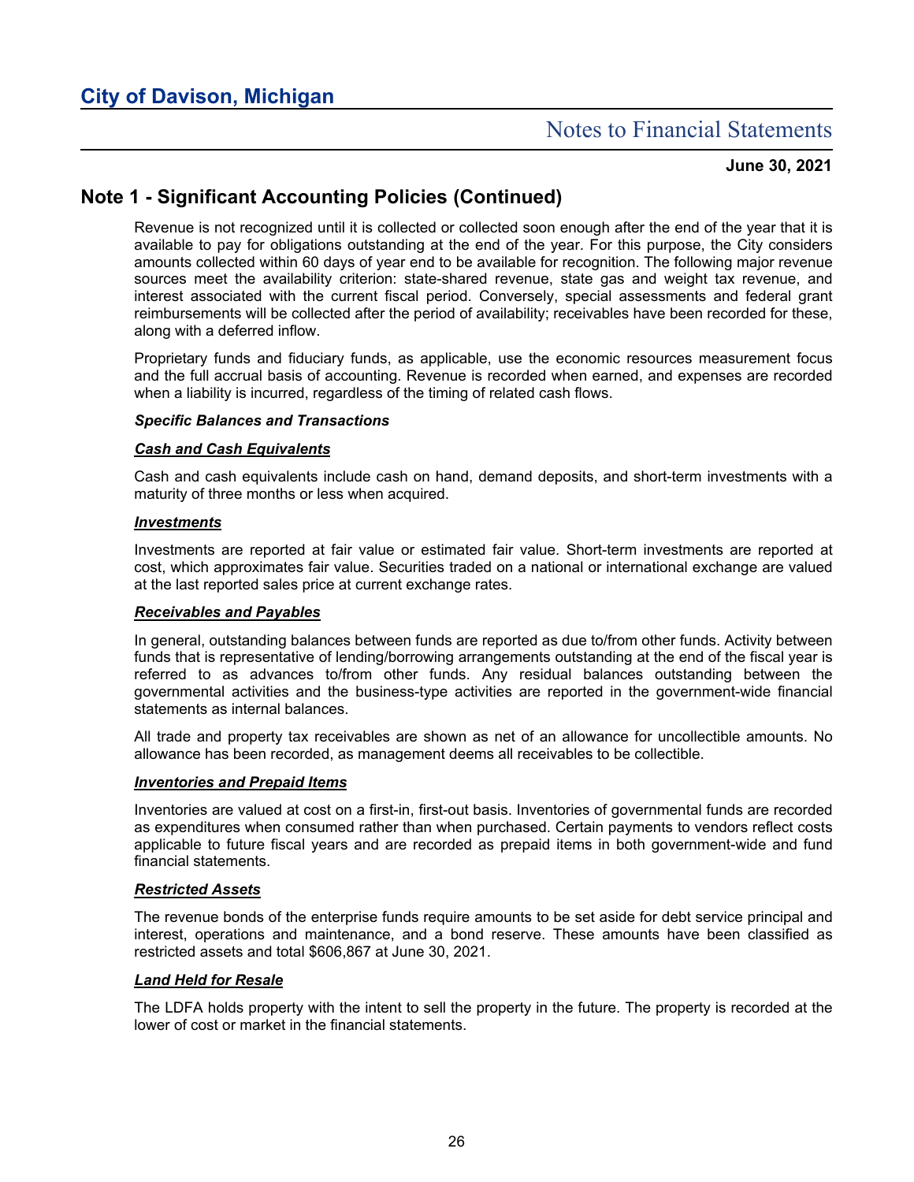## Note 1 - Significant Accounting Policies (Continued)

Revenue is not recognized until it is collected or collected soon enough after the end of the year that it is available to pay for obligations outstanding at the end of the year. For this purpose, the City considers amounts collected within 60 days of year end to be available for recognition. The following major revenue sources meet the availability criterion: state-shared revenue, state gas and weight tax revenue, and interest associated with the current fiscal period. Conversely, special assessments and federal grant reimbursements will be collected after the period of availability; receivables have been recorded for these, along with a deferred inflow.

Proprietary funds and fiduciary funds, as applicable, use the economic resources measurement focus and the full accrual basis of accounting. Revenue is recorded when earned, and expenses are recorded when a liability is incurred, regardless of the timing of related cash flows.

***Specific Balances and Transactions***

***Cash and Cash Equivalents***

Cash and cash equivalents include cash on hand, demand deposits, and short-term investments with a maturity of three months or less when acquired.

***Investments***

Investments are reported at fair value or estimated fair value. Short-term investments are reported at cost, which approximates fair value. Securities traded on a national or international exchange are valued at the last reported sales price at current exchange rates.

***Receivables and Payables***

In general, outstanding balances between funds are reported as due to/from other funds. Activity between funds that is representative of lending/borrowing arrangements outstanding at the end of the fiscal year is referred to as advances to/from other funds. Any residual balances outstanding between the governmental activities and the business-type activities are reported in the government-wide financial statements as internal balances.

All trade and property tax receivables are shown as net of an allowance for uncollectible amounts. No allowance has been recorded, as management deems all receivables to be collectible.

***Inventories and Prepaid Items***

Inventories are valued at cost on a first-in, first-out basis. Inventories of governmental funds are recorded as expenditures when consumed rather than when purchased. Certain payments to vendors reflect costs applicable to future fiscal years and are recorded as prepaid items in both government-wide and fund financial statements.

***Restricted Assets***

The revenue bonds of the enterprise funds require amounts to be set aside for debt service principal and interest, operations and maintenance, and a bond reserve. These amounts have been classified as restricted assets and total $606,867 at June 30, 2021.

***Land Held for Resale***

The LDFA holds property with the intent to sell the property in the future. The property is recorded at the lower of cost or market in the financial statements.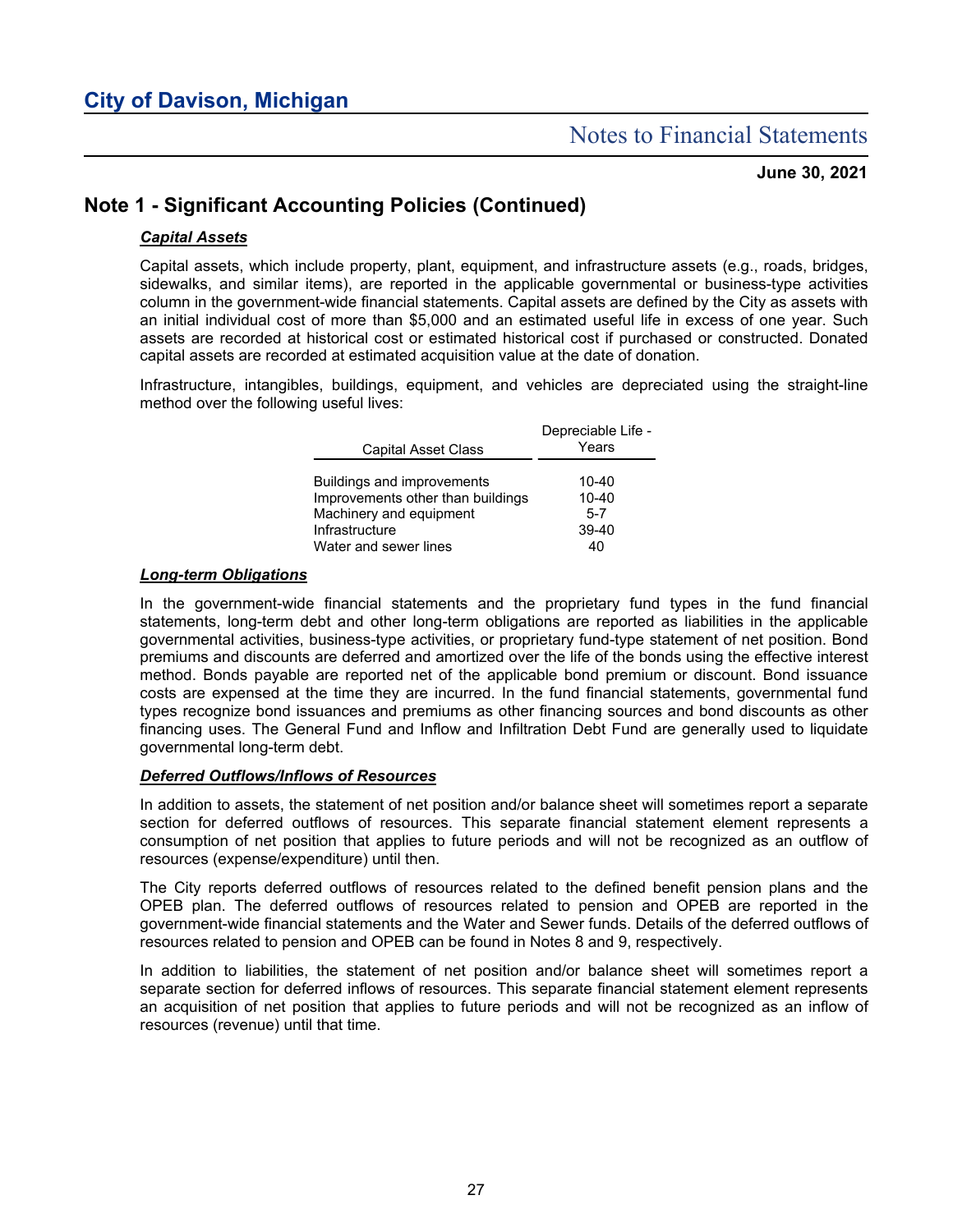## Note 1 - Significant Accounting Policies (Continued)

***Capital Assets***

Capital assets, which include property, plant, equipment, and infrastructure assets (e.g., roads, bridges, sidewalks, and similar items), are reported in the applicable governmental or business-type activities column in the government-wide financial statements. Capital assets are defined by the City as assets with an initial individual cost of more than $5,000 and an estimated useful life in excess of one year. Such assets are recorded at historical cost or estimated historical cost if purchased or constructed. Donated capital assets are recorded at estimated acquisition value at the date of donation.

Infrastructure, intangibles, buildings, equipment, and vehicles are depreciated using the straight-line method over the following useful lives:

| Capital Asset Class | Depreciable Life - Years |
|---|---|
| Buildings and improvements | 10-40 |
| Improvements other than buildings | 10-40 |
| Machinery and equipment | 5-7 |
| Infrastructure | 39-40 |
| Water and sewer lines | 40 |

***Long-term Obligations***

In the government-wide financial statements and the proprietary fund types in the fund financial statements, long-term debt and other long-term obligations are reported as liabilities in the applicable governmental activities, business-type activities, or proprietary fund-type statement of net position. Bond premiums and discounts are deferred and amortized over the life of the bonds using the effective interest method. Bonds payable are reported net of the applicable bond premium or discount. Bond issuance costs are expensed at the time they are incurred. In the fund financial statements, governmental fund types recognize bond issuances and premiums as other financing sources and bond discounts as other financing uses. The General Fund and Inflow and Infiltration Debt Fund are generally used to liquidate governmental long-term debt.

***Deferred Outflows/Inflows of Resources***

In addition to assets, the statement of net position and/or balance sheet will sometimes report a separate section for deferred outflows of resources. This separate financial statement element represents a consumption of net position that applies to future periods and will not be recognized as an outflow of resources (expense/expenditure) until then.

The City reports deferred outflows of resources related to the defined benefit pension plans and the OPEB plan. The deferred outflows of resources related to pension and OPEB are reported in the government-wide financial statements and the Water and Sewer funds. Details of the deferred outflows of resources related to pension and OPEB can be found in Notes 8 and 9, respectively.

In addition to liabilities, the statement of net position and/or balance sheet will sometimes report a separate section for deferred inflows of resources. This separate financial statement element represents an acquisition of net position that applies to future periods and will not be recognized as an inflow of resources (revenue) until that time.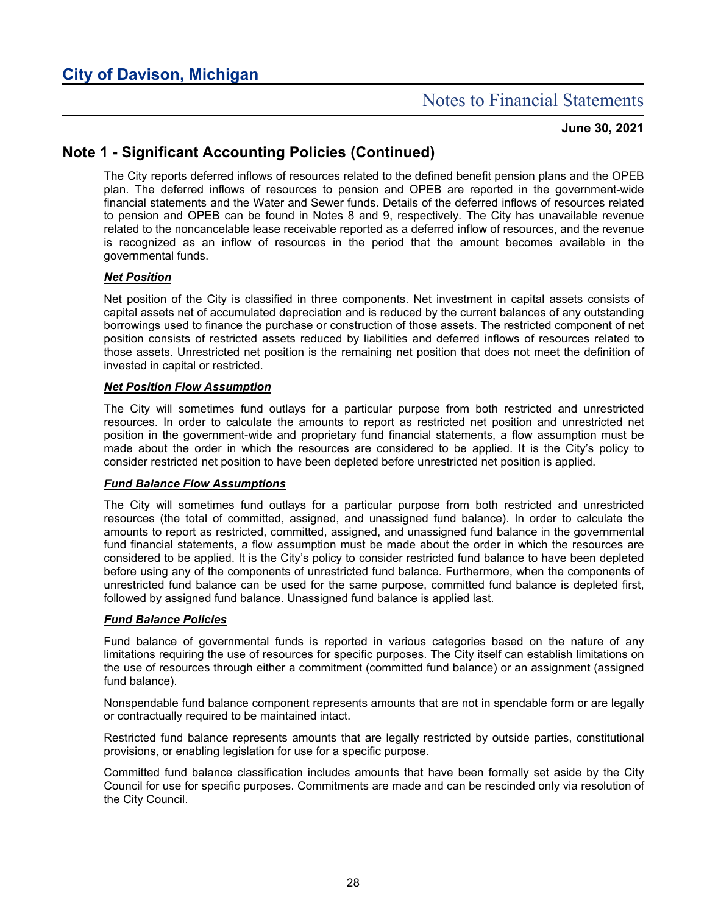## Note 1 - Significant Accounting Policies (Continued)

The City reports deferred inflows of resources related to the defined benefit pension plans and the OPEB plan. The deferred inflows of resources to pension and OPEB are reported in the government-wide financial statements and the Water and Sewer funds. Details of the deferred inflows of resources related to pension and OPEB can be found in Notes 8 and 9, respectively. The City has unavailable revenue related to the noncancelable lease receivable reported as a deferred inflow of resources, and the revenue is recognized as an inflow of resources in the period that the amount becomes available in the governmental funds.

***Net Position***

Net position of the City is classified in three components. Net investment in capital assets consists of capital assets net of accumulated depreciation and is reduced by the current balances of any outstanding borrowings used to finance the purchase or construction of those assets. The restricted component of net position consists of restricted assets reduced by liabilities and deferred inflows of resources related to those assets. Unrestricted net position is the remaining net position that does not meet the definition of invested in capital or restricted.

***Net Position Flow Assumption***

The City will sometimes fund outlays for a particular purpose from both restricted and unrestricted resources. In order to calculate the amounts to report as restricted net position and unrestricted net position in the government-wide and proprietary fund financial statements, a flow assumption must be made about the order in which the resources are considered to be applied. It is the City's policy to consider restricted net position to have been depleted before unrestricted net position is applied.

***Fund Balance Flow Assumptions***

The City will sometimes fund outlays for a particular purpose from both restricted and unrestricted resources (the total of committed, assigned, and unassigned fund balance). In order to calculate the amounts to report as restricted, committed, assigned, and unassigned fund balance in the governmental fund financial statements, a flow assumption must be made about the order in which the resources are considered to be applied. It is the City's policy to consider restricted fund balance to have been depleted before using any of the components of unrestricted fund balance. Furthermore, when the components of unrestricted fund balance can be used for the same purpose, committed fund balance is depleted first, followed by assigned fund balance. Unassigned fund balance is applied last.

***Fund Balance Policies***

Fund balance of governmental funds is reported in various categories based on the nature of any limitations requiring the use of resources for specific purposes. The City itself can establish limitations on the use of resources through either a commitment (committed fund balance) or an assignment (assigned fund balance).

Nonspendable fund balance component represents amounts that are not in spendable form or are legally or contractually required to be maintained intact.

Restricted fund balance represents amounts that are legally restricted by outside parties, constitutional provisions, or enabling legislation for use for a specific purpose.

Committed fund balance classification includes amounts that have been formally set aside by the City Council for use for specific purposes. Commitments are made and can be rescinded only via resolution of the City Council.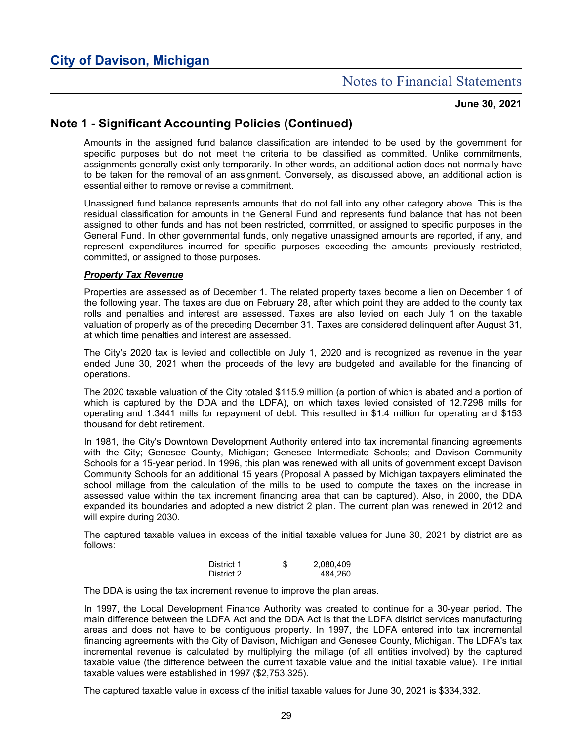## Note 1 - Significant Accounting Policies (Continued)

Amounts in the assigned fund balance classification are intended to be used by the government for specific purposes but do not meet the criteria to be classified as committed. Unlike commitments, assignments generally exist only temporarily. In other words, an additional action does not normally have to be taken for the removal of an assignment. Conversely, as discussed above, an additional action is essential either to remove or revise a commitment.

Unassigned fund balance represents amounts that do not fall into any other category above. This is the residual classification for amounts in the General Fund and represents fund balance that has not been assigned to other funds and has not been restricted, committed, or assigned to specific purposes in the General Fund. In other governmental funds, only negative unassigned amounts are reported, if any, and represent expenditures incurred for specific purposes exceeding the amounts previously restricted, committed, or assigned to those purposes.

***Property Tax Revenue***

Properties are assessed as of December 1. The related property taxes become a lien on December 1 of the following year. The taxes are due on February 28, after which point they are added to the county tax rolls and penalties and interest are assessed. Taxes are also levied on each July 1 on the taxable valuation of property as of the preceding December 31. Taxes are considered delinquent after August 31, at which time penalties and interest are assessed.

The City's 2020 tax is levied and collectible on July 1, 2020 and is recognized as revenue in the year ended June 30, 2021 when the proceeds of the levy are budgeted and available for the financing of operations.

The 2020 taxable valuation of the City totaled $115.9 million (a portion of which is abated and a portion of which is captured by the DDA and the LDFA), on which taxes levied consisted of 12.7298 mills for operating and 1.3441 mills for repayment of debt. This resulted in $1.4 million for operating and $153 thousand for debt retirement.

In 1981, the City's Downtown Development Authority entered into tax incremental financing agreements with the City; Genesee County, Michigan; Genesee Intermediate Schools; and Davison Community Schools for a 15-year period. In 1996, this plan was renewed with all units of government except Davison Community Schools for an additional 15 years (Proposal A passed by Michigan taxpayers eliminated the school millage from the calculation of the mills to be used to compute the taxes on the increase in assessed value within the tax increment financing area that can be captured). Also, in 2000, the DDA expanded its boundaries and adopted a new district 2 plan. The current plan was renewed in 2012 and will expire during 2030.

The captured taxable values in excess of the initial taxable values for June 30, 2021 by district are as follows:

| | |
|---|---|
| District 1 | $ 2,080,409 |
| District 2 | 484,260 |

The DDA is using the tax increment revenue to improve the plan areas.

In 1997, the Local Development Finance Authority was created to continue for a 30-year period. The main difference between the LDFA Act and the DDA Act is that the LDFA district services manufacturing areas and does not have to be contiguous property. In 1997, the LDFA entered into tax incremental financing agreements with the City of Davison, Michigan and Genesee County, Michigan. The LDFA's tax incremental revenue is calculated by multiplying the millage (of all entities involved) by the captured taxable value (the difference between the current taxable value and the initial taxable value). The initial taxable values were established in 1997 ($2,753,325).

The captured taxable value in excess of the initial taxable values for June 30, 2021 is $334,332.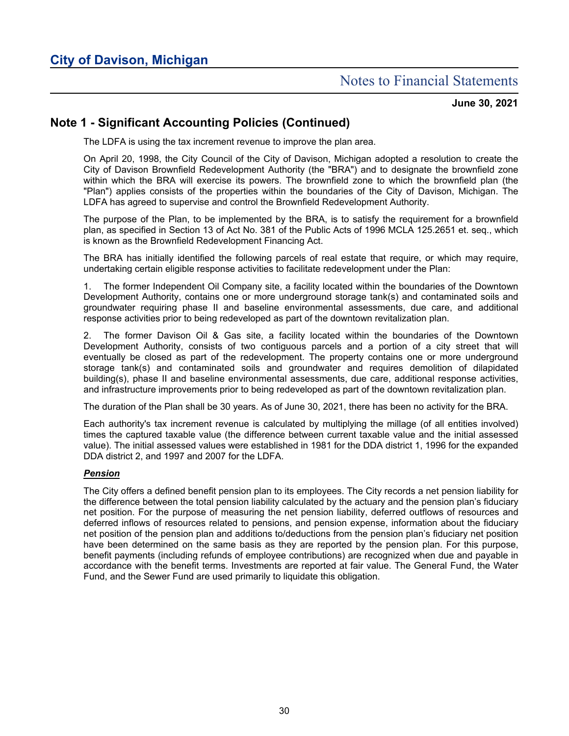## Note 1 - Significant Accounting Policies (Continued)

The LDFA is using the tax increment revenue to improve the plan area.

On April 20, 1998, the City Council of the City of Davison, Michigan adopted a resolution to create the City of Davison Brownfield Redevelopment Authority (the "BRA") and to designate the brownfield zone within which the BRA will exercise its powers. The brownfield zone to which the brownfield plan (the "Plan") applies consists of the properties within the boundaries of the City of Davison, Michigan. The LDFA has agreed to supervise and control the Brownfield Redevelopment Authority.

The purpose of the Plan, to be implemented by the BRA, is to satisfy the requirement for a brownfield plan, as specified in Section 13 of Act No. 381 of the Public Acts of 1996 MCLA 125.2651 et. seq., which is known as the Brownfield Redevelopment Financing Act.

The BRA has initially identified the following parcels of real estate that require, or which may require, undertaking certain eligible response activities to facilitate redevelopment under the Plan:

1. The former Independent Oil Company site, a facility located within the boundaries of the Downtown Development Authority, contains one or more underground storage tank(s) and contaminated soils and groundwater requiring phase II and baseline environmental assessments, due care, and additional response activities prior to being redeveloped as part of the downtown revitalization plan.

2. The former Davison Oil & Gas site, a facility located within the boundaries of the Downtown Development Authority, consists of two contiguous parcels and a portion of a city street that will eventually be closed as part of the redevelopment. The property contains one or more underground storage tank(s) and contaminated soils and groundwater and requires demolition of dilapidated building(s), phase II and baseline environmental assessments, due care, additional response activities, and infrastructure improvements prior to being redeveloped as part of the downtown revitalization plan.

The duration of the Plan shall be 30 years. As of June 30, 2021, there has been no activity for the BRA.

Each authority's tax increment revenue is calculated by multiplying the millage (of all entities involved) times the captured taxable value (the difference between current taxable value and the initial assessed value). The initial assessed values were established in 1981 for the DDA district 1, 1996 for the expanded DDA district 2, and 1997 and 2007 for the LDFA.

***Pension***

The City offers a defined benefit pension plan to its employees. The City records a net pension liability for the difference between the total pension liability calculated by the actuary and the pension plan's fiduciary net position. For the purpose of measuring the net pension liability, deferred outflows of resources and deferred inflows of resources related to pensions, and pension expense, information about the fiduciary net position of the pension plan and additions to/deductions from the pension plan's fiduciary net position have been determined on the same basis as they are reported by the pension plan. For this purpose, benefit payments (including refunds of employee contributions) are recognized when due and payable in accordance with the benefit terms. Investments are reported at fair value. The General Fund, the Water Fund, and the Sewer Fund are used primarily to liquidate this obligation.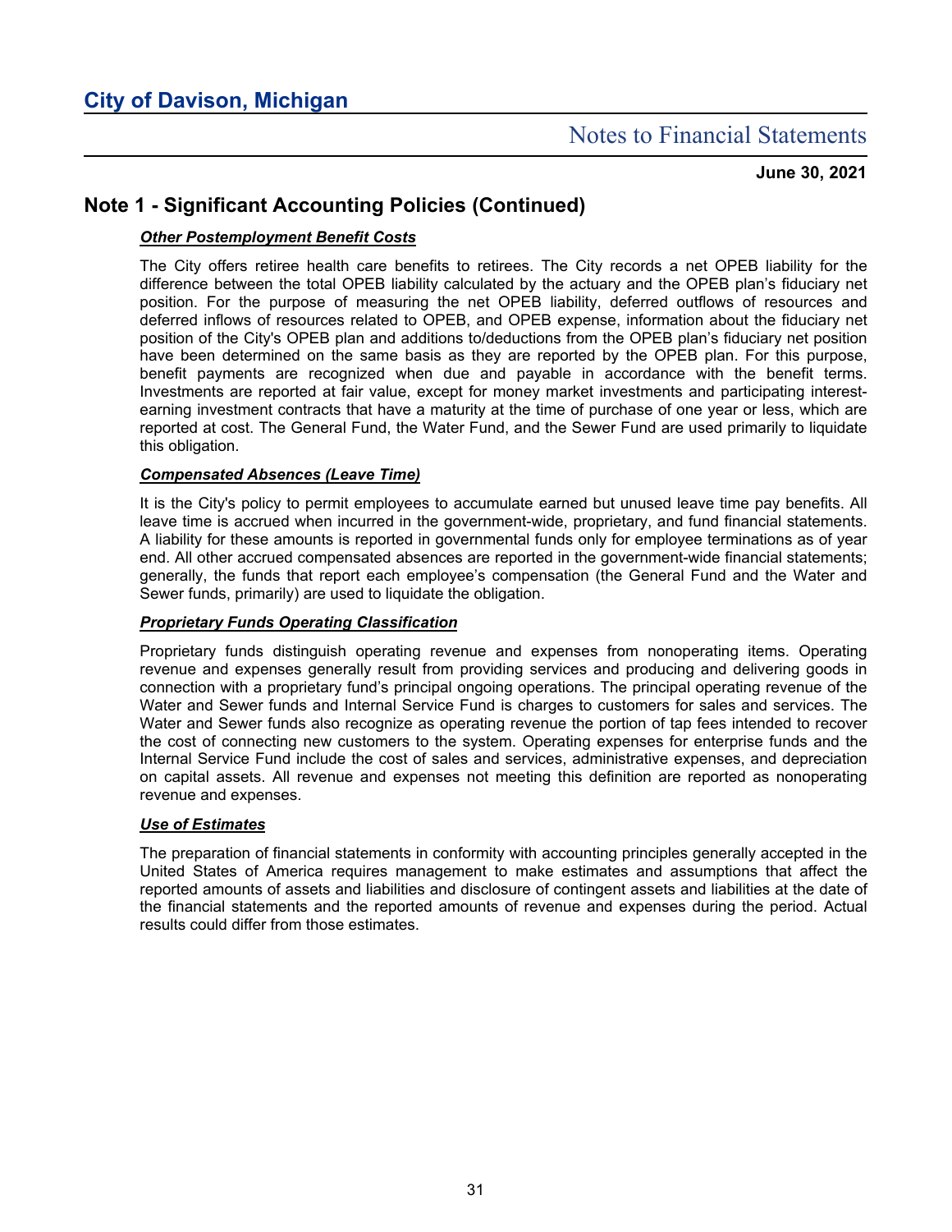## Note 1 - Significant Accounting Policies (Continued)

***Other Postemployment Benefit Costs***

The City offers retiree health care benefits to retirees. The City records a net OPEB liability for the difference between the total OPEB liability calculated by the actuary and the OPEB plan's fiduciary net position. For the purpose of measuring the net OPEB liability, deferred outflows of resources and deferred inflows of resources related to OPEB, and OPEB expense, information about the fiduciary net position of the City's OPEB plan and additions to/deductions from the OPEB plan's fiduciary net position have been determined on the same basis as they are reported by the OPEB plan. For this purpose, benefit payments are recognized when due and payable in accordance with the benefit terms. Investments are reported at fair value, except for money market investments and participating interest-earning investment contracts that have a maturity at the time of purchase of one year or less, which are reported at cost. The General Fund, the Water Fund, and the Sewer Fund are used primarily to liquidate this obligation.

***Compensated Absences (Leave Time)***

It is the City's policy to permit employees to accumulate earned but unused leave time pay benefits. All leave time is accrued when incurred in the government-wide, proprietary, and fund financial statements. A liability for these amounts is reported in governmental funds only for employee terminations as of year end. All other accrued compensated absences are reported in the government-wide financial statements; generally, the funds that report each employee's compensation (the General Fund and the Water and Sewer funds, primarily) are used to liquidate the obligation.

***Proprietary Funds Operating Classification***

Proprietary funds distinguish operating revenue and expenses from nonoperating items. Operating revenue and expenses generally result from providing services and producing and delivering goods in connection with a proprietary fund's principal ongoing operations. The principal operating revenue of the Water and Sewer funds and Internal Service Fund is charges to customers for sales and services. The Water and Sewer funds also recognize as operating revenue the portion of tap fees intended to recover the cost of connecting new customers to the system. Operating expenses for enterprise funds and the Internal Service Fund include the cost of sales and services, administrative expenses, and depreciation on capital assets. All revenue and expenses not meeting this definition are reported as nonoperating revenue and expenses.

***Use of Estimates***

The preparation of financial statements in conformity with accounting principles generally accepted in the United States of America requires management to make estimates and assumptions that affect the reported amounts of assets and liabilities and disclosure of contingent assets and liabilities at the date of the financial statements and the reported amounts of revenue and expenses during the period. Actual results could differ from those estimates.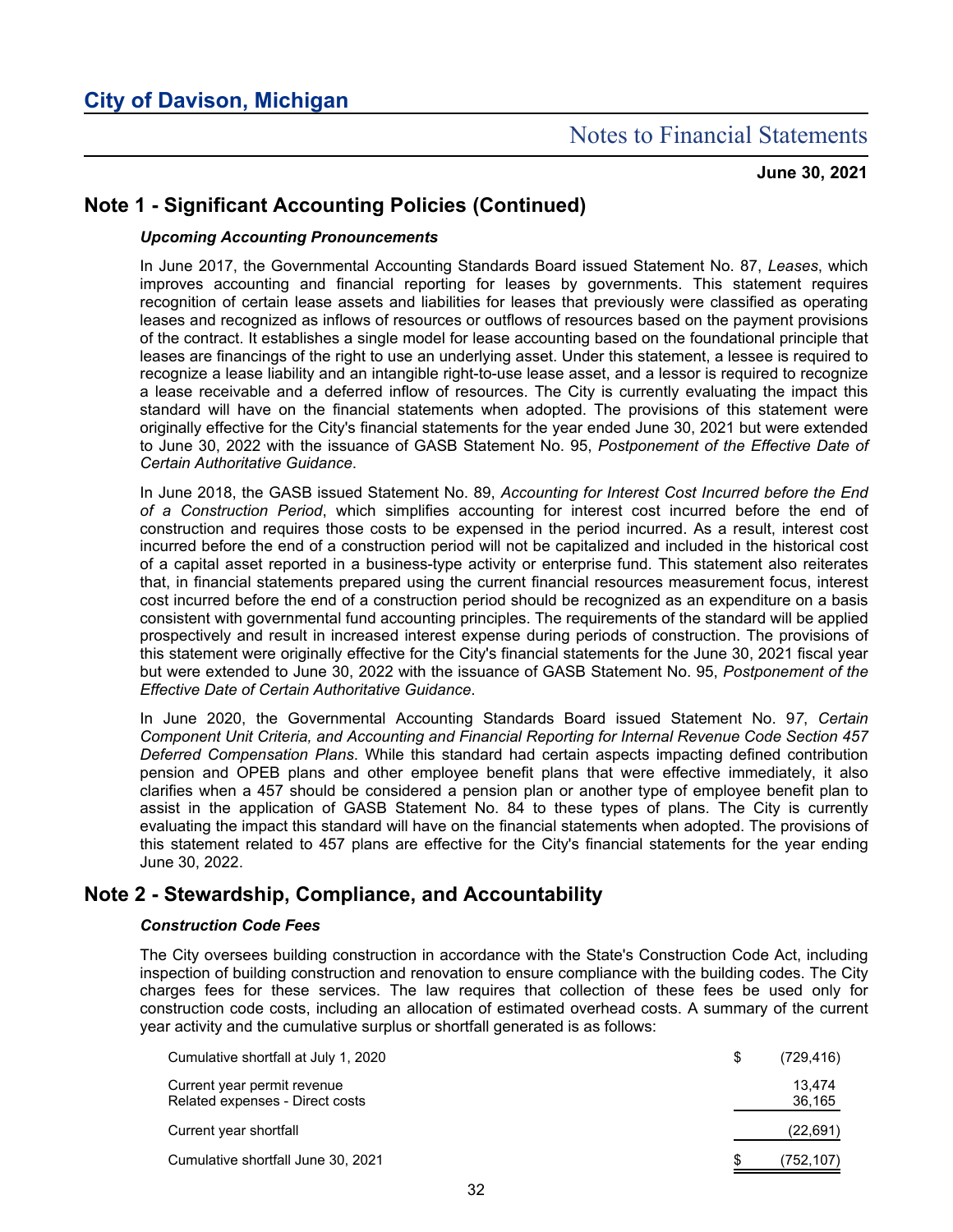# City of Davison, Michigan

## Notes to Financial Statements

**June 30, 2021**

## Note 1 - Significant Accounting Policies (Continued)

***Upcoming Accounting Pronouncements***

In June 2017, the Governmental Accounting Standards Board issued Statement No. 87, *Leases*, which improves accounting and financial reporting for leases by governments. This statement requires recognition of certain lease assets and liabilities for leases that previously were classified as operating leases and recognized as inflows of resources or outflows of resources based on the payment provisions of the contract. It establishes a single model for lease accounting based on the foundational principle that leases are financings of the right to use an underlying asset. Under this statement, a lessee is required to recognize a lease liability and an intangible right-to-use lease asset, and a lessor is required to recognize a lease receivable and a deferred inflow of resources. The City is currently evaluating the impact this standard will have on the financial statements when adopted. The provisions of this statement were originally effective for the City's financial statements for the year ended June 30, 2021 but were extended to June 30, 2022 with the issuance of GASB Statement No. 95, *Postponement of the Effective Date of Certain Authoritative Guidance*.

In June 2018, the GASB issued Statement No. 89, *Accounting for Interest Cost Incurred before the End of a Construction Period*, which simplifies accounting for interest cost incurred before the end of construction and requires those costs to be expensed in the period incurred. As a result, interest cost incurred before the end of a construction period will not be capitalized and included in the historical cost of a capital asset reported in a business-type activity or enterprise fund. This statement also reiterates that, in financial statements prepared using the current financial resources measurement focus, interest cost incurred before the end of a construction period should be recognized as an expenditure on a basis consistent with governmental fund accounting principles. The requirements of the standard will be applied prospectively and result in increased interest expense during periods of construction. The provisions of this statement were originally effective for the City's financial statements for the June 30, 2021 fiscal year but were extended to June 30, 2022 with the issuance of GASB Statement No. 95, *Postponement of the Effective Date of Certain Authoritative Guidance*.

In June 2020, the Governmental Accounting Standards Board issued Statement No. 97, *Certain Component Unit Criteria, and Accounting and Financial Reporting for Internal Revenue Code Section 457 Deferred Compensation Plans*. While this standard had certain aspects impacting defined contribution pension and OPEB plans and other employee benefit plans that were effective immediately, it also clarifies when a 457 should be considered a pension plan or another type of employee benefit plan to assist in the application of GASB Statement No. 84 to these types of plans. The City is currently evaluating the impact this standard will have on the financial statements when adopted. The provisions of this statement related to 457 plans are effective for the City's financial statements for the year ending June 30, 2022.

## Note 2 - Stewardship, Compliance, and Accountability

***Construction Code Fees***

The City oversees building construction in accordance with the State's Construction Code Act, including inspection of building construction and renovation to ensure compliance with the building codes. The City charges fees for these services. The law requires that collection of these fees be used only for construction code costs, including an allocation of estimated overhead costs. A summary of the current year activity and the cumulative surplus or shortfall generated is as follows:

| | |
|---|---|
| Cumulative shortfall at July 1, 2020 | $ (729,416) |
| Current year permit revenue | 13,474 |
| Related expenses - Direct costs | 36,165 |
| Current year shortfall | (22,691) |
| Cumulative shortfall June 30, 2021 | $ (752,107) |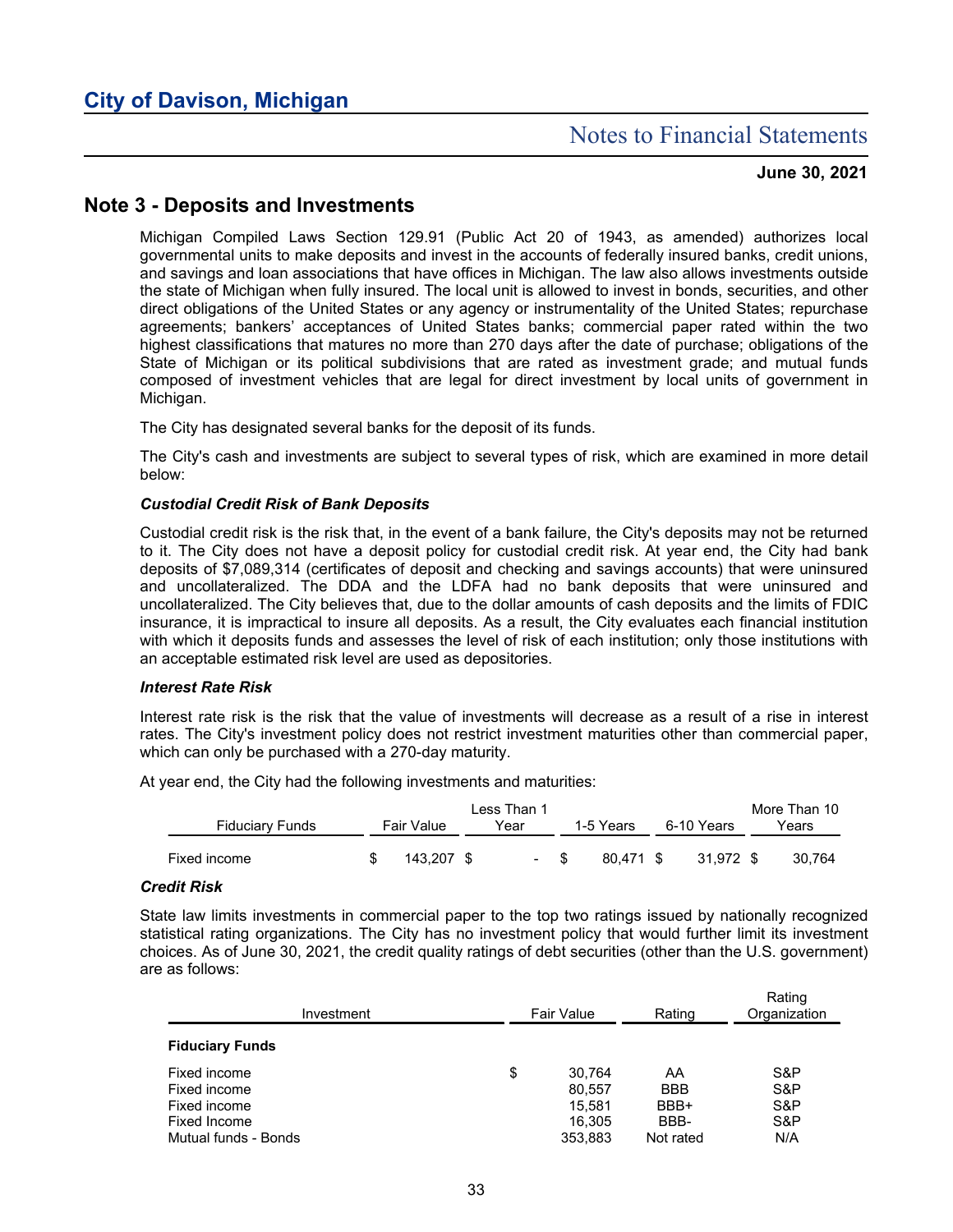# City of Davison, Michigan

## Notes to Financial Statements

**June 30, 2021**

## Note 3 - Deposits and Investments

Michigan Compiled Laws Section 129.91 (Public Act 20 of 1943, as amended) authorizes local governmental units to make deposits and invest in the accounts of federally insured banks, credit unions, and savings and loan associations that have offices in Michigan. The law also allows investments outside the state of Michigan when fully insured. The local unit is allowed to invest in bonds, securities, and other direct obligations of the United States or any agency or instrumentality of the United States; repurchase agreements; bankers' acceptances of United States banks; commercial paper rated within the two highest classifications that matures no more than 270 days after the date of purchase; obligations of the State of Michigan or its political subdivisions that are rated as investment grade; and mutual funds composed of investment vehicles that are legal for direct investment by local units of government in Michigan.

The City has designated several banks for the deposit of its funds.

The City's cash and investments are subject to several types of risk, which are examined in more detail below:

### *Custodial Credit Risk of Bank Deposits*

Custodial credit risk is the risk that, in the event of a bank failure, the City's deposits may not be returned to it. The City does not have a deposit policy for custodial credit risk. At year end, the City had bank deposits of $7,089,314 (certificates of deposit and checking and savings accounts) that were uninsured and uncollateralized. The DDA and the LDFA had no bank deposits that were uninsured and uncollateralized. The City believes that, due to the dollar amounts of cash deposits and the limits of FDIC insurance, it is impractical to insure all deposits. As a result, the City evaluates each financial institution with which it deposits funds and assesses the level of risk of each institution; only those institutions with an acceptable estimated risk level are used as depositories.

### *Interest Rate Risk*

Interest rate risk is the risk that the value of investments will decrease as a result of a rise in interest rates. The City's investment policy does not restrict investment maturities other than commercial paper, which can only be purchased with a 270-day maturity.

At year end, the City had the following investments and maturities:

| Fiduciary Funds | Fair Value | Less Than 1 Year | 1-5 Years | 6-10 Years | More Than 10 Years |
|---|---|---|---|---|---|
| Fixed income | $ 143,207 | $ - | $ 80,471 | $ 31,972 | $ 30,764 |

### *Credit Risk*

State law limits investments in commercial paper to the top two ratings issued by nationally recognized statistical rating organizations. The City has no investment policy that would further limit its investment choices. As of June 30, 2021, the credit quality ratings of debt securities (other than the U.S. government) are as follows:

| Investment | Fair Value | Rating | Rating Organization |
|---|---|---|---|
| **Fiduciary Funds** | | | |
| Fixed income | $ 30,764 | AA | S&P |
| Fixed income | 80,557 | BBB | S&P |
| Fixed income | 15,581 | BBB+ | S&P |
| Fixed Income | 16,305 | BBB- | S&P |
| Mutual funds - Bonds | 353,883 | Not rated | N/A |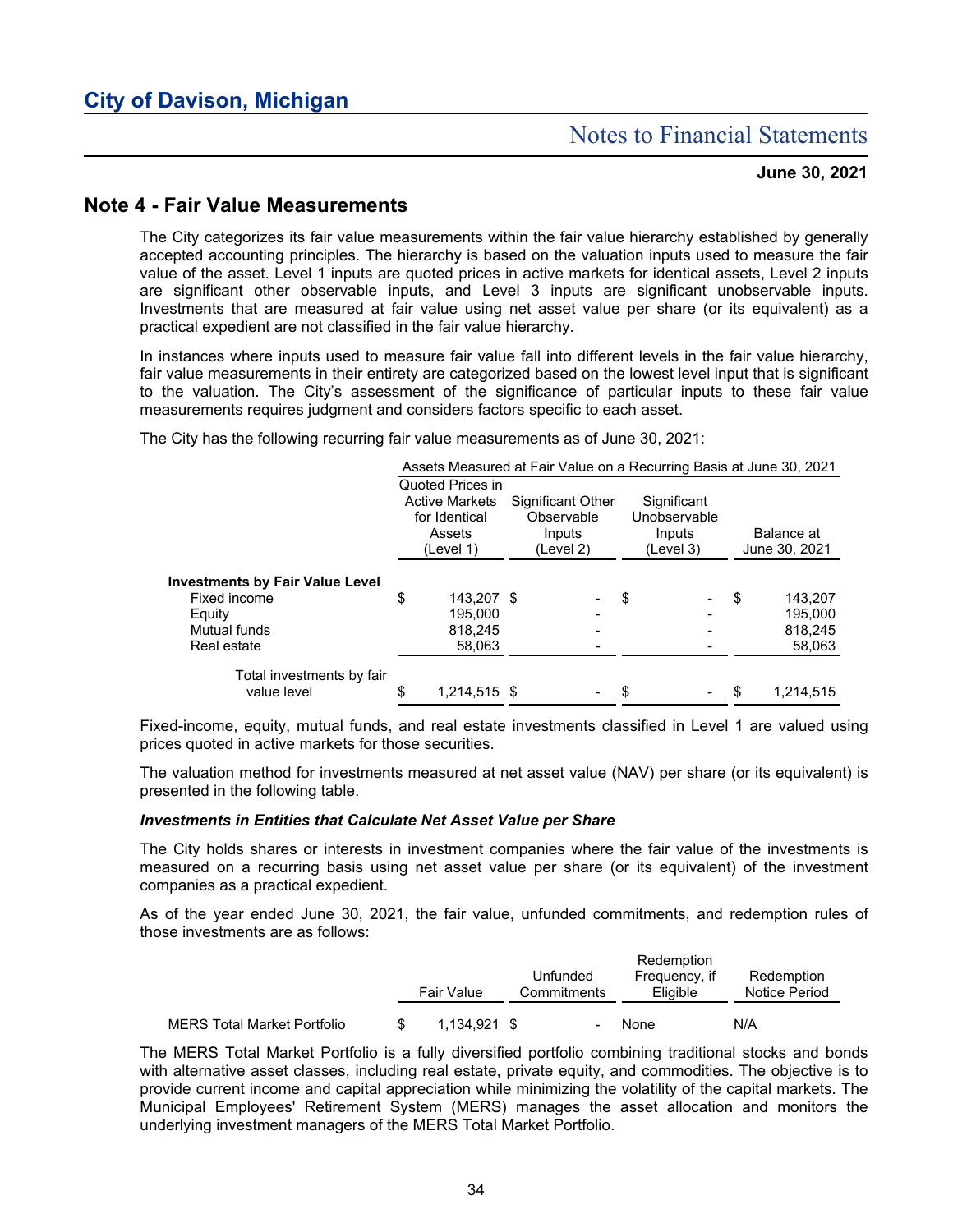# City of Davison, Michigan

## Notes to Financial Statements

**June 30, 2021**

## Note 4 - Fair Value Measurements

The City categorizes its fair value measurements within the fair value hierarchy established by generally accepted accounting principles. The hierarchy is based on the valuation inputs used to measure the fair value of the asset. Level 1 inputs are quoted prices in active markets for identical assets, Level 2 inputs are significant other observable inputs, and Level 3 inputs are significant unobservable inputs. Investments that are measured at fair value using net asset value per share (or its equivalent) as a practical expedient are not classified in the fair value hierarchy.

In instances where inputs used to measure fair value fall into different levels in the fair value hierarchy, fair value measurements in their entirety are categorized based on the lowest level input that is significant to the valuation. The City's assessment of the significance of particular inputs to these fair value measurements requires judgment and considers factors specific to each asset.

The City has the following recurring fair value measurements as of June 30, 2021:

| | Assets Measured at Fair Value on a Recurring Basis at June 30, 2021 | | | |
|---|---|---|---|---|
| | Quoted Prices in Active Markets for Identical Assets (Level 1) | Significant Other Observable Inputs (Level 2) | Significant Unobservable Inputs (Level 3) | Balance at June 30, 2021 |
| **Investments by Fair Value Level** | | | | |
| Fixed income | $ 143,207 | $ - | $ - | $ 143,207 |
| Equity | 195,000 | - | - | 195,000 |
| Mutual funds | 818,245 | - | - | 818,245 |
| Real estate | 58,063 | - | - | 58,063 |
| Total investments by fair value level | $ 1,214,515 | $ - | $ - | $ 1,214,515 |

Fixed-income, equity, mutual funds, and real estate investments classified in Level 1 are valued using prices quoted in active markets for those securities.

The valuation method for investments measured at net asset value (NAV) per share (or its equivalent) is presented in the following table.

***Investments in Entities that Calculate Net Asset Value per Share***

The City holds shares or interests in investment companies where the fair value of the investments is measured on a recurring basis using net asset value per share (or its equivalent) of the investment companies as a practical expedient.

As of the year ended June 30, 2021, the fair value, unfunded commitments, and redemption rules of those investments are as follows:

| | Fair Value | Unfunded Commitments | Redemption Frequency, if Eligible | Redemption Notice Period |
|---|---|---|---|---|
| MERS Total Market Portfolio | $ 1,134,921 | $ - | None | N/A |

The MERS Total Market Portfolio is a fully diversified portfolio combining traditional stocks and bonds with alternative asset classes, including real estate, private equity, and commodities. The objective is to provide current income and capital appreciation while minimizing the volatility of the capital markets. The Municipal Employees' Retirement System (MERS) manages the asset allocation and monitors the underlying investment managers of the MERS Total Market Portfolio.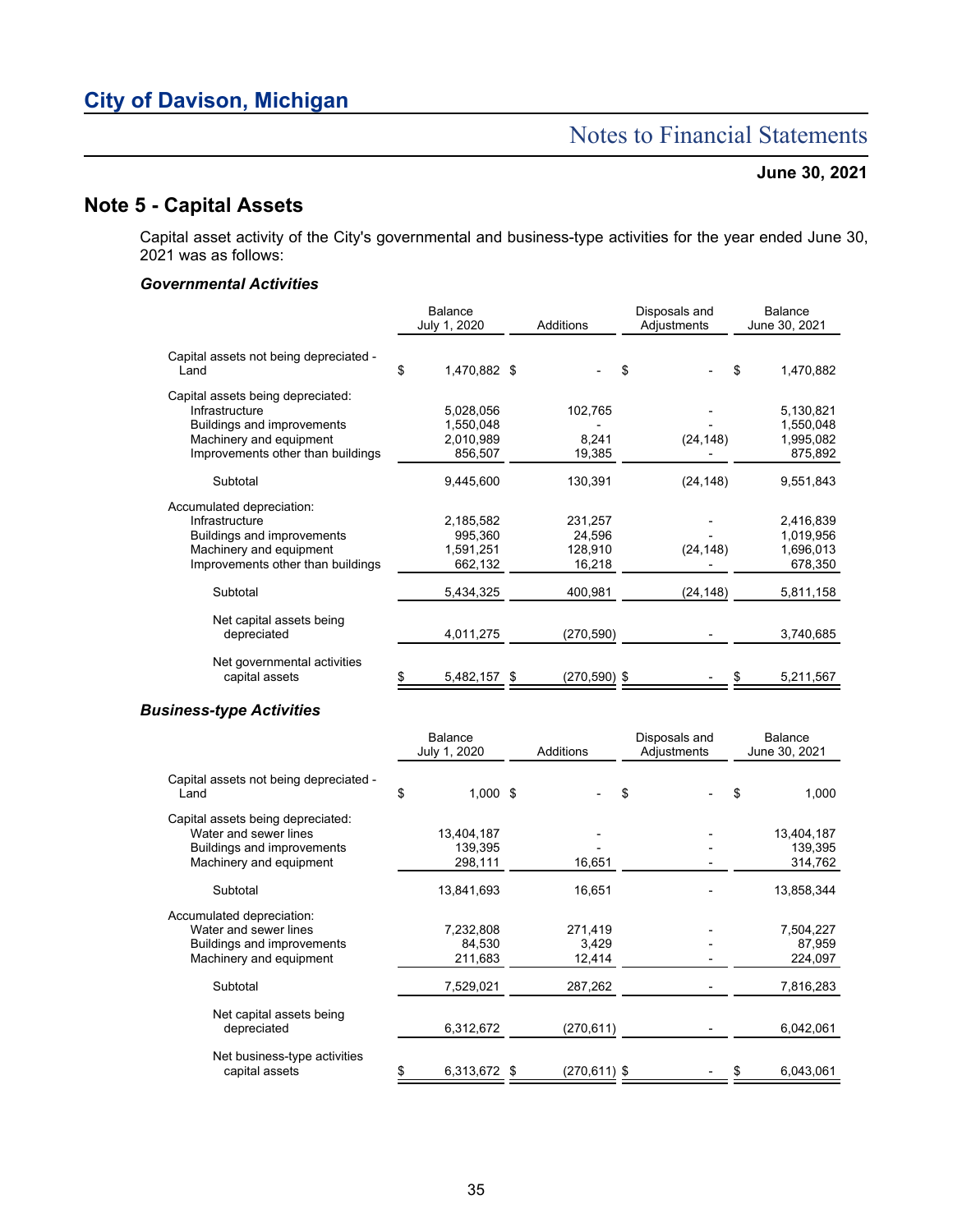# City of Davison, Michigan

## Notes to Financial Statements

**June 30, 2021**

## Note 5 - Capital Assets

Capital asset activity of the City's governmental and business-type activities for the year ended June 30, 2021 was as follows:

### *Governmental Activities*

| | Balance July 1, 2020 | Additions | Disposals and Adjustments | Balance June 30, 2021 |
|---|---|---|---|---|
| Capital assets not being depreciated - Land | $ 1,470,882 | $ - | $ - | $ 1,470,882 |
| Capital assets being depreciated: | | | | |
| Infrastructure | 5,028,056 | 102,765 | - | 5,130,821 |
| Buildings and improvements | 1,550,048 | - | - | 1,550,048 |
| Machinery and equipment | 2,010,989 | 8,241 | (24,148) | 1,995,082 |
| Improvements other than buildings | 856,507 | 19,385 | - | 875,892 |
| Subtotal | 9,445,600 | 130,391 | (24,148) | 9,551,843 |
| Accumulated depreciation: | | | | |
| Infrastructure | 2,185,582 | 231,257 | - | 2,416,839 |
| Buildings and improvements | 995,360 | 24,596 | - | 1,019,956 |
| Machinery and equipment | 1,591,251 | 128,910 | (24,148) | 1,696,013 |
| Improvements other than buildings | 662,132 | 16,218 | - | 678,350 |
| Subtotal | 5,434,325 | 400,981 | (24,148) | 5,811,158 |
| Net capital assets being depreciated | 4,011,275 | (270,590) | - | 3,740,685 |
| Net governmental activities capital assets | $ 5,482,157 | $ (270,590) | $ - | $ 5,211,567 |

### *Business-type Activities*

| | Balance July 1, 2020 | Additions | Disposals and Adjustments | Balance June 30, 2021 |
|---|---|---|---|---|
| Capital assets not being depreciated - Land | $ 1,000 | $ - | $ - | $ 1,000 |
| Capital assets being depreciated: | | | | |
| Water and sewer lines | 13,404,187 | - | - | 13,404,187 |
| Buildings and improvements | 139,395 | - | - | 139,395 |
| Machinery and equipment | 298,111 | 16,651 | - | 314,762 |
| Subtotal | 13,841,693 | 16,651 | - | 13,858,344 |
| Accumulated depreciation: | | | | |
| Water and sewer lines | 7,232,808 | 271,419 | - | 7,504,227 |
| Buildings and improvements | 84,530 | 3,429 | - | 87,959 |
| Machinery and equipment | 211,683 | 12,414 | - | 224,097 |
| Subtotal | 7,529,021 | 287,262 | - | 7,816,283 |
| Net capital assets being depreciated | 6,312,672 | (270,611) | - | 6,042,061 |
| Net business-type activities capital assets | $ 6,313,672 | $ (270,611) | $ - | $ 6,043,061 |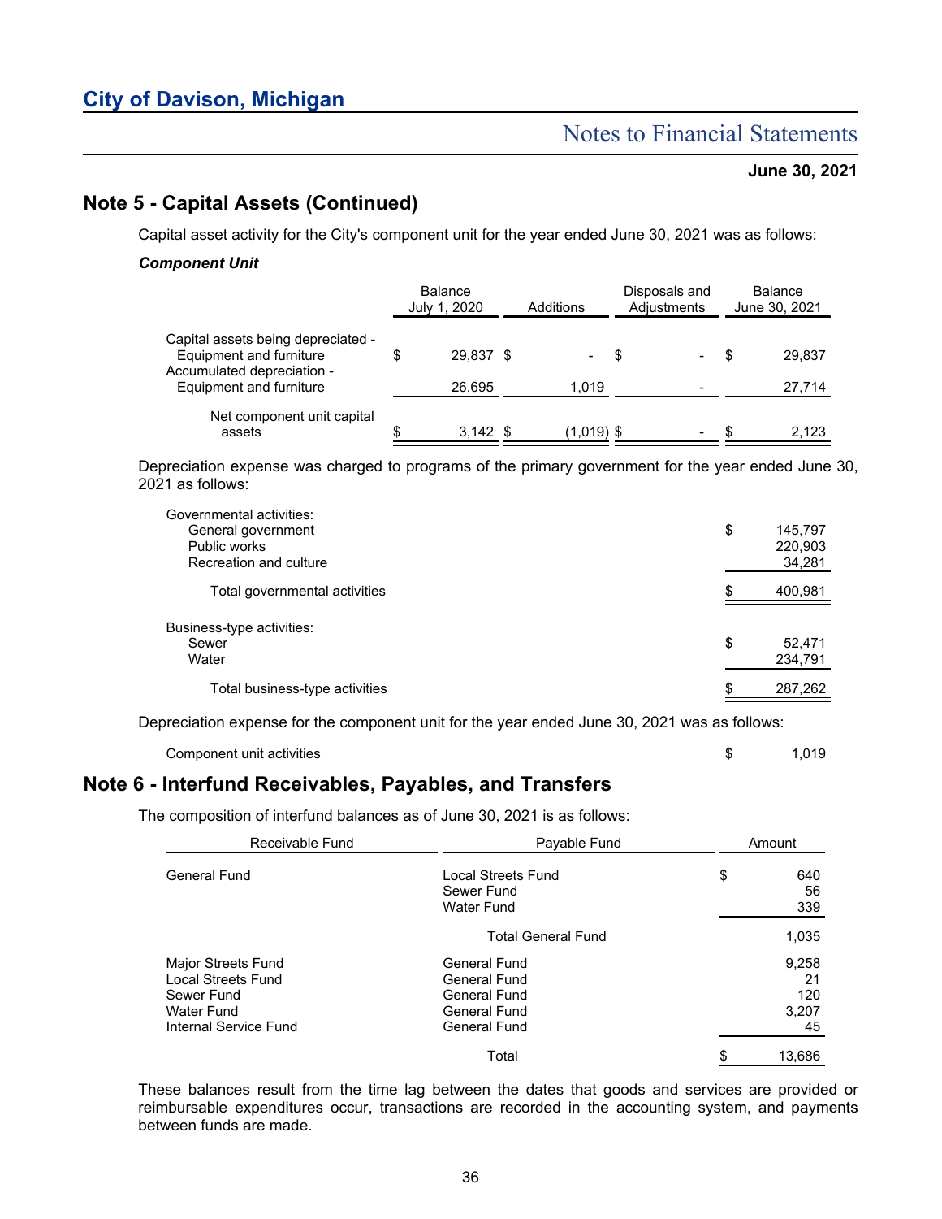# City of Davison, Michigan

## Notes to Financial Statements

**June 30, 2021**

## Note 5 - Capital Assets (Continued)

Capital asset activity for the City's component unit for the year ended June 30, 2021 was as follows:

***Component Unit***

| | Balance July 1, 2020 | Additions | Disposals and Adjustments | Balance June 30, 2021 |
|---|---|---|---|---|
| Capital assets being depreciated - Equipment and furniture | $ 29,837 | $ - | $ - | $ 29,837 |
| Accumulated depreciation - Equipment and furniture | 26,695 | 1,019 | - | 27,714 |
| Net component unit capital assets | $ 3,142 | $ (1,019) | $ - | $ 2,123 |

Depreciation expense was charged to programs of the primary government for the year ended June 30, 2021 as follows:

| | |
|---|---|
| Governmental activities: | |
| General government | $ 145,797 |
| Public works | 220,903 |
| Recreation and culture | 34,281 |
| Total governmental activities | $ 400,981 |
| Business-type activities: | |
| Sewer | $ 52,471 |
| Water | 234,791 |
| Total business-type activities | $ 287,262 |

Depreciation expense for the component unit for the year ended June 30, 2021 was as follows:

| | |
|---|---|
| Component unit activities | $ 1,019 |

## Note 6 - Interfund Receivables, Payables, and Transfers

The composition of interfund balances as of June 30, 2021 is as follows:

| Receivable Fund | Payable Fund | Amount |
|---|---|---|
| General Fund | Local Streets Fund | $ 640 |
| | Sewer Fund | 56 |
| | Water Fund | 339 |
| | Total General Fund | 1,035 |
| Major Streets Fund | General Fund | 9,258 |
| Local Streets Fund | General Fund | 21 |
| Sewer Fund | General Fund | 120 |
| Water Fund | General Fund | 3,207 |
| Internal Service Fund | General Fund | 45 |
| | Total | $ 13,686 |

These balances result from the time lag between the dates that goods and services are provided or reimbursable expenditures occur, transactions are recorded in the accounting system, and payments between funds are made.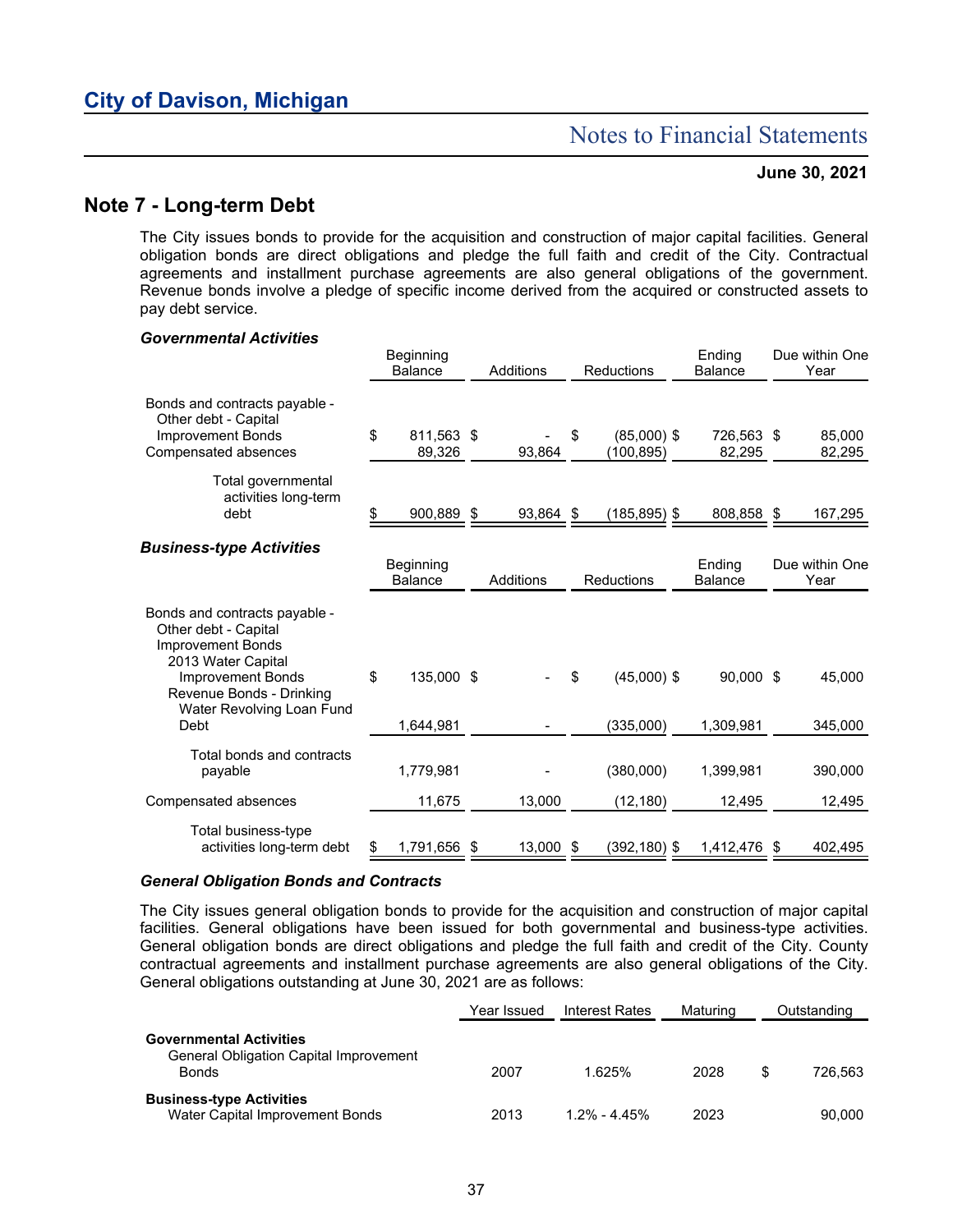## Note 7 - Long-term Debt

The City issues bonds to provide for the acquisition and construction of major capital facilities. General obligation bonds are direct obligations and pledge the full faith and credit of the City. Contractual agreements and installment purchase agreements are also general obligations of the government. Revenue bonds involve a pledge of specific income derived from the acquired or constructed assets to pay debt service.

### *Governmental Activities*

| | Beginning Balance | Additions | Reductions | Ending Balance | Due within One Year |
|---|---|---|---|---|---|
| Bonds and contracts payable - Other debt - Capital Improvement Bonds | $ 811,563 | $ - | $ (85,000) | $ 726,563 | $ 85,000 |
| Compensated absences | 89,326 | 93,864 | (100,895) | 82,295 | 82,295 |
| Total governmental activities long-term debt | $ 900,889 | $ 93,864 | $ (185,895) | $ 808,858 | $ 167,295 |

### *Business-type Activities*

| | Beginning Balance | Additions | Reductions | Ending Balance | Due within One Year |
|---|---|---|---|---|---|
| Bonds and contracts payable - Other debt - Capital Improvement Bonds 2013 Water Capital Improvement Bonds | $ 135,000 | $ - | $ (45,000) | $ 90,000 | $ 45,000 |
| Revenue Bonds - Drinking Water Revolving Loan Fund Debt | 1,644,981 | - | (335,000) | 1,309,981 | 345,000 |
| Total bonds and contracts payable | 1,779,981 | - | (380,000) | 1,399,981 | 390,000 |
| Compensated absences | 11,675 | 13,000 | (12,180) | 12,495 | 12,495 |
| Total business-type activities long-term debt | $ 1,791,656 | $ 13,000 | $ (392,180) | $ 1,412,476 | $ 402,495 |

### *General Obligation Bonds and Contracts*

The City issues general obligation bonds to provide for the acquisition and construction of major capital facilities. General obligations have been issued for both governmental and business-type activities. General obligation bonds are direct obligations and pledge the full faith and credit of the City. County contractual agreements and installment purchase agreements are also general obligations of the City. General obligations outstanding at June 30, 2021 are as follows:

| | Year Issued | Interest Rates | Maturing | Outstanding |
|---|---|---|---|---|
| **Governmental Activities** | | | | |
| General Obligation Capital Improvement Bonds | 2007 | 1.625% | 2028 | $ 726,563 |
| **Business-type Activities** | | | | |
| Water Capital Improvement Bonds | 2013 | 1.2% - 4.45% | 2023 | 90,000 |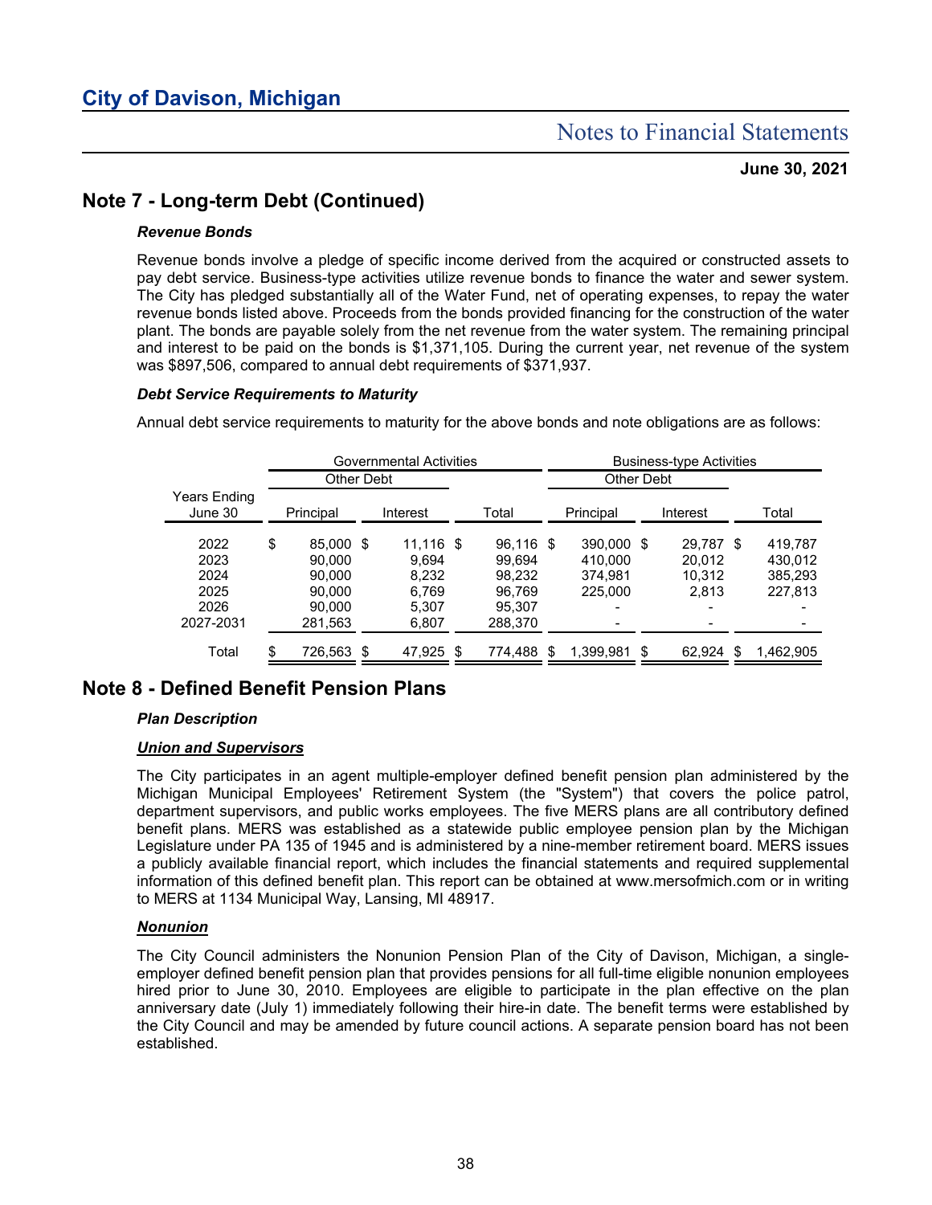# Note 7 - Long-term Debt (Continued)

***Revenue Bonds***

Revenue bonds involve a pledge of specific income derived from the acquired or constructed assets to pay debt service. Business-type activities utilize revenue bonds to finance the water and sewer system. The City has pledged substantially all of the Water Fund, net of operating expenses, to repay the water revenue bonds listed above. Proceeds from the bonds provided financing for the construction of the water plant. The bonds are payable solely from the net revenue from the water system. The remaining principal and interest to be paid on the bonds is $1,371,105. During the current year, net revenue of the system was $897,506, compared to annual debt requirements of $371,937.

***Debt Service Requirements to Maturity***

Annual debt service requirements to maturity for the above bonds and note obligations are as follows:

| | Governmental Activities | | | Business-type Activities | | |
|---|---|---|---|---|---|---|
| | Other Debt | | | Other Debt | | |
| Years Ending June 30 | Principal | Interest | Total | Principal | Interest | Total |
| 2022 | $ 85,000 | $ 11,116 | $ 96,116 | $ 390,000 | $ 29,787 | $ 419,787 |
| 2023 | 90,000 | 9,694 | 99,694 | 410,000 | 20,012 | 430,012 |
| 2024 | 90,000 | 8,232 | 98,232 | 374,981 | 10,312 | 385,293 |
| 2025 | 90,000 | 6,769 | 96,769 | 225,000 | 2,813 | 227,813 |
| 2026 | 90,000 | 5,307 | 95,307 | - | - | - |
| 2027-2031 | 281,563 | 6,807 | 288,370 | - | - | - |
| Total | $ 726,563 | $ 47,925 | $ 774,488 | $ 1,399,981 | $ 62,924 | $ 1,462,905 |

# Note 8 - Defined Benefit Pension Plans

***Plan Description***

***Union and Supervisors***

The City participates in an agent multiple-employer defined benefit pension plan administered by the Michigan Municipal Employees' Retirement System (the "System") that covers the police patrol, department supervisors, and public works employees. The five MERS plans are all contributory defined benefit plans. MERS was established as a statewide public employee pension plan by the Michigan Legislature under PA 135 of 1945 and is administered by a nine-member retirement board. MERS issues a publicly available financial report, which includes the financial statements and required supplemental information of this defined benefit plan. This report can be obtained at www.mersofmich.com or in writing to MERS at 1134 Municipal Way, Lansing, MI 48917.

***Nonunion***

The City Council administers the Nonunion Pension Plan of the City of Davison, Michigan, a single-employer defined benefit pension plan that provides pensions for all full-time eligible nonunion employees hired prior to June 30, 2010. Employees are eligible to participate in the plan effective on the plan anniversary date (July 1) immediately following their hire-in date. The benefit terms were established by the City Council and may be amended by future council actions. A separate pension board has not been established.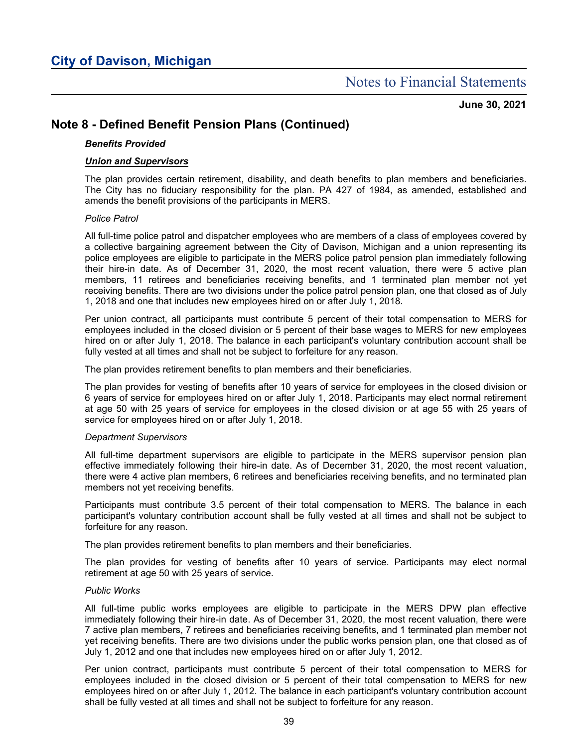## Note 8 - Defined Benefit Pension Plans (Continued)

***Benefits Provided***

***<u>Union and Supervisors</u>***

The plan provides certain retirement, disability, and death benefits to plan members and beneficiaries. The City has no fiduciary responsibility for the plan. PA 427 of 1984, as amended, established and amends the benefit provisions of the participants in MERS.

*Police Patrol*

All full-time police patrol and dispatcher employees who are members of a class of employees covered by a collective bargaining agreement between the City of Davison, Michigan and a union representing its police employees are eligible to participate in the MERS police patrol pension plan immediately following their hire-in date. As of December 31, 2020, the most recent valuation, there were 5 active plan members, 11 retirees and beneficiaries receiving benefits, and 1 terminated plan member not yet receiving benefits. There are two divisions under the police patrol pension plan, one that closed as of July 1, 2018 and one that includes new employees hired on or after July 1, 2018.

Per union contract, all participants must contribute 5 percent of their total compensation to MERS for employees included in the closed division or 5 percent of their base wages to MERS for new employees hired on or after July 1, 2018. The balance in each participant's voluntary contribution account shall be fully vested at all times and shall not be subject to forfeiture for any reason.

The plan provides retirement benefits to plan members and their beneficiaries.

The plan provides for vesting of benefits after 10 years of service for employees in the closed division or 6 years of service for employees hired on or after July 1, 2018. Participants may elect normal retirement at age 50 with 25 years of service for employees in the closed division or at age 55 with 25 years of service for employees hired on or after July 1, 2018.

*Department Supervisors*

All full-time department supervisors are eligible to participate in the MERS supervisor pension plan effective immediately following their hire-in date. As of December 31, 2020, the most recent valuation, there were 4 active plan members, 6 retirees and beneficiaries receiving benefits, and no terminated plan members not yet receiving benefits.

Participants must contribute 3.5 percent of their total compensation to MERS. The balance in each participant's voluntary contribution account shall be fully vested at all times and shall not be subject to forfeiture for any reason.

The plan provides retirement benefits to plan members and their beneficiaries.

The plan provides for vesting of benefits after 10 years of service. Participants may elect normal retirement at age 50 with 25 years of service.

*Public Works*

All full-time public works employees are eligible to participate in the MERS DPW plan effective immediately following their hire-in date. As of December 31, 2020, the most recent valuation, there were 7 active plan members, 7 retirees and beneficiaries receiving benefits, and 1 terminated plan member not yet receiving benefits. There are two divisions under the public works pension plan, one that closed as of July 1, 2012 and one that includes new employees hired on or after July 1, 2012.

Per union contract, participants must contribute 5 percent of their total compensation to MERS for employees included in the closed division or 5 percent of their total compensation to MERS for new employees hired on or after July 1, 2012. The balance in each participant's voluntary contribution account shall be fully vested at all times and shall not be subject to forfeiture for any reason.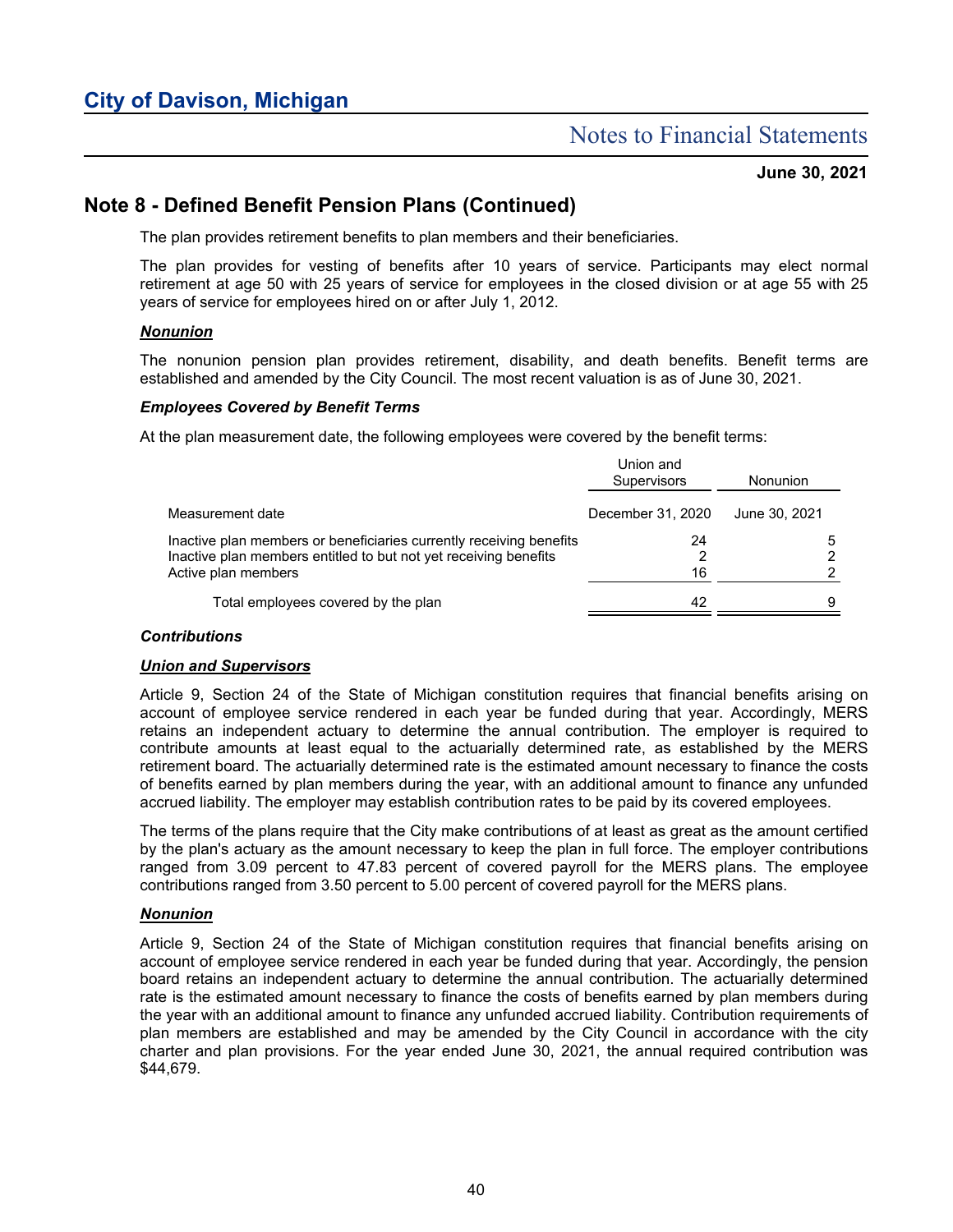# City of Davison, Michigan

## Notes to Financial Statements

**June 30, 2021**

## Note 8 - Defined Benefit Pension Plans (Continued)

The plan provides retirement benefits to plan members and their beneficiaries.

The plan provides for vesting of benefits after 10 years of service. Participants may elect normal retirement at age 50 with 25 years of service for employees in the closed division or at age 55 with 25 years of service for employees hired on or after July 1, 2012.

***Nonunion***

The nonunion pension plan provides retirement, disability, and death benefits. Benefit terms are established and amended by the City Council. The most recent valuation is as of June 30, 2021.

***Employees Covered by Benefit Terms***

At the plan measurement date, the following employees were covered by the benefit terms:

| | Union and Supervisors | Nonunion |
|---|---|---|
| Measurement date | December 31, 2020 | June 30, 2021 |
| Inactive plan members or beneficiaries currently receiving benefits | 24 | 5 |
| Inactive plan members entitled to but not yet receiving benefits | 2 | 2 |
| Active plan members | 16 | 2 |
| Total employees covered by the plan | 42 | 9 |

***Contributions***

***Union and Supervisors***

Article 9, Section 24 of the State of Michigan constitution requires that financial benefits arising on account of employee service rendered in each year be funded during that year. Accordingly, MERS retains an independent actuary to determine the annual contribution. The employer is required to contribute amounts at least equal to the actuarially determined rate, as established by the MERS retirement board. The actuarially determined rate is the estimated amount necessary to finance the costs of benefits earned by plan members during the year, with an additional amount to finance any unfunded accrued liability. The employer may establish contribution rates to be paid by its covered employees.

The terms of the plans require that the City make contributions of at least as great as the amount certified by the plan's actuary as the amount necessary to keep the plan in full force. The employer contributions ranged from 3.09 percent to 47.83 percent of covered payroll for the MERS plans. The employee contributions ranged from 3.50 percent to 5.00 percent of covered payroll for the MERS plans.

***Nonunion***

Article 9, Section 24 of the State of Michigan constitution requires that financial benefits arising on account of employee service rendered in each year be funded during that year. Accordingly, the pension board retains an independent actuary to determine the annual contribution. The actuarially determined rate is the estimated amount necessary to finance the costs of benefits earned by plan members during the year with an additional amount to finance any unfunded accrued liability. Contribution requirements of plan members are established and may be amended by the City Council in accordance with the city charter and plan provisions. For the year ended June 30, 2021, the annual required contribution was $44,679.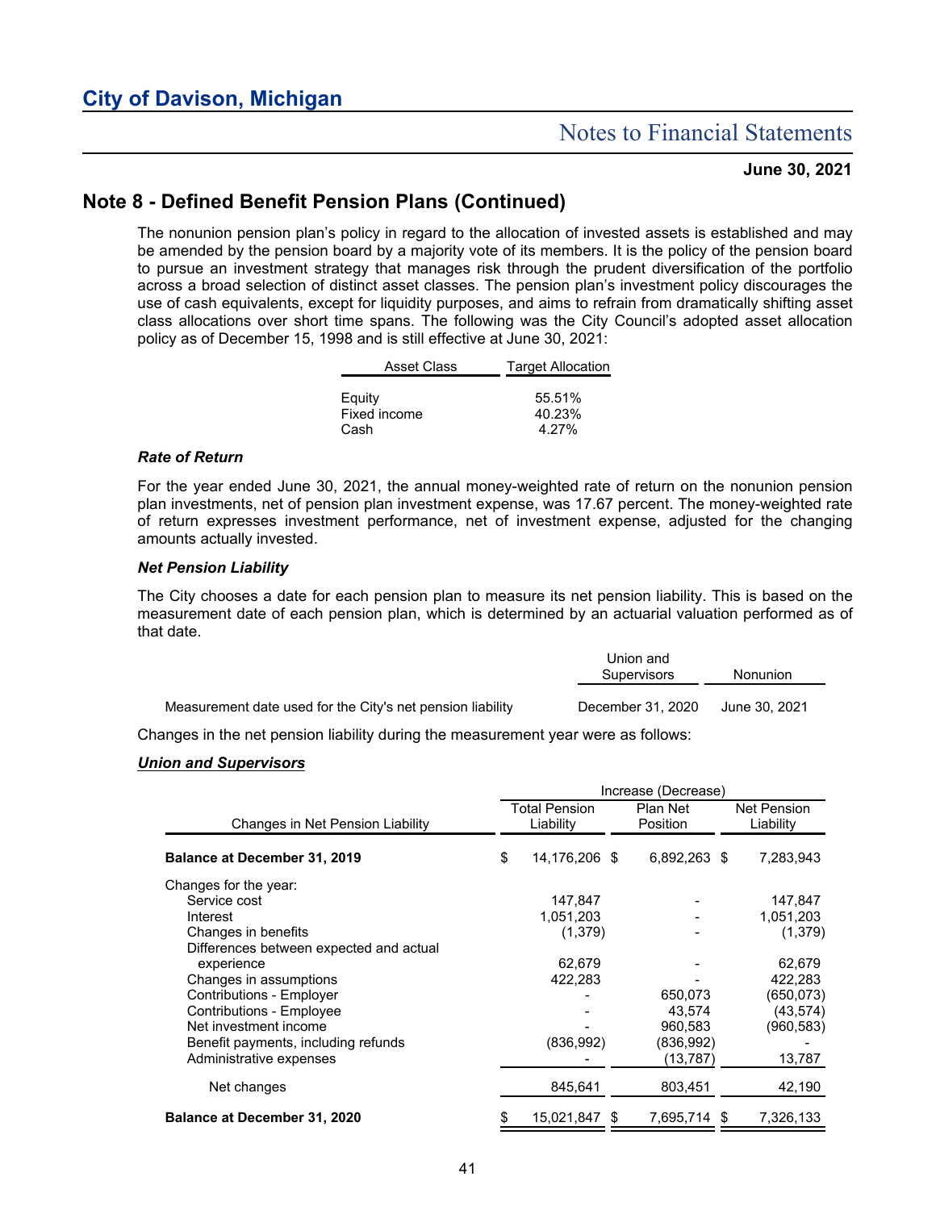## Note 8 - Defined Benefit Pension Plans (Continued)

The nonunion pension plan's policy in regard to the allocation of invested assets is established and may be amended by the pension board by a majority vote of its members. It is the policy of the pension board to pursue an investment strategy that manages risk through the prudent diversification of the portfolio across a broad selection of distinct asset classes. The pension plan's investment policy discourages the use of cash equivalents, except for liquidity purposes, and aims to refrain from dramatically shifting asset class allocations over short time spans. The following was the City Council's adopted asset allocation policy as of December 15, 1998 and is still effective at June 30, 2021:

| Asset Class | Target Allocation |
|---|---|
| Equity | 55.51% |
| Fixed income | 40.23% |
| Cash | 4.27% |

### *Rate of Return*

For the year ended June 30, 2021, the annual money-weighted rate of return on the nonunion pension plan investments, net of pension plan investment expense, was 17.67 percent. The money-weighted rate of return expresses investment performance, net of investment expense, adjusted for the changing amounts actually invested.

### *Net Pension Liability*

The City chooses a date for each pension plan to measure its net pension liability. This is based on the measurement date of each pension plan, which is determined by an actuarial valuation performed as of that date.

| | Union and Supervisors | Nonunion |
|---|---|---|
| Measurement date used for the City's net pension liability | December 31, 2020 | June 30, 2021 |

Changes in the net pension liability during the measurement year were as follows:

### ***Union and Supervisors***

| | Increase (Decrease) | | |
|---|---|---|---|
| Changes in Net Pension Liability | Total Pension Liability | Plan Net Position | Net Pension Liability |
| **Balance at December 31, 2019** | $ 14,176,206 | $ 6,892,263 | $ 7,283,943 |
| Changes for the year: | | | |
| Service cost | 147,847 | - | 147,847 |
| Interest | 1,051,203 | - | 1,051,203 |
| Changes in benefits | (1,379) | - | (1,379) |
| Differences between expected and actual experience | 62,679 | - | 62,679 |
| Changes in assumptions | 422,283 | - | 422,283 |
| Contributions - Employer | - | 650,073 | (650,073) |
| Contributions - Employee | - | 43,574 | (43,574) |
| Net investment income | - | 960,583 | (960,583) |
| Benefit payments, including refunds | (836,992) | (836,992) | - |
| Administrative expenses | - | (13,787) | 13,787 |
| Net changes | 845,641 | 803,451 | 42,190 |
| **Balance at December 31, 2020** | $ 15,021,847 | $ 7,695,714 | $ 7,326,133 |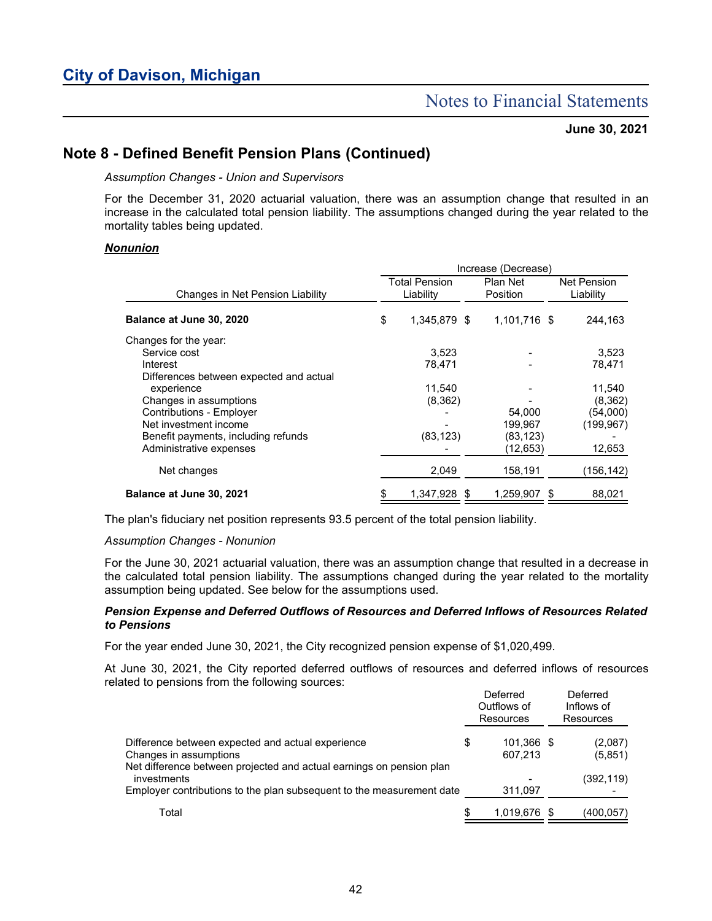# Note 8 - Defined Benefit Pension Plans (Continued)

*Assumption Changes - Union and Supervisors*

For the December 31, 2020 actuarial valuation, there was an assumption change that resulted in an increase in the calculated total pension liability. The assumptions changed during the year related to the mortality tables being updated.

***Nonunion***

| Changes in Net Pension Liability | Increase (Decrease) Total Pension Liability | Plan Net Position | Net Pension Liability |
|---|---|---|---|
| **Balance at June 30, 2020** | $ 1,345,879 | $ 1,101,716 | $ 244,163 |
| Changes for the year: | | | |
| Service cost | 3,523 | - | 3,523 |
| Interest | 78,471 | - | 78,471 |
| Differences between expected and actual experience | 11,540 | - | 11,540 |
| Changes in assumptions | (8,362) | - | (8,362) |
| Contributions - Employer | - | 54,000 | (54,000) |
| Net investment income | - | 199,967 | (199,967) |
| Benefit payments, including refunds | (83,123) | (83,123) | - |
| Administrative expenses | - | (12,653) | 12,653 |
| Net changes | 2,049 | 158,191 | (156,142) |
| **Balance at June 30, 2021** | $ 1,347,928 | $ 1,259,907 | $ 88,021 |

The plan's fiduciary net position represents 93.5 percent of the total pension liability.

*Assumption Changes - Nonunion*

For the June 30, 2021 actuarial valuation, there was an assumption change that resulted in a decrease in the calculated total pension liability. The assumptions changed during the year related to the mortality assumption being updated. See below for the assumptions used.

***Pension Expense and Deferred Outflows of Resources and Deferred Inflows of Resources Related to Pensions***

For the year ended June 30, 2021, the City recognized pension expense of $1,020,499.

At June 30, 2021, the City reported deferred outflows of resources and deferred inflows of resources related to pensions from the following sources:

| | Deferred Outflows of Resources | Deferred Inflows of Resources |
|---|---|---|
| Difference between expected and actual experience | $ 101,366 | $ (2,087) |
| Changes in assumptions | 607,213 | (5,851) |
| Net difference between projected and actual earnings on pension plan investments | - | (392,119) |
| Employer contributions to the plan subsequent to the measurement date | 311,097 | - |
| Total | $ 1,019,676 | $ (400,057) |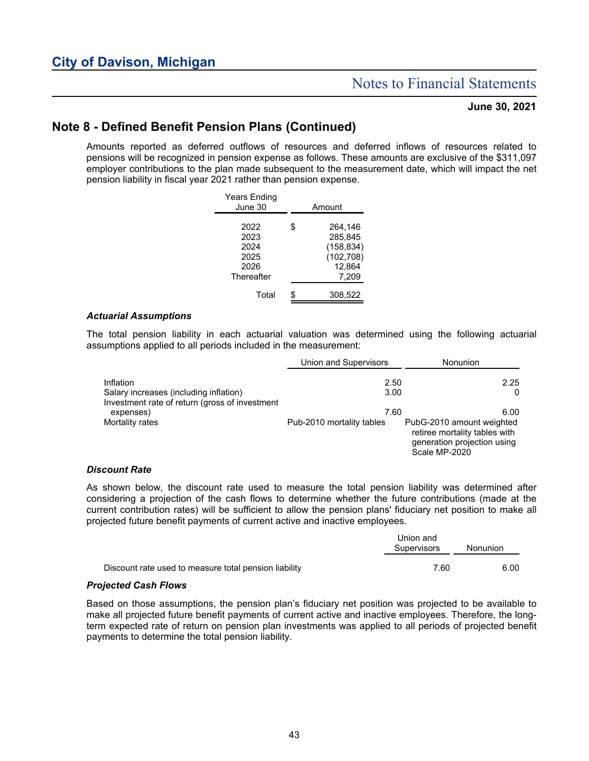## Note 8 - Defined Benefit Pension Plans (Continued)

Amounts reported as deferred outflows of resources and deferred inflows of resources related to pensions will be recognized in pension expense as follows. These amounts are exclusive of the $311,097 employer contributions to the plan made subsequent to the measurement date, which will impact the net pension liability in fiscal year 2021 rather than pension expense.

| Years Ending June 30 | Amount |
|---|---|
| 2022 | $ 264,146 |
| 2023 | 285,845 |
| 2024 | (158,834) |
| 2025 | (102,708) |
| 2026 | 12,864 |
| Thereafter | 7,209 |
| Total | $ 308,522 |

### *Actuarial Assumptions*

The total pension liability in each actuarial valuation was determined using the following actuarial assumptions applied to all periods included in the measurement:

| | Union and Supervisors | Nonunion |
|---|---|---|
| Inflation | 2.50 | 2.25 |
| Salary increases (including inflation) | 3.00 | 0 |
| Investment rate of return (gross of investment expenses) | 7.60 | 6.00 |
| Mortality rates | Pub-2010 mortality tables | PubG-2010 amount weighted retiree mortality tables with generation projection using Scale MP-2020 |

### *Discount Rate*

As shown below, the discount rate used to measure the total pension liability was determined after considering a projection of the cash flows to determine whether the future contributions (made at the current contribution rates) will be sufficient to allow the pension plans' fiduciary net position to make all projected future benefit payments of current active and inactive employees.

| | Union and Supervisors | Nonunion |
|---|---|---|
| Discount rate used to measure total pension liability | 7.60 | 6.00 |

### *Projected Cash Flows*

Based on those assumptions, the pension plan's fiduciary net position was projected to be available to make all projected future benefit payments of current active and inactive employees. Therefore, the long-term expected rate of return on pension plan investments was applied to all periods of projected benefit payments to determine the total pension liability.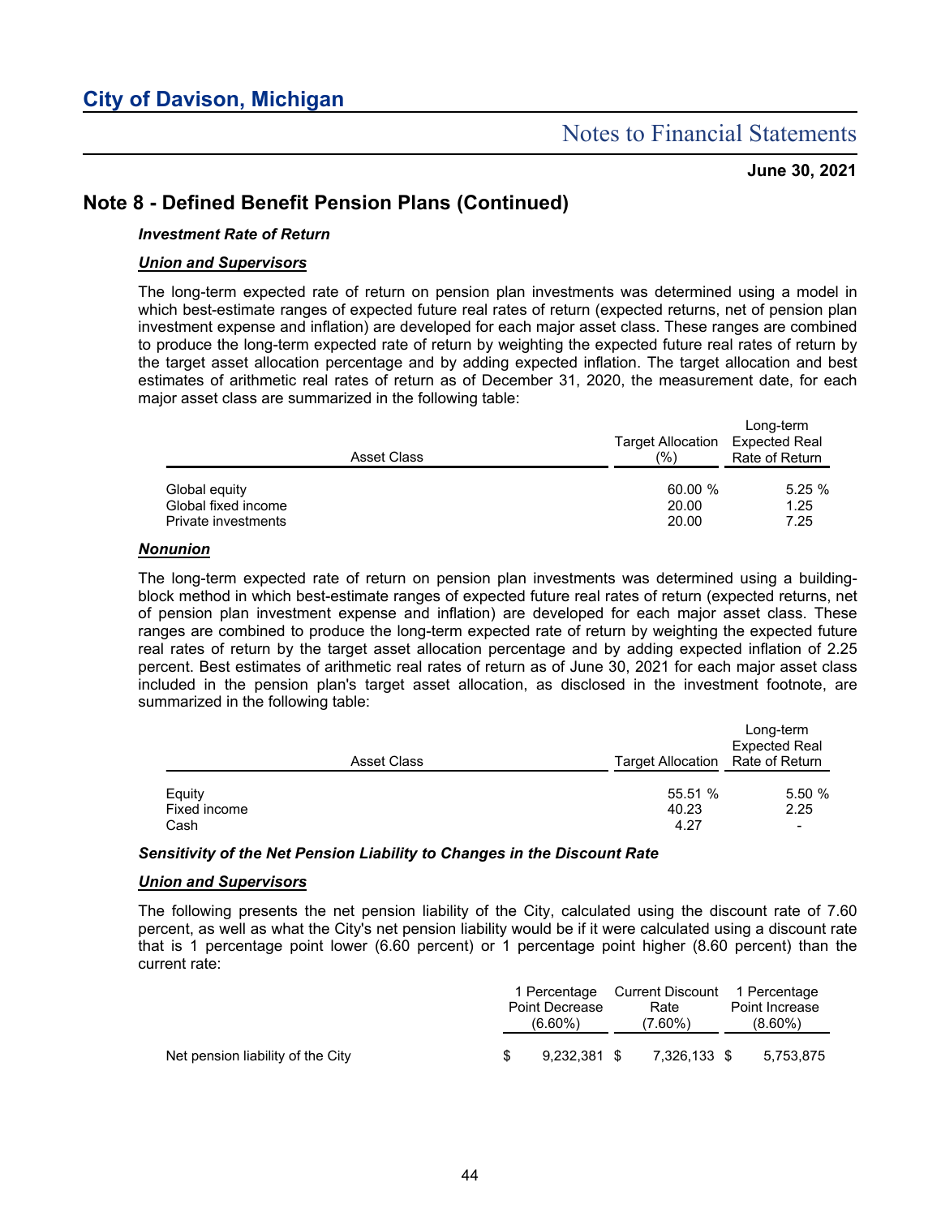# City of Davison, Michigan

## Notes to Financial Statements

**June 30, 2021**

## Note 8 - Defined Benefit Pension Plans (Continued)

***Investment Rate of Return***

***Union and Supervisors***

The long-term expected rate of return on pension plan investments was determined using a model in which best-estimate ranges of expected future real rates of return (expected returns, net of pension plan investment expense and inflation) are developed for each major asset class. These ranges are combined to produce the long-term expected rate of return by weighting the expected future real rates of return by the target asset allocation percentage and by adding expected inflation. The target allocation and best estimates of arithmetic real rates of return as of December 31, 2020, the measurement date, for each major asset class are summarized in the following table:

| Asset Class | Target Allocation (%) | Long-term Expected Real Rate of Return |
|---|---|---|
| Global equity | 60.00 % | 5.25 % |
| Global fixed income | 20.00 | 1.25 |
| Private investments | 20.00 | 7.25 |

***Nonunion***

The long-term expected rate of return on pension plan investments was determined using a building-block method in which best-estimate ranges of expected future real rates of return (expected returns, net of pension plan investment expense and inflation) are developed for each major asset class. These ranges are combined to produce the long-term expected rate of return by weighting the expected future real rates of return by the target asset allocation percentage and by adding expected inflation of 2.25 percent. Best estimates of arithmetic real rates of return as of June 30, 2021 for each major asset class included in the pension plan's target asset allocation, as disclosed in the investment footnote, are summarized in the following table:

| Asset Class | Target Allocation | Long-term Expected Real Rate of Return |
|---|---|---|
| Equity | 55.51 % | 5.50 % |
| Fixed income | 40.23 | 2.25 |
| Cash | 4.27 | - |

***Sensitivity of the Net Pension Liability to Changes in the Discount Rate***

***Union and Supervisors***

The following presents the net pension liability of the City, calculated using the discount rate of 7.60 percent, as well as what the City's net pension liability would be if it were calculated using a discount rate that is 1 percentage point lower (6.60 percent) or 1 percentage point higher (8.60 percent) than the current rate:

| | 1 Percentage Point Decrease (6.60%) | Current Discount Rate (7.60%) | 1 Percentage Point Increase (8.60%) |
|---|---|---|---|
| Net pension liability of the City | $ 9,232,381 | $ 7,326,133 | $ 5,753,875 |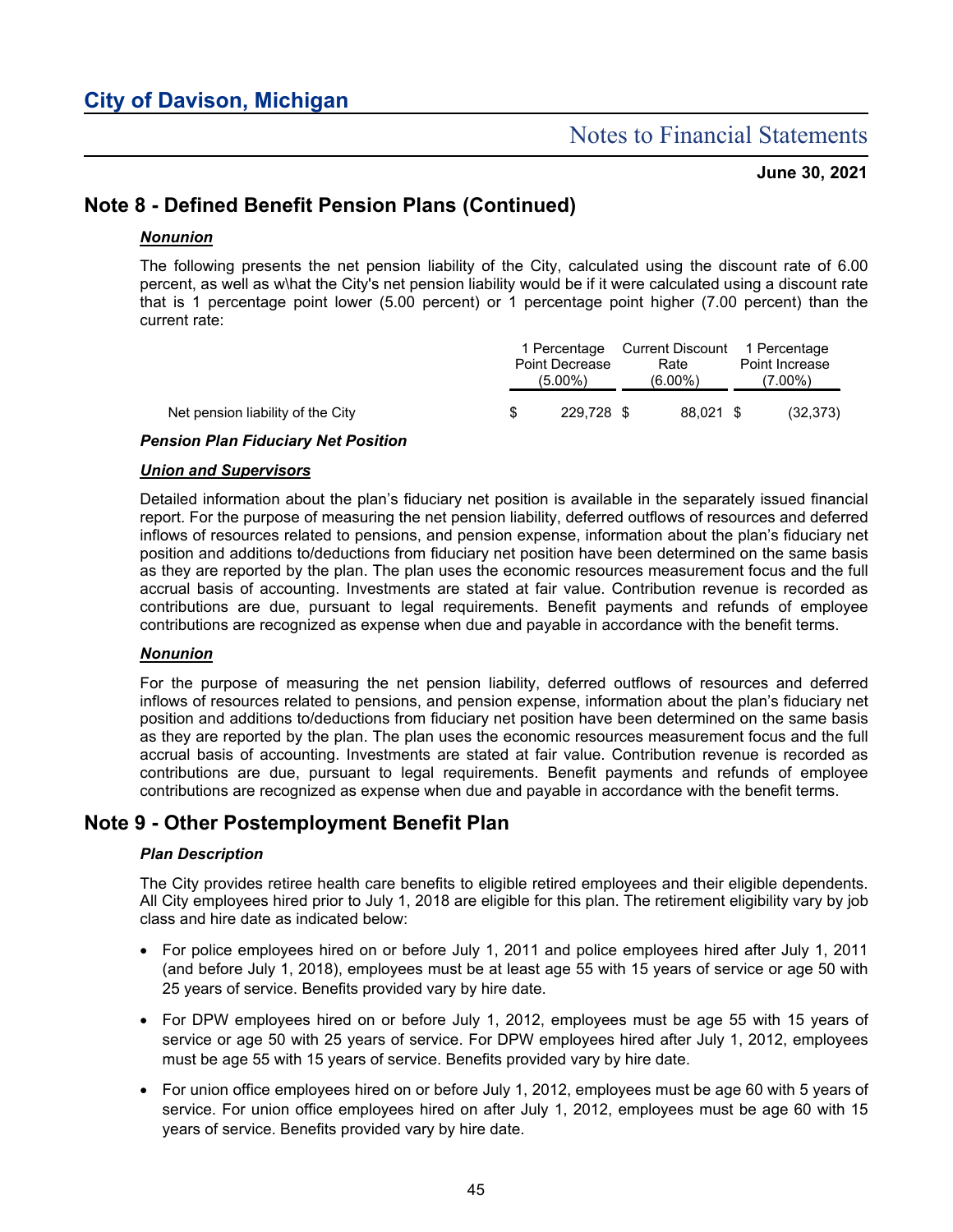## Note 8 - Defined Benefit Pension Plans (Continued)

***Nonunion***

The following presents the net pension liability of the City, calculated using the discount rate of 6.00 percent, as well as w\hat the City's net pension liability would be if it were calculated using a discount rate that is 1 percentage point lower (5.00 percent) or 1 percentage point higher (7.00 percent) than the current rate:

| | 1 Percentage Point Decrease (5.00%) | Current Discount Rate (6.00%) | 1 Percentage Point Increase (7.00%) |
|---|---|---|---|
| Net pension liability of the City | $ 229,728 | $ 88,021 | $ (32,373) |

***Pension Plan Fiduciary Net Position***

***Union and Supervisors***

Detailed information about the plan's fiduciary net position is available in the separately issued financial report. For the purpose of measuring the net pension liability, deferred outflows of resources and deferred inflows of resources related to pensions, and pension expense, information about the plan's fiduciary net position and additions to/deductions from fiduciary net position have been determined on the same basis as they are reported by the plan. The plan uses the economic resources measurement focus and the full accrual basis of accounting. Investments are stated at fair value. Contribution revenue is recorded as contributions are due, pursuant to legal requirements. Benefit payments and refunds of employee contributions are recognized as expense when due and payable in accordance with the benefit terms.

***Nonunion***

For the purpose of measuring the net pension liability, deferred outflows of resources and deferred inflows of resources related to pensions, and pension expense, information about the plan's fiduciary net position and additions to/deductions from fiduciary net position have been determined on the same basis as they are reported by the plan. The plan uses the economic resources measurement focus and the full accrual basis of accounting. Investments are stated at fair value. Contribution revenue is recorded as contributions are due, pursuant to legal requirements. Benefit payments and refunds of employee contributions are recognized as expense when due and payable in accordance with the benefit terms.

## Note 9 - Other Postemployment Benefit Plan

***Plan Description***

The City provides retiree health care benefits to eligible retired employees and their eligible dependents. All City employees hired prior to July 1, 2018 are eligible for this plan. The retirement eligibility vary by job class and hire date as indicated below:

- For police employees hired on or before July 1, 2011 and police employees hired after July 1, 2011 (and before July 1, 2018), employees must be at least age 55 with 15 years of service or age 50 with 25 years of service. Benefits provided vary by hire date.
- For DPW employees hired on or before July 1, 2012, employees must be age 55 with 15 years of service or age 50 with 25 years of service. For DPW employees hired after July 1, 2012, employees must be age 55 with 15 years of service. Benefits provided vary by hire date.
- For union office employees hired on or before July 1, 2012, employees must be age 60 with 5 years of service. For union office employees hired on after July 1, 2012, employees must be age 60 with 15 years of service. Benefits provided vary by hire date.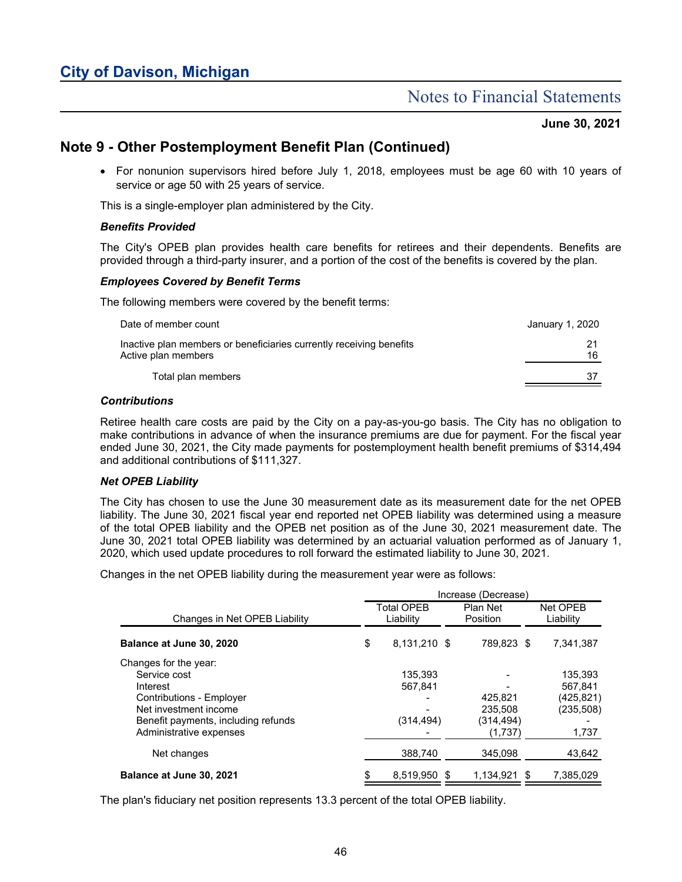## Note 9 - Other Postemployment Benefit Plan (Continued)

- For nonunion supervisors hired before July 1, 2018, employees must be age 60 with 10 years of service or age 50 with 25 years of service.

This is a single-employer plan administered by the City.

### *Benefits Provided*

The City's OPEB plan provides health care benefits for retirees and their dependents. Benefits are provided through a third-party insurer, and a portion of the cost of the benefits is covered by the plan.

### *Employees Covered by Benefit Terms*

The following members were covered by the benefit terms:

| Date of member count | January 1, 2020 |
|---|---|
| Inactive plan members or beneficiaries currently receiving benefits | 21 |
| Active plan members | 16 |
| Total plan members | 37 |

### *Contributions*

Retiree health care costs are paid by the City on a pay-as-you-go basis. The City has no obligation to make contributions in advance of when the insurance premiums are due for payment. For the fiscal year ended June 30, 2021, the City made payments for postemployment health benefit premiums of $314,494 and additional contributions of $111,327.

### *Net OPEB Liability*

The City has chosen to use the June 30 measurement date as its measurement date for the net OPEB liability. The June 30, 2021 fiscal year end reported net OPEB liability was determined using a measure of the total OPEB liability and the OPEB net position as of the June 30, 2021 measurement date. The June 30, 2021 total OPEB liability was determined by an actuarial valuation performed as of January 1, 2020, which used update procedures to roll forward the estimated liability to June 30, 2021.

Changes in the net OPEB liability during the measurement year were as follows:

| | Increase (Decrease) | | |
|---|---|---|---|
| Changes in Net OPEB Liability | Total OPEB Liability | Plan Net Position | Net OPEB Liability |
| **Balance at June 30, 2020** | $ 8,131,210 | $ 789,823 | $ 7,341,387 |
| Changes for the year: | | | |
| Service cost | 135,393 | - | 135,393 |
| Interest | 567,841 | - | 567,841 |
| Contributions - Employer | - | 425,821 | (425,821) |
| Net investment income | - | 235,508 | (235,508) |
| Benefit payments, including refunds | (314,494) | (314,494) | - |
| Administrative expenses | - | (1,737) | 1,737 |
| Net changes | 388,740 | 345,098 | 43,642 |
| **Balance at June 30, 2021** | $ 8,519,950 | $ 1,134,921 | $ 7,385,029 |

The plan's fiduciary net position represents 13.3 percent of the total OPEB liability.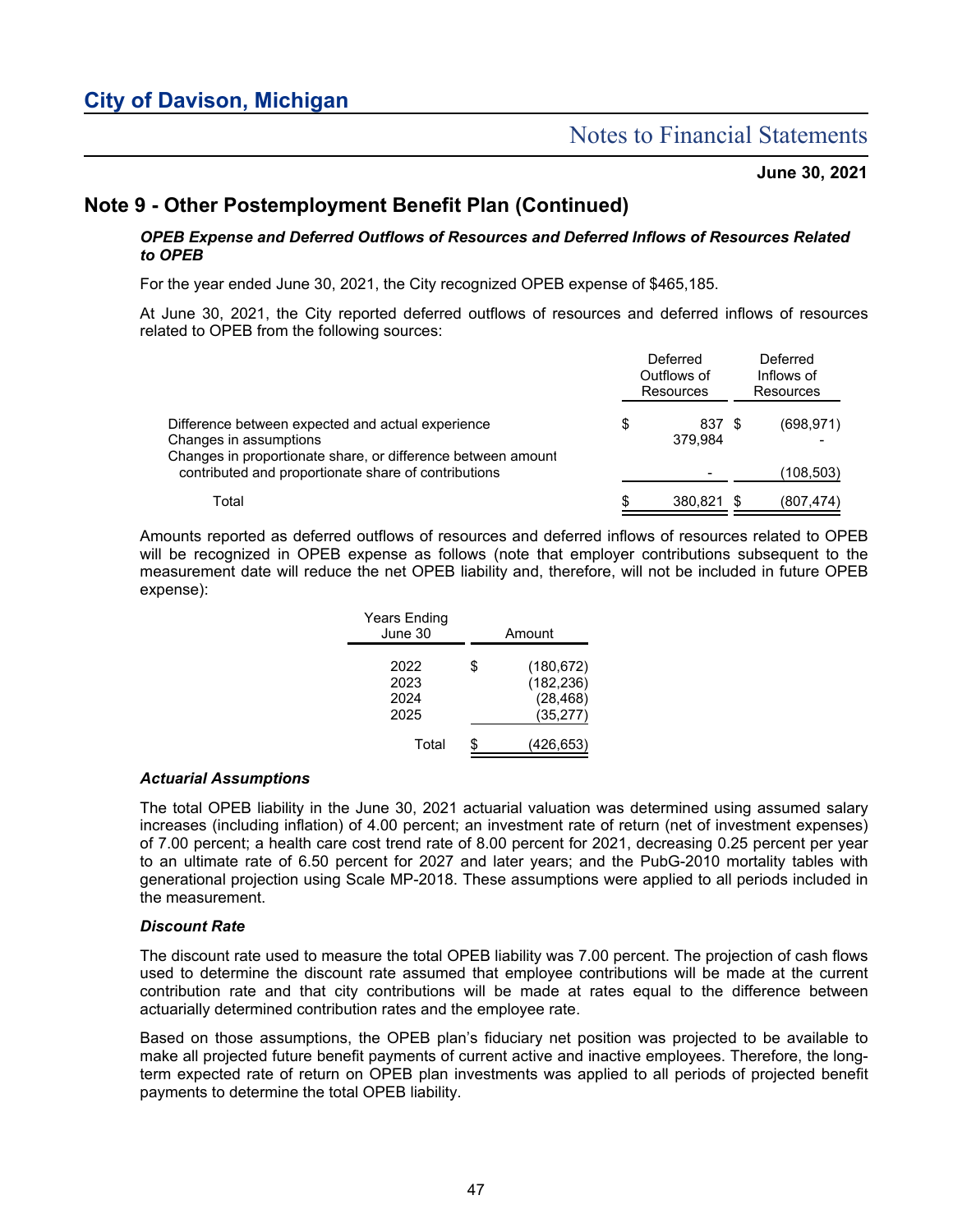# City of Davison, Michigan

## Notes to Financial Statements

**June 30, 2021**

## Note 9 - Other Postemployment Benefit Plan (Continued)

### *OPEB Expense and Deferred Outflows of Resources and Deferred Inflows of Resources Related to OPEB*

For the year ended June 30, 2021, the City recognized OPEB expense of $465,185.

At June 30, 2021, the City reported deferred outflows of resources and deferred inflows of resources related to OPEB from the following sources:

| | Deferred Outflows of Resources | Deferred Inflows of Resources |
|---|---|---|
| Difference between expected and actual experience | $ 837 | $ (698,971) |
| Changes in assumptions | 379,984 | - |
| Changes in proportionate share, or difference between amount contributed and proportionate share of contributions | - | (108,503) |
| Total | $ 380,821 | $ (807,474) |

Amounts reported as deferred outflows of resources and deferred inflows of resources related to OPEB will be recognized in OPEB expense as follows (note that employer contributions subsequent to the measurement date will reduce the net OPEB liability and, therefore, will not be included in future OPEB expense):

| Years Ending June 30 | Amount |
|---|---|
| 2022 | $ (180,672) |
| 2023 | (182,236) |
| 2024 | (28,468) |
| 2025 | (35,277) |
| Total | $ (426,653) |

### *Actuarial Assumptions*

The total OPEB liability in the June 30, 2021 actuarial valuation was determined using assumed salary increases (including inflation) of 4.00 percent; an investment rate of return (net of investment expenses) of 7.00 percent; a health care cost trend rate of 8.00 percent for 2021, decreasing 0.25 percent per year to an ultimate rate of 6.50 percent for 2027 and later years; and the PubG-2010 mortality tables with generational projection using Scale MP-2018. These assumptions were applied to all periods included in the measurement.

### *Discount Rate*

The discount rate used to measure the total OPEB liability was 7.00 percent. The projection of cash flows used to determine the discount rate assumed that employee contributions will be made at the current contribution rate and that city contributions will be made at rates equal to the difference between actuarially determined contribution rates and the employee rate.

Based on those assumptions, the OPEB plan's fiduciary net position was projected to be available to make all projected future benefit payments of current active and inactive employees. Therefore, the long-term expected rate of return on OPEB plan investments was applied to all periods of projected benefit payments to determine the total OPEB liability.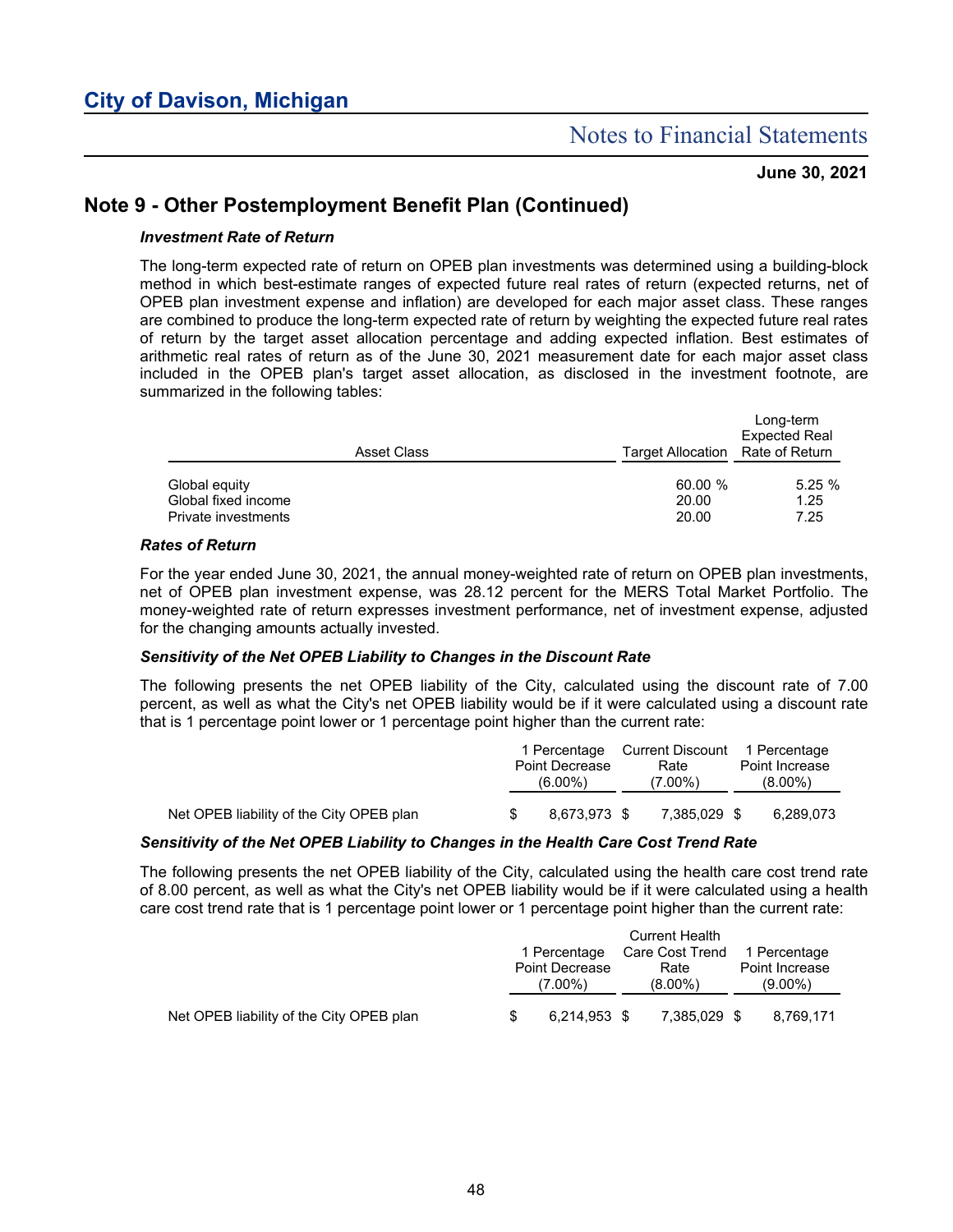# City of Davison, Michigan

## Notes to Financial Statements

**June 30, 2021**

## Note 9 - Other Postemployment Benefit Plan (Continued)

### *Investment Rate of Return*

The long-term expected rate of return on OPEB plan investments was determined using a building-block method in which best-estimate ranges of expected future real rates of return (expected returns, net of OPEB plan investment expense and inflation) are developed for each major asset class. These ranges are combined to produce the long-term expected rate of return by weighting the expected future real rates of return by the target asset allocation percentage and adding expected inflation. Best estimates of arithmetic real rates of return as of the June 30, 2021 measurement date for each major asset class included in the OPEB plan's target asset allocation, as disclosed in the investment footnote, are summarized in the following tables:

| Asset Class | Target Allocation | Long-term Expected Real Rate of Return |
|---|---|---|
| Global equity | 60.00 % | 5.25 % |
| Global fixed income | 20.00 | 1.25 |
| Private investments | 20.00 | 7.25 |

### *Rates of Return*

For the year ended June 30, 2021, the annual money-weighted rate of return on OPEB plan investments, net of OPEB plan investment expense, was 28.12 percent for the MERS Total Market Portfolio. The money-weighted rate of return expresses investment performance, net of investment expense, adjusted for the changing amounts actually invested.

### *Sensitivity of the Net OPEB Liability to Changes in the Discount Rate*

The following presents the net OPEB liability of the City, calculated using the discount rate of 7.00 percent, as well as what the City's net OPEB liability would be if it were calculated using a discount rate that is 1 percentage point lower or 1 percentage point higher than the current rate:

| | 1 Percentage Point Decrease (6.00%) | Current Discount Rate (7.00%) | 1 Percentage Point Increase (8.00%) |
|---|---|---|---|
| Net OPEB liability of the City OPEB plan | $ 8,673,973 | $ 7,385,029 | $ 6,289,073 |

### *Sensitivity of the Net OPEB Liability to Changes in the Health Care Cost Trend Rate*

The following presents the net OPEB liability of the City, calculated using the health care cost trend rate of 8.00 percent, as well as what the City's net OPEB liability would be if it were calculated using a health care cost trend rate that is 1 percentage point lower or 1 percentage point higher than the current rate:

| | 1 Percentage Point Decrease (7.00%) | Current Health Care Cost Trend Rate (8.00%) | 1 Percentage Point Increase (9.00%) |
|---|---|---|---|
| Net OPEB liability of the City OPEB plan | $ 6,214,953 | $ 7,385,029 | $ 8,769,171 |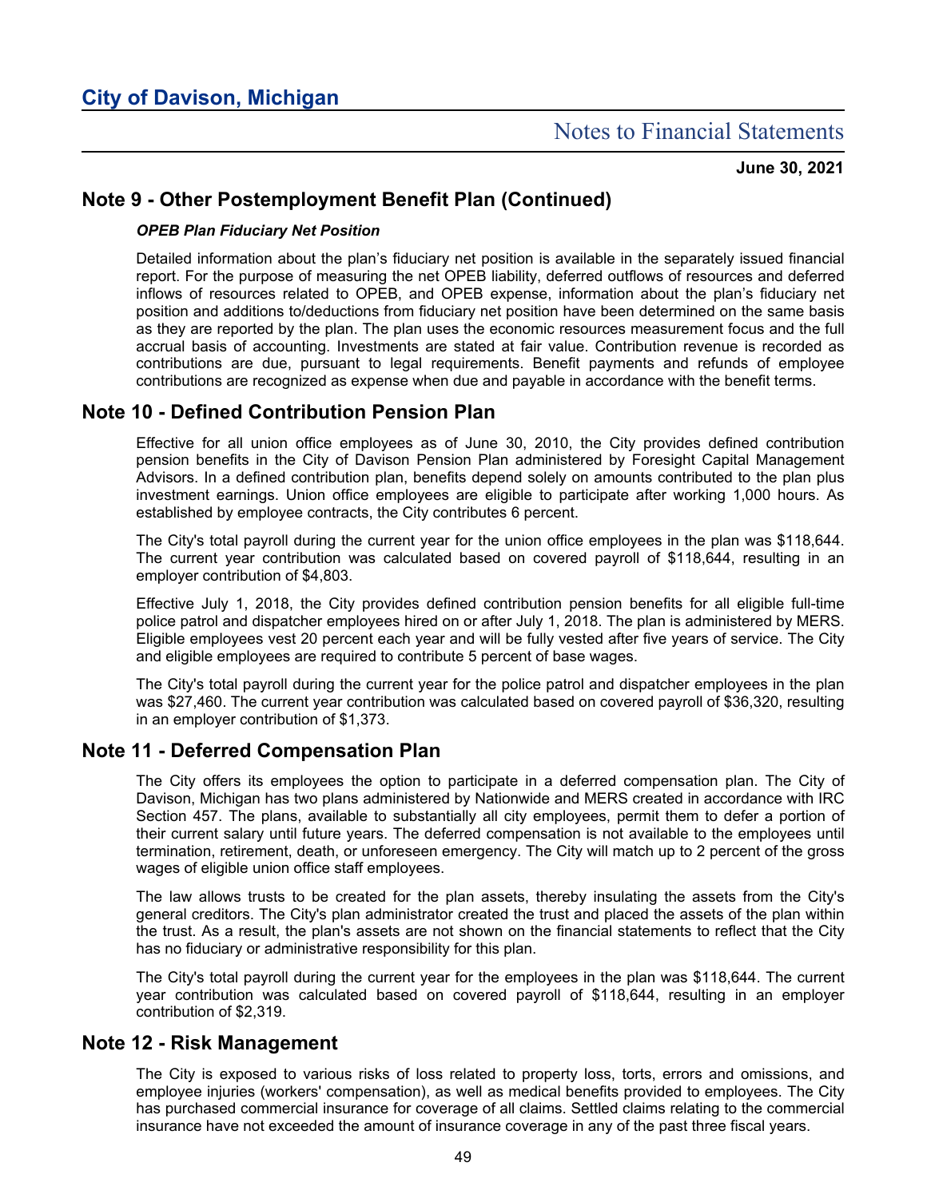## Note 9 - Other Postemployment Benefit Plan (Continued)

***OPEB Plan Fiduciary Net Position***

Detailed information about the plan's fiduciary net position is available in the separately issued financial report. For the purpose of measuring the net OPEB liability, deferred outflows of resources and deferred inflows of resources related to OPEB, and OPEB expense, information about the plan's fiduciary net position and additions to/deductions from fiduciary net position have been determined on the same basis as they are reported by the plan. The plan uses the economic resources measurement focus and the full accrual basis of accounting. Investments are stated at fair value. Contribution revenue is recorded as contributions are due, pursuant to legal requirements. Benefit payments and refunds of employee contributions are recognized as expense when due and payable in accordance with the benefit terms.

## Note 10 - Defined Contribution Pension Plan

Effective for all union office employees as of June 30, 2010, the City provides defined contribution pension benefits in the City of Davison Pension Plan administered by Foresight Capital Management Advisors. In a defined contribution plan, benefits depend solely on amounts contributed to the plan plus investment earnings. Union office employees are eligible to participate after working 1,000 hours. As established by employee contracts, the City contributes 6 percent.

The City's total payroll during the current year for the union office employees in the plan was $118,644. The current year contribution was calculated based on covered payroll of $118,644, resulting in an employer contribution of $4,803.

Effective July 1, 2018, the City provides defined contribution pension benefits for all eligible full-time police patrol and dispatcher employees hired on or after July 1, 2018. The plan is administered by MERS. Eligible employees vest 20 percent each year and will be fully vested after five years of service. The City and eligible employees are required to contribute 5 percent of base wages.

The City's total payroll during the current year for the police patrol and dispatcher employees in the plan was $27,460. The current year contribution was calculated based on covered payroll of $36,320, resulting in an employer contribution of $1,373.

## Note 11 - Deferred Compensation Plan

The City offers its employees the option to participate in a deferred compensation plan. The City of Davison, Michigan has two plans administered by Nationwide and MERS created in accordance with IRC Section 457. The plans, available to substantially all city employees, permit them to defer a portion of their current salary until future years. The deferred compensation is not available to the employees until termination, retirement, death, or unforeseen emergency. The City will match up to 2 percent of the gross wages of eligible union office staff employees.

The law allows trusts to be created for the plan assets, thereby insulating the assets from the City's general creditors. The City's plan administrator created the trust and placed the assets of the plan within the trust. As a result, the plan's assets are not shown on the financial statements to reflect that the City has no fiduciary or administrative responsibility for this plan.

The City's total payroll during the current year for the employees in the plan was $118,644. The current year contribution was calculated based on covered payroll of $118,644, resulting in an employer contribution of $2,319.

## Note 12 - Risk Management

The City is exposed to various risks of loss related to property loss, torts, errors and omissions, and employee injuries (workers' compensation), as well as medical benefits provided to employees. The City has purchased commercial insurance for coverage of all claims. Settled claims relating to the commercial insurance have not exceeded the amount of insurance coverage in any of the past three fiscal years.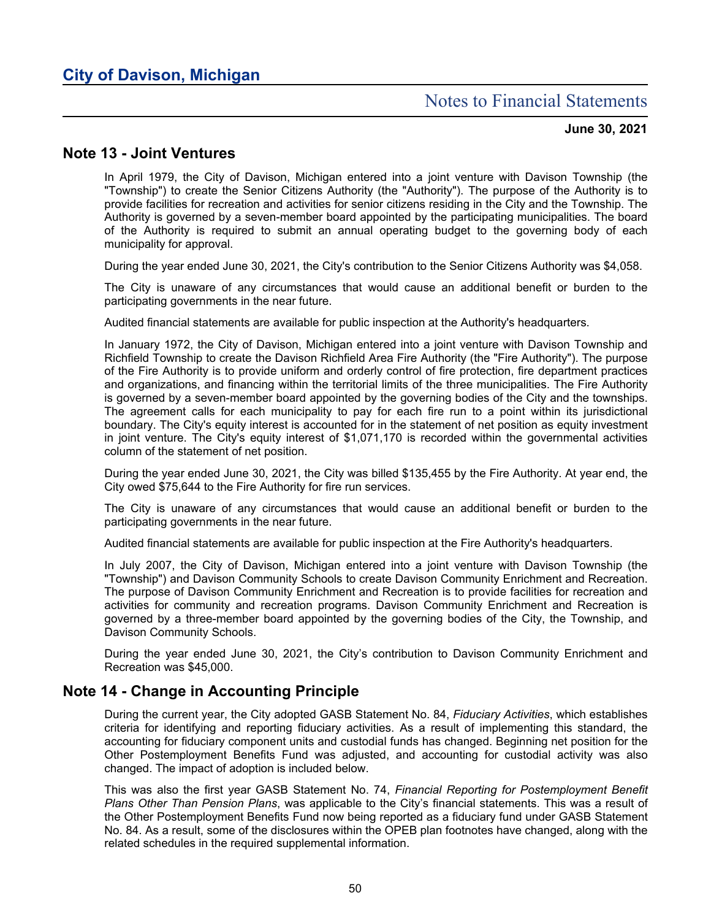## Note 13 - Joint Ventures

In April 1979, the City of Davison, Michigan entered into a joint venture with Davison Township (the "Township") to create the Senior Citizens Authority (the "Authority"). The purpose of the Authority is to provide facilities for recreation and activities for senior citizens residing in the City and the Township. The Authority is governed by a seven-member board appointed by the participating municipalities. The board of the Authority is required to submit an annual operating budget to the governing body of each municipality for approval.

During the year ended June 30, 2021, the City's contribution to the Senior Citizens Authority was $4,058.

The City is unaware of any circumstances that would cause an additional benefit or burden to the participating governments in the near future.

Audited financial statements are available for public inspection at the Authority's headquarters.

In January 1972, the City of Davison, Michigan entered into a joint venture with Davison Township and Richfield Township to create the Davison Richfield Area Fire Authority (the "Fire Authority"). The purpose of the Fire Authority is to provide uniform and orderly control of fire protection, fire department practices and organizations, and financing within the territorial limits of the three municipalities. The Fire Authority is governed by a seven-member board appointed by the governing bodies of the City and the townships. The agreement calls for each municipality to pay for each fire run to a point within its jurisdictional boundary. The City's equity interest is accounted for in the statement of net position as equity investment in joint venture. The City's equity interest of $1,071,170 is recorded within the governmental activities column of the statement of net position.

During the year ended June 30, 2021, the City was billed $135,455 by the Fire Authority. At year end, the City owed $75,644 to the Fire Authority for fire run services.

The City is unaware of any circumstances that would cause an additional benefit or burden to the participating governments in the near future.

Audited financial statements are available for public inspection at the Fire Authority's headquarters.

In July 2007, the City of Davison, Michigan entered into a joint venture with Davison Township (the "Township") and Davison Community Schools to create Davison Community Enrichment and Recreation. The purpose of Davison Community Enrichment and Recreation is to provide facilities for recreation and activities for community and recreation programs. Davison Community Enrichment and Recreation is governed by a three-member board appointed by the governing bodies of the City, the Township, and Davison Community Schools.

During the year ended June 30, 2021, the City's contribution to Davison Community Enrichment and Recreation was $45,000.

## Note 14 - Change in Accounting Principle

During the current year, the City adopted GASB Statement No. 84, *Fiduciary Activities*, which establishes criteria for identifying and reporting fiduciary activities. As a result of implementing this standard, the accounting for fiduciary component units and custodial funds has changed. Beginning net position for the Other Postemployment Benefits Fund was adjusted, and accounting for custodial activity was also changed. The impact of adoption is included below.

This was also the first year GASB Statement No. 74, *Financial Reporting for Postemployment Benefit Plans Other Than Pension Plans*, was applicable to the City's financial statements. This was a result of the Other Postemployment Benefits Fund now being reported as a fiduciary fund under GASB Statement No. 84. As a result, some of the disclosures within the OPEB plan footnotes have changed, along with the related schedules in the required supplemental information.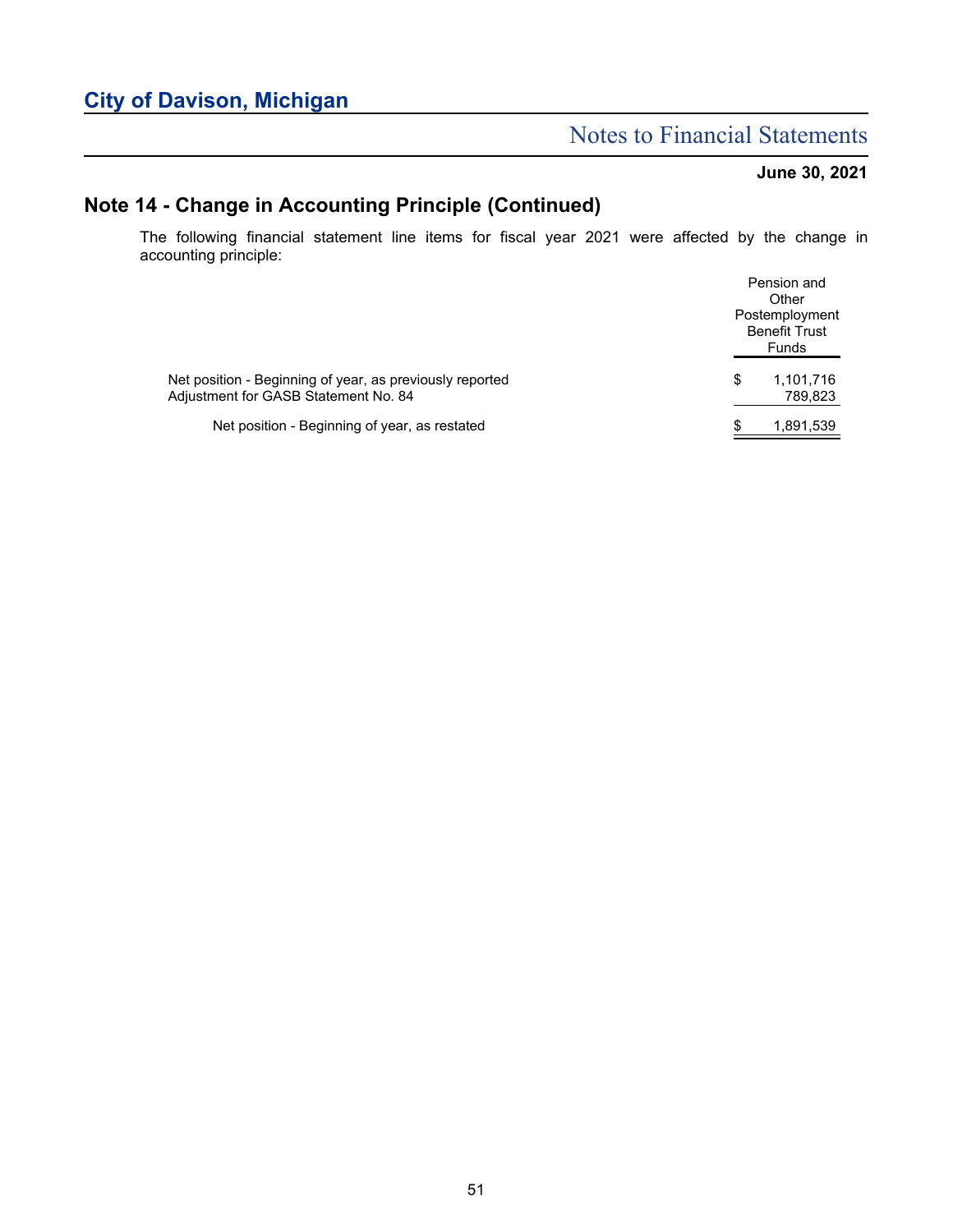## Note 14 - Change in Accounting Principle (Continued)

The following financial statement line items for fiscal year 2021 were affected by the change in accounting principle:

| | Pension and Other Postemployment Benefit Trust Funds |
|---|---|
| Net position - Beginning of year, as previously reported | $ 1,101,716 |
| Adjustment for GASB Statement No. 84 | 789,823 |
| Net position - Beginning of year, as restated | $ 1,891,539 |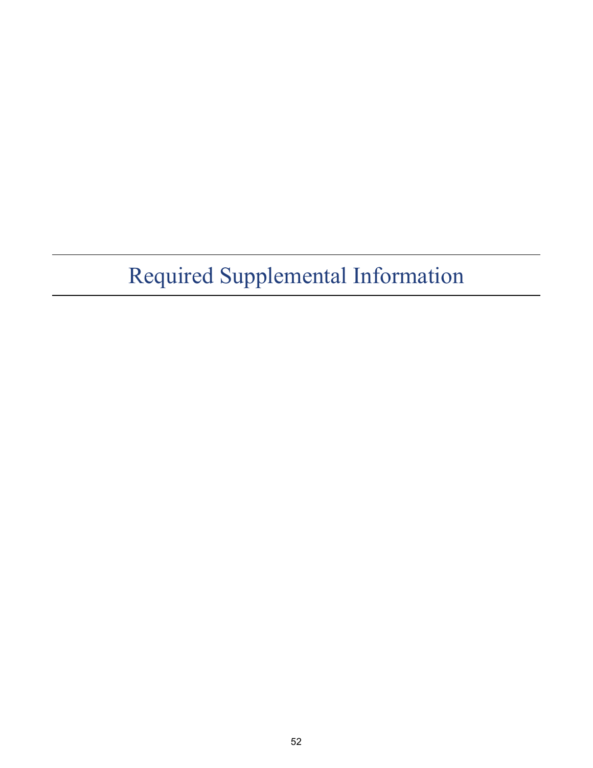# Required Supplemental Information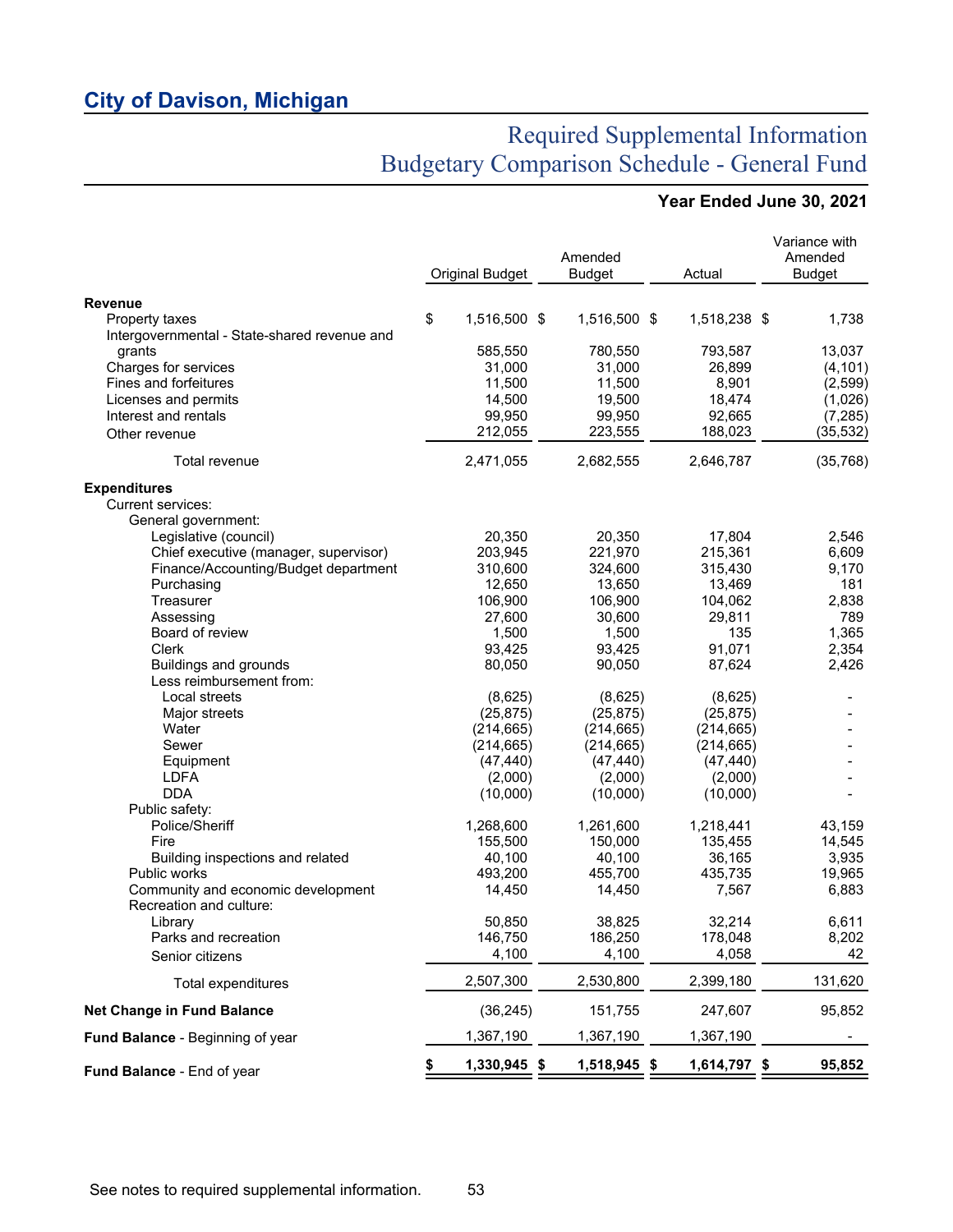## City of Davison, Michigan

# Required Supplemental Information
# Budgetary Comparison Schedule - General Fund

**Year Ended June 30, 2021**

| | Original Budget | Amended Budget | Actual | Variance with Amended Budget |
|---|---|---|---|---|
| **Revenue** | | | | |
| Property taxes | $ 1,516,500 | $ 1,516,500 | $ 1,518,238 | $ 1,738 |
| Intergovernmental - State-shared revenue and grants | 585,550 | 780,550 | 793,587 | 13,037 |
| Charges for services | 31,000 | 31,000 | 26,899 | (4,101) |
| Fines and forfeitures | 11,500 | 11,500 | 8,901 | (2,599) |
| Licenses and permits | 14,500 | 19,500 | 18,474 | (1,026) |
| Interest and rentals | 99,950 | 99,950 | 92,665 | (7,285) |
| Other revenue | 212,055 | 223,555 | 188,023 | (35,532) |
| Total revenue | 2,471,055 | 2,682,555 | 2,646,787 | (35,768) |
| **Expenditures** | | | | |
| Current services: | | | | |
| General government: | | | | |
| Legislative (council) | 20,350 | 20,350 | 17,804 | 2,546 |
| Chief executive (manager, supervisor) | 203,945 | 221,970 | 215,361 | 6,609 |
| Finance/Accounting/Budget department | 310,600 | 324,600 | 315,430 | 9,170 |
| Purchasing | 12,650 | 13,650 | 13,469 | 181 |
| Treasurer | 106,900 | 106,900 | 104,062 | 2,838 |
| Assessing | 27,600 | 30,600 | 29,811 | 789 |
| Board of review | 1,500 | 1,500 | 135 | 1,365 |
| Clerk | 93,425 | 93,425 | 91,071 | 2,354 |
| Buildings and grounds | 80,050 | 90,050 | 87,624 | 2,426 |
| Less reimbursement from: | | | | |
| Local streets | (8,625) | (8,625) | (8,625) | - |
| Major streets | (25,875) | (25,875) | (25,875) | - |
| Water | (214,665) | (214,665) | (214,665) | - |
| Sewer | (214,665) | (214,665) | (214,665) | - |
| Equipment | (47,440) | (47,440) | (47,440) | - |
| LDFA | (2,000) | (2,000) | (2,000) | - |
| DDA | (10,000) | (10,000) | (10,000) | - |
| Public safety: | | | | |
| Police/Sheriff | 1,268,600 | 1,261,600 | 1,218,441 | 43,159 |
| Fire | 155,500 | 150,000 | 135,455 | 14,545 |
| Building inspections and related | 40,100 | 40,100 | 36,165 | 3,935 |
| Public works | 493,200 | 455,700 | 435,735 | 19,965 |
| Community and economic development | 14,450 | 14,450 | 7,567 | 6,883 |
| Recreation and culture: | | | | |
| Library | 50,850 | 38,825 | 32,214 | 6,611 |
| Parks and recreation | 146,750 | 186,250 | 178,048 | 8,202 |
| Senior citizens | 4,100 | 4,100 | 4,058 | 42 |
| Total expenditures | 2,507,300 | 2,530,800 | 2,399,180 | 131,620 |
| **Net Change in Fund Balance** | (36,245) | 151,755 | 247,607 | 95,852 |
| **Fund Balance** - Beginning of year | 1,367,190 | 1,367,190 | 1,367,190 | - |
| **Fund Balance** - End of year | **$ 1,330,945** | **$ 1,518,945** | **$ 1,614,797** | **$ 95,852** |

See notes to required supplemental information.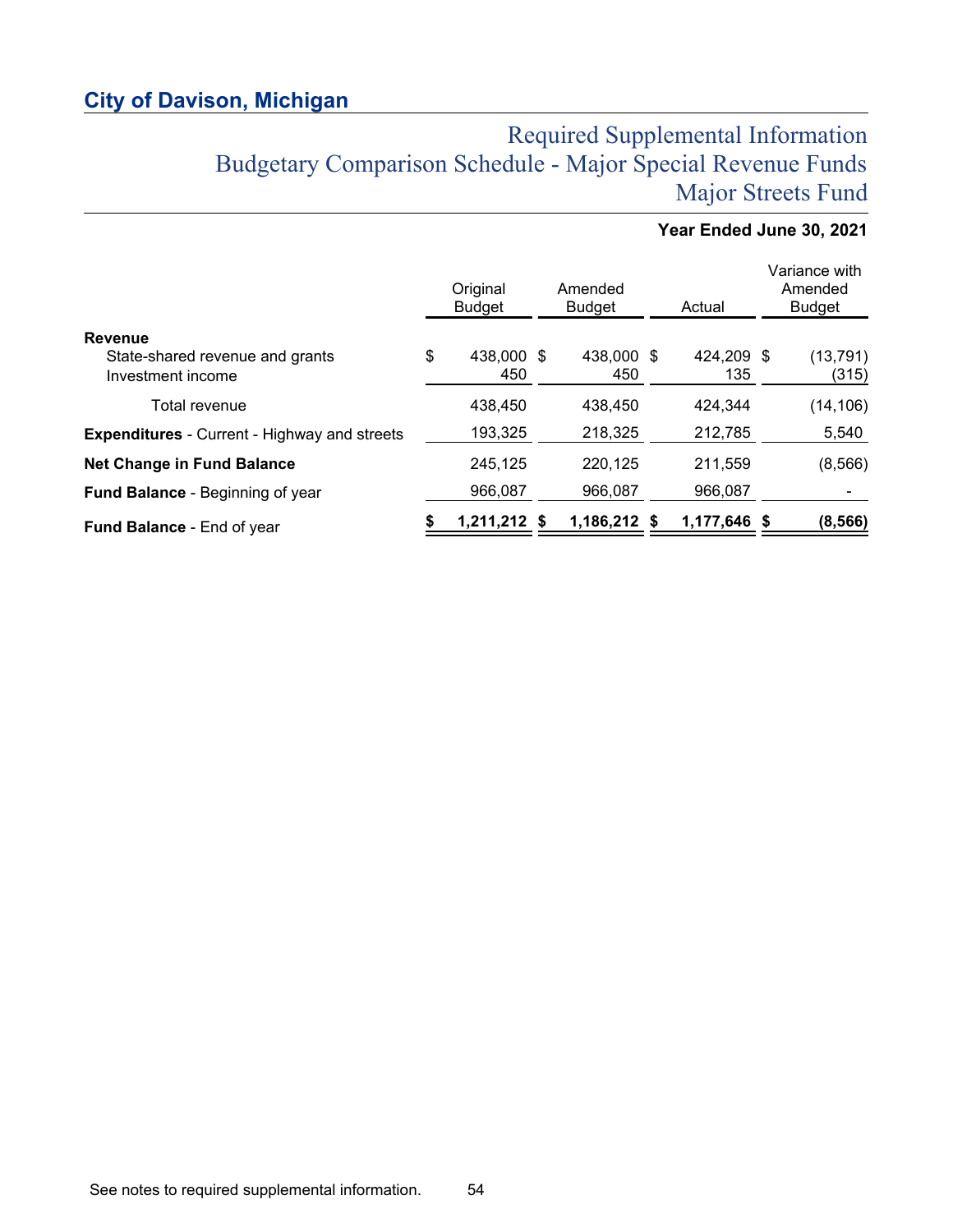# City of Davison, Michigan

## Required Supplemental Information
## Budgetary Comparison Schedule - Major Special Revenue Funds
## Major Streets Fund

**Year Ended June 30, 2021**

| | Original Budget | Amended Budget | Actual | Variance with Amended Budget |
|---|---|---|---|---|
| **Revenue** | | | | |
| State-shared revenue and grants | $ 438,000 | $ 438,000 | $ 424,209 | $ (13,791) |
| Investment income | 450 | 450 | 135 | (315) |
| Total revenue | 438,450 | 438,450 | 424,344 | (14,106) |
| **Expenditures** - Current - Highway and streets | 193,325 | 218,325 | 212,785 | 5,540 |
| **Net Change in Fund Balance** | 245,125 | 220,125 | 211,559 | (8,566) |
| **Fund Balance** - Beginning of year | 966,087 | 966,087 | 966,087 | - |
| **Fund Balance** - End of year | **$ 1,211,212** | **$ 1,186,212** | **$ 1,177,646** | **$ (8,566)** |

See notes to required supplemental information.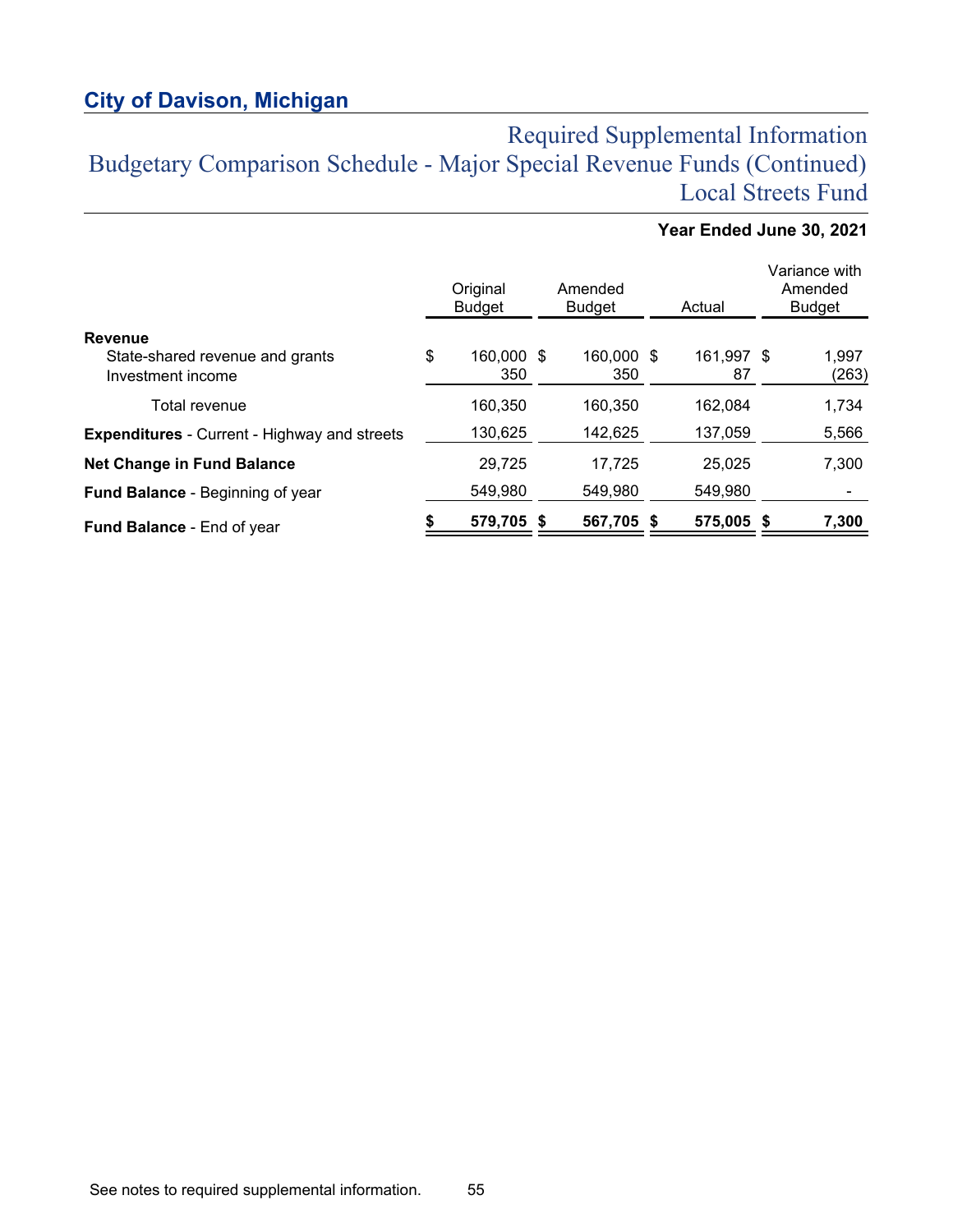## City of Davison, Michigan

# Required Supplemental Information
# Budgetary Comparison Schedule - Major Special Revenue Funds (Continued)
# Local Streets Fund

**Year Ended June 30, 2021**

| | Original Budget | Amended Budget | Actual | Variance with Amended Budget |
|---|---|---|---|---|
| **Revenue** | | | | |
| State-shared revenue and grants | $ 160,000 | $ 160,000 | $ 161,997 | $ 1,997 |
| Investment income | 350 | 350 | 87 | (263) |
| Total revenue | 160,350 | 160,350 | 162,084 | 1,734 |
| **Expenditures** - Current - Highway and streets | 130,625 | 142,625 | 137,059 | 5,566 |
| **Net Change in Fund Balance** | 29,725 | 17,725 | 25,025 | 7,300 |
| **Fund Balance** - Beginning of year | 549,980 | 549,980 | 549,980 | - |
| **Fund Balance** - End of year | **$ 579,705** | **$ 567,705** | **$ 575,005** | **$ 7,300** |

See notes to required supplemental information.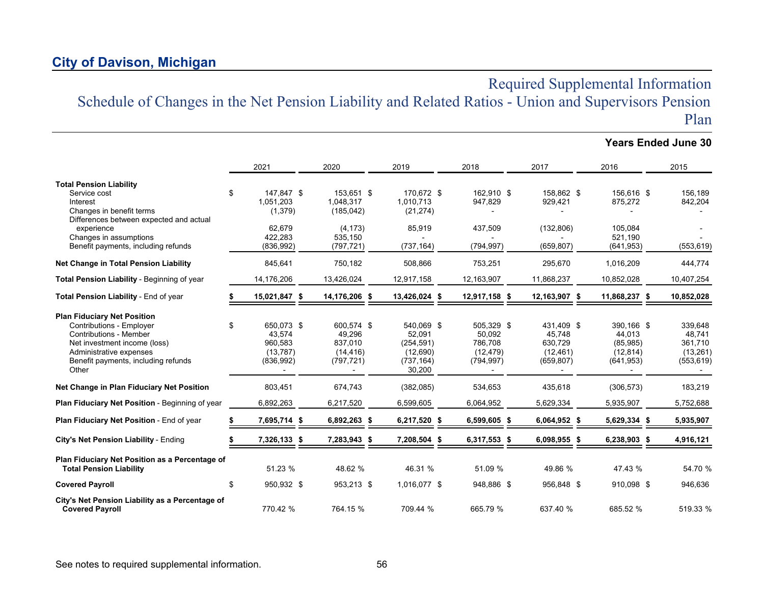## City of Davison, Michigan

# Required Supplemental Information
## Schedule of Changes in the Net Pension Liability and Related Ratios - Union and Supervisors Pension Plan

**Years Ended June 30**

| | 2021 | 2020 | 2019 | 2018 | 2017 | 2016 | 2015 |
|---|---|---|---|---|---|---|---|
| **Total Pension Liability** | | | | | | | |
| Service cost | $ 147,847 | $ 153,651 | $ 170,672 | $ 162,910 | $ 158,862 | $ 156,616 | $ 156,189 |
| Interest | 1,051,203 | 1,048,317 | 1,010,713 | 947,829 | 929,421 | 875,272 | 842,204 |
| Changes in benefit terms | (1,379) | (185,042) | (21,274) | - | - | - | - |
| Differences between expected and actual experience | 62,679 | (4,173) | 85,919 | 437,509 | (132,806) | 105,084 | - |
| Changes in assumptions | 422,283 | 535,150 | - | - | - | 521,190 | - |
| Benefit payments, including refunds | (836,992) | (797,721) | (737,164) | (794,997) | (659,807) | (641,953) | (553,619) |
| **Net Change in Total Pension Liability** | 845,641 | 750,182 | 508,866 | 753,251 | 295,670 | 1,016,209 | 444,774 |
| **Total Pension Liability** - Beginning of year | 14,176,206 | 13,426,024 | 12,917,158 | 12,163,907 | 11,868,237 | 10,852,028 | 10,407,254 |
| **Total Pension Liability** - End of year | **$ 15,021,847** | **$ 14,176,206** | **$ 13,426,024** | **$ 12,917,158** | **$ 12,163,907** | **$ 11,868,237** | **$ 10,852,028** |
| **Plan Fiduciary Net Position** | | | | | | | |
| Contributions - Employer | $ 650,073 | $ 600,574 | $ 540,069 | $ 505,329 | $ 431,409 | $ 390,166 | $ 339,648 |
| Contributions - Member | 43,574 | 49,296 | 52,091 | 50,092 | 45,748 | 44,013 | 48,741 |
| Net investment income (loss) | 960,583 | 837,010 | (254,591) | 786,708 | 630,729 | (85,985) | 361,710 |
| Administrative expenses | (13,787) | (14,416) | (12,690) | (12,479) | (12,461) | (12,814) | (13,261) |
| Benefit payments, including refunds | (836,992) | (797,721) | (737,164) | (794,997) | (659,807) | (641,953) | (553,619) |
| Other | - | - | 30,200 | - | - | - | - |
| **Net Change in Plan Fiduciary Net Position** | 803,451 | 674,743 | (382,085) | 534,653 | 435,618 | (306,573) | 183,219 |
| **Plan Fiduciary Net Position** - Beginning of year | 6,892,263 | 6,217,520 | 6,599,605 | 6,064,952 | 5,629,334 | 5,935,907 | 5,752,688 |
| **Plan Fiduciary Net Position** - End of year | **$ 7,695,714** | **$ 6,892,263** | **$ 6,217,520** | **$ 6,599,605** | **$ 6,064,952** | **$ 5,629,334** | **$ 5,935,907** |
| **City's Net Pension Liability** - Ending | **$ 7,326,133** | **$ 7,283,943** | **$ 7,208,504** | **$ 6,317,553** | **$ 6,098,955** | **$ 6,238,903** | **$ 4,916,121** |
| **Plan Fiduciary Net Position as a Percentage of Total Pension Liability** | 51.23 % | 48.62 % | 46.31 % | 51.09 % | 49.86 % | 47.43 % | 54.70 % |
| **Covered Payroll** | $ 950,932 | $ 953,213 | $ 1,016,077 | $ 948,886 | $ 956,848 | $ 910,098 | $ 946,636 |
| **City's Net Pension Liability as a Percentage of Covered Payroll** | 770.42 % | 764.15 % | 709.44 % | 665.79 % | 637.40 % | 685.52 % | 519.33 % |

See notes to required supplemental information.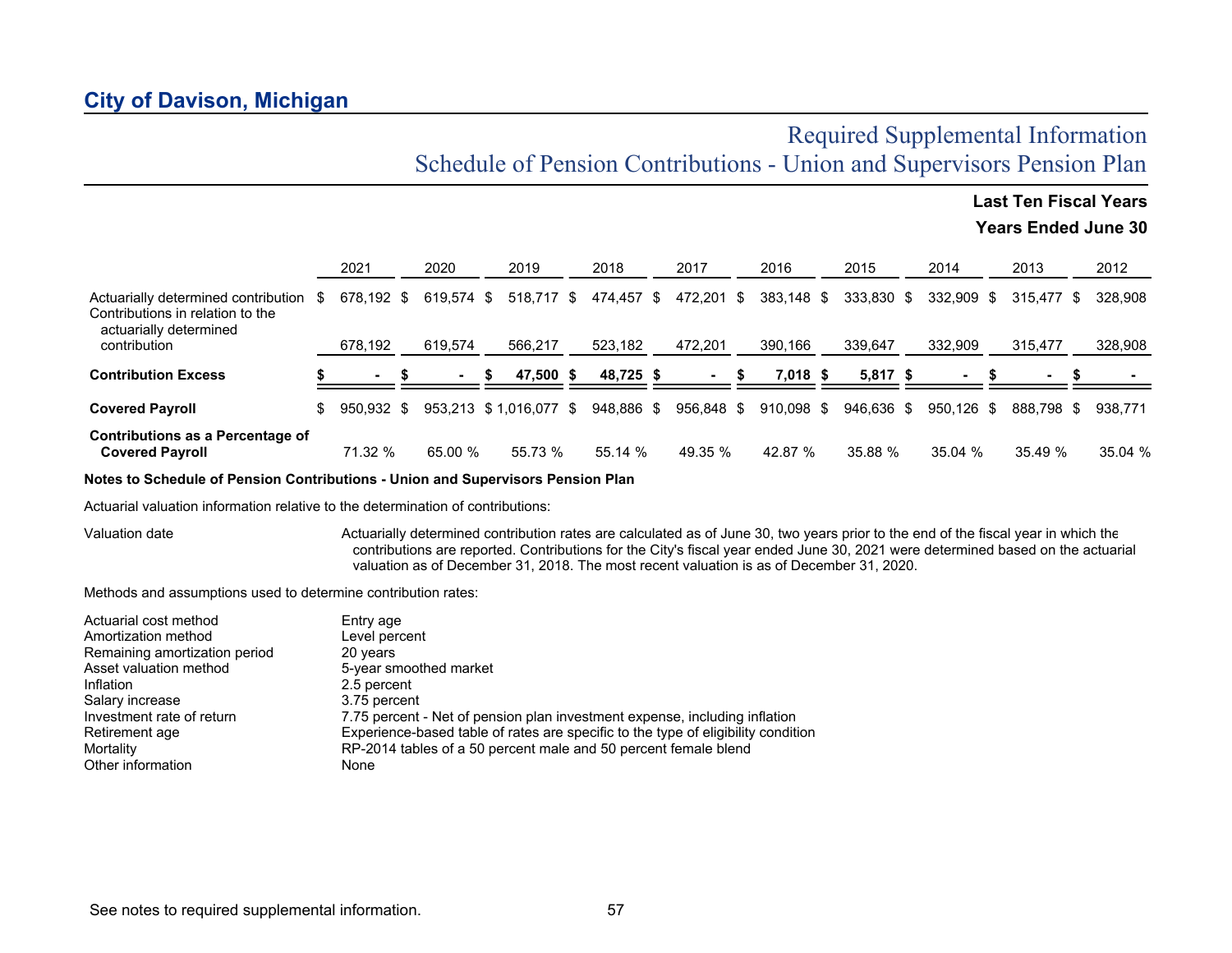# City of Davison, Michigan

## Required Supplemental Information
## Schedule of Pension Contributions - Union and Supervisors Pension Plan

**Last Ten Fiscal Years**

**Years Ended June 30**

| | 2021 | 2020 | 2019 | 2018 | 2017 | 2016 | 2015 | 2014 | 2013 | 2012 |
|---|---|---|---|---|---|---|---|---|---|---|
| Actuarially determined contribution | $ 678,192 | $ 619,574 | $ 518,717 | $ 474,457 | $ 472,201 | $ 383,148 | $ 333,830 | $ 332,909 | $ 315,477 | $ 328,908 |
| Contributions in relation to the actuarially determined contribution | 678,192 | 619,574 | 566,217 | 523,182 | 472,201 | 390,166 | 339,647 | 332,909 | 315,477 | 328,908 |
| **Contribution Excess** | **$ -** | **$ -** | **$ 47,500** | **$ 48,725** | **$ -** | **$ 7,018** | **$ 5,817** | **$ -** | **$ -** | **$ -** |
| **Covered Payroll** | $ 950,932 | $ 953,213 | $ 1,016,077 | $ 948,886 | $ 956,848 | $ 910,098 | $ 946,636 | $ 950,126 | $ 888,798 | $ 938,771 |
| **Contributions as a Percentage of Covered Payroll** | 71.32 % | 65.00 % | 55.73 % | 55.14 % | 49.35 % | 42.87 % | 35.88 % | 35.04 % | 35.49 % | 35.04 % |

**Notes to Schedule of Pension Contributions - Union and Supervisors Pension Plan**

Actuarial valuation information relative to the determination of contributions:

| | |
|---|---|
| Valuation date | Actuarially determined contribution rates are calculated as of June 30, two years prior to the end of the fiscal year in which the contributions are reported. Contributions for the City's fiscal year ended June 30, 2021 were determined based on the actuarial valuation as of December 31, 2018. The most recent valuation is as of December 31, 2020. |

Methods and assumptions used to determine contribution rates:

| | |
|---|---|
| Actuarial cost method | Entry age |
| Amortization method | Level percent |
| Remaining amortization period | 20 years |
| Asset valuation method | 5-year smoothed market |
| Inflation | 2.5 percent |
| Salary increase | 3.75 percent |
| Investment rate of return | 7.75 percent - Net of pension plan investment expense, including inflation |
| Retirement age | Experience-based table of rates are specific to the type of eligibility condition |
| Mortality | RP-2014 tables of a 50 percent male and 50 percent female blend |
| Other information | None |

See notes to required supplemental information.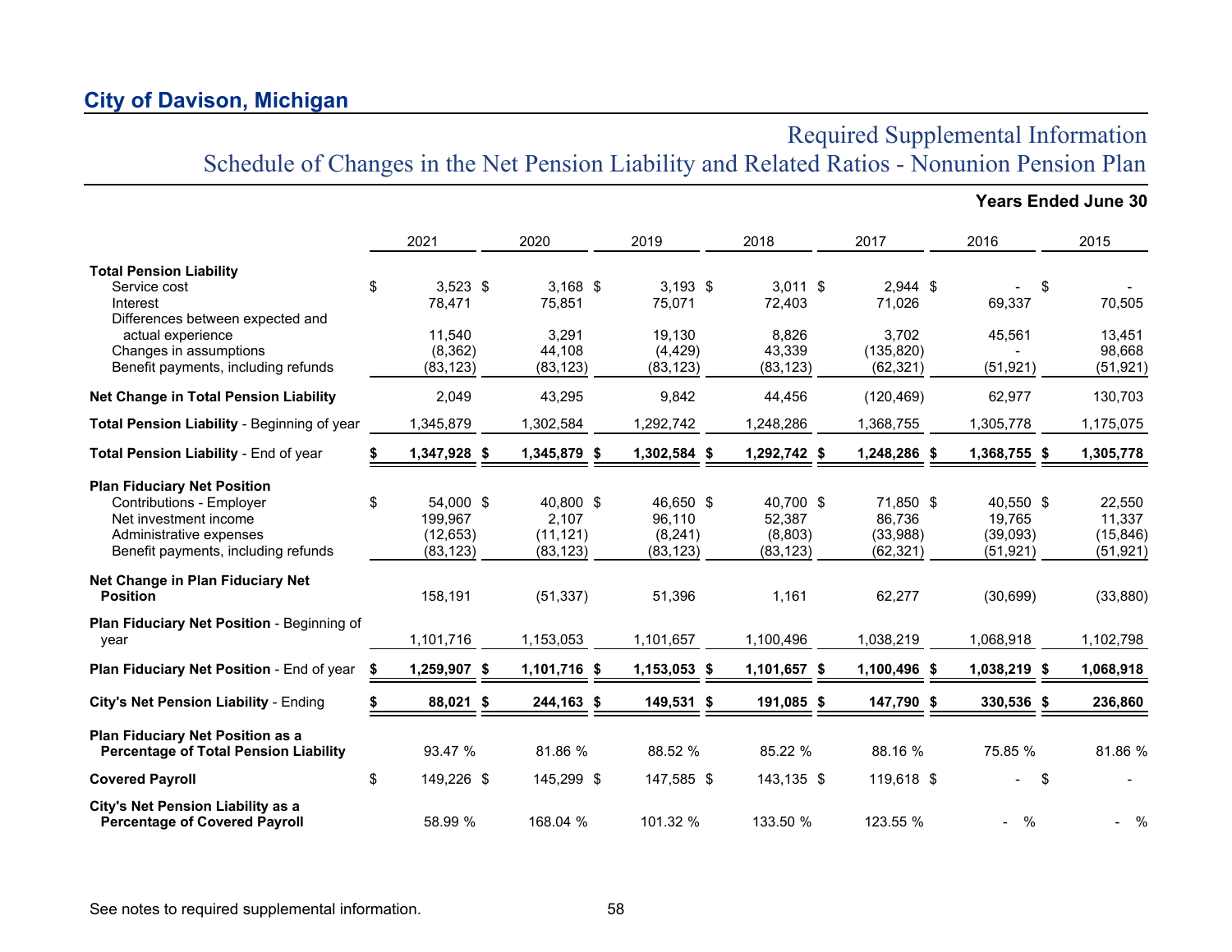## City of Davison, Michigan

# Required Supplemental Information

## Schedule of Changes in the Net Pension Liability and Related Ratios - Nonunion Pension Plan

**Years Ended June 30**

| | 2021 | 2020 | 2019 | 2018 | 2017 | 2016 | 2015 |
|---|---|---|---|---|---|---|---|
| **Total Pension Liability** | | | | | | | |
| Service cost | $ 3,523 | $ 3,168 | $ 3,193 | $ 3,011 | $ 2,944 | $ - | $ - |
| Interest | 78,471 | 75,851 | 75,071 | 72,403 | 71,026 | 69,337 | 70,505 |
| Differences between expected and actual experience | 11,540 | 3,291 | 19,130 | 8,826 | 3,702 | 45,561 | 13,451 |
| Changes in assumptions | (8,362) | 44,108 | (4,429) | 43,339 | (135,820) | - | 98,668 |
| Benefit payments, including refunds | (83,123) | (83,123) | (83,123) | (83,123) | (62,321) | (51,921) | (51,921) |
| **Net Change in Total Pension Liability** | 2,049 | 43,295 | 9,842 | 44,456 | (120,469) | 62,977 | 130,703 |
| **Total Pension Liability** - Beginning of year | 1,345,879 | 1,302,584 | 1,292,742 | 1,248,286 | 1,368,755 | 1,305,778 | 1,175,075 |
| **Total Pension Liability** - End of year | **$ 1,347,928** | **$ 1,345,879** | **$ 1,302,584** | **$ 1,292,742** | **$ 1,248,286** | **$ 1,368,755** | **$ 1,305,778** |
| **Plan Fiduciary Net Position** | | | | | | | |
| Contributions - Employer | $ 54,000 | $ 40,800 | $ 46,650 | $ 40,700 | $ 71,850 | $ 40,550 | $ 22,550 |
| Net investment income | 199,967 | 2,107 | 96,110 | 52,387 | 86,736 | 19,765 | 11,337 |
| Administrative expenses | (12,653) | (11,121) | (8,241) | (8,803) | (33,988) | (39,093) | (15,846) |
| Benefit payments, including refunds | (83,123) | (83,123) | (83,123) | (83,123) | (62,321) | (51,921) | (51,921) |
| **Net Change in Plan Fiduciary Net Position** | 158,191 | (51,337) | 51,396 | 1,161 | 62,277 | (30,699) | (33,880) |
| **Plan Fiduciary Net Position** - Beginning of year | 1,101,716 | 1,153,053 | 1,101,657 | 1,100,496 | 1,038,219 | 1,068,918 | 1,102,798 |
| **Plan Fiduciary Net Position** - End of year | **$ 1,259,907** | **$ 1,101,716** | **$ 1,153,053** | **$ 1,101,657** | **$ 1,100,496** | **$ 1,038,219** | **$ 1,068,918** |
| **City's Net Pension Liability** - Ending | **$ 88,021** | **$ 244,163** | **$ 149,531** | **$ 191,085** | **$ 147,790** | **$ 330,536** | **$ 236,860** |
| **Plan Fiduciary Net Position as a Percentage of Total Pension Liability** | 93.47 % | 81.86 % | 88.52 % | 85.22 % | 88.16 % | 75.85 % | 81.86 % |
| **Covered Payroll** | $ 149,226 | $ 145,299 | $ 147,585 | $ 143,135 | $ 119,618 | $ - | $ - |
| **City's Net Pension Liability as a Percentage of Covered Payroll** | 58.99 % | 168.04 % | 101.32 % | 133.50 % | 123.55 % | - % | - % |

See notes to required supplemental information.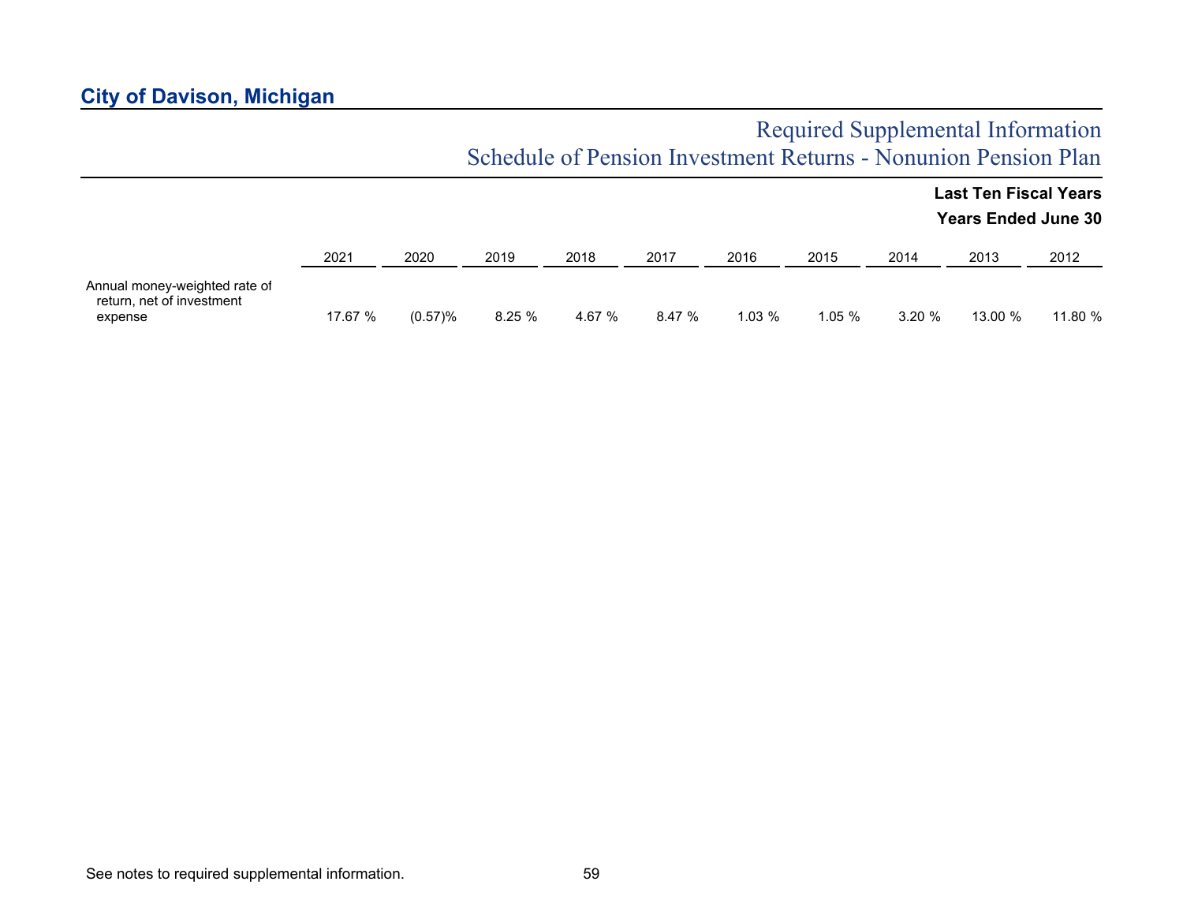# City of Davison, Michigan

## Required Supplemental Information
## Schedule of Pension Investment Returns - Nonunion Pension Plan

**Last Ten Fiscal Years**

**Years Ended June 30**

| | 2021 | 2020 | 2019 | 2018 | 2017 | 2016 | 2015 | 2014 | 2013 | 2012 |
|---|---|---|---|---|---|---|---|---|---|---|
| Annual money-weighted rate of return, net of investment expense | 17.67 % | (0.57)% | 8.25 % | 4.67 % | 8.47 % | 1.03 % | 1.05 % | 3.20 % | 13.00 % | 11.80 % |

See notes to required supplemental information.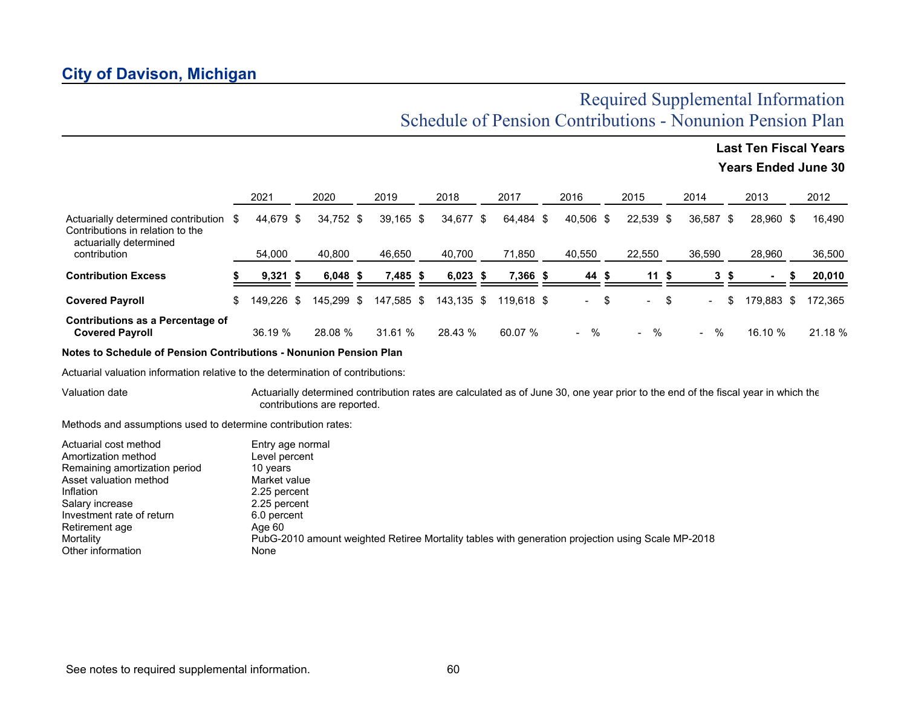## City of Davison, Michigan

# Required Supplemental Information
# Schedule of Pension Contributions - Nonunion Pension Plan

**Last Ten Fiscal Years**
**Years Ended June 30**

| | 2021 | 2020 | 2019 | 2018 | 2017 | 2016 | 2015 | 2014 | 2013 | 2012 |
|---|---|---|---|---|---|---|---|---|---|---|
| Actuarially determined contribution | $ 44,679 | $ 34,752 | $ 39,165 | $ 34,677 | $ 64,484 | $ 40,506 | $ 22,539 | $ 36,587 | $ 28,960 | $ 16,490 |
| Contributions in relation to the actuarially determined contribution | 54,000 | 40,800 | 46,650 | 40,700 | 71,850 | 40,550 | 22,550 | 36,590 | 28,960 | 36,500 |
| **Contribution Excess** | **$ 9,321** | **$ 6,048** | **$ 7,485** | **$ 6,023** | **$ 7,366** | **$ 44** | **$ 11** | **$ 3** | **$ -** | **$ 20,010** |
| **Covered Payroll** | $ 149,226 | $ 145,299 | $ 147,585 | $ 143,135 | $ 119,618 | $ - | $ - | $ - | $ 179,883 | $ 172,365 |
| **Contributions as a Percentage of Covered Payroll** | 36.19 % | 28.08 % | 31.61 % | 28.43 % | 60.07 % | - % | - % | - % | 16.10 % | 21.18 % |

**Notes to Schedule of Pension Contributions - Nonunion Pension Plan**

Actuarial valuation information relative to the determination of contributions:

| | |
|---|---|
| Valuation date | Actuarially determined contribution rates are calculated as of June 30, one year prior to the end of the fiscal year in which the contributions are reported. |

Methods and assumptions used to determine contribution rates:

| | |
|---|---|
| Actuarial cost method | Entry age normal |
| Amortization method | Level percent |
| Remaining amortization period | 10 years |
| Asset valuation method | Market value |
| Inflation | 2.25 percent |
| Salary increase | 2.25 percent |
| Investment rate of return | 6.0 percent |
| Retirement age | Age 60 |
| Mortality | PubG-2010 amount weighted Retiree Mortality tables with generation projection using Scale MP-2018 |
| Other information | None |

See notes to required supplemental information.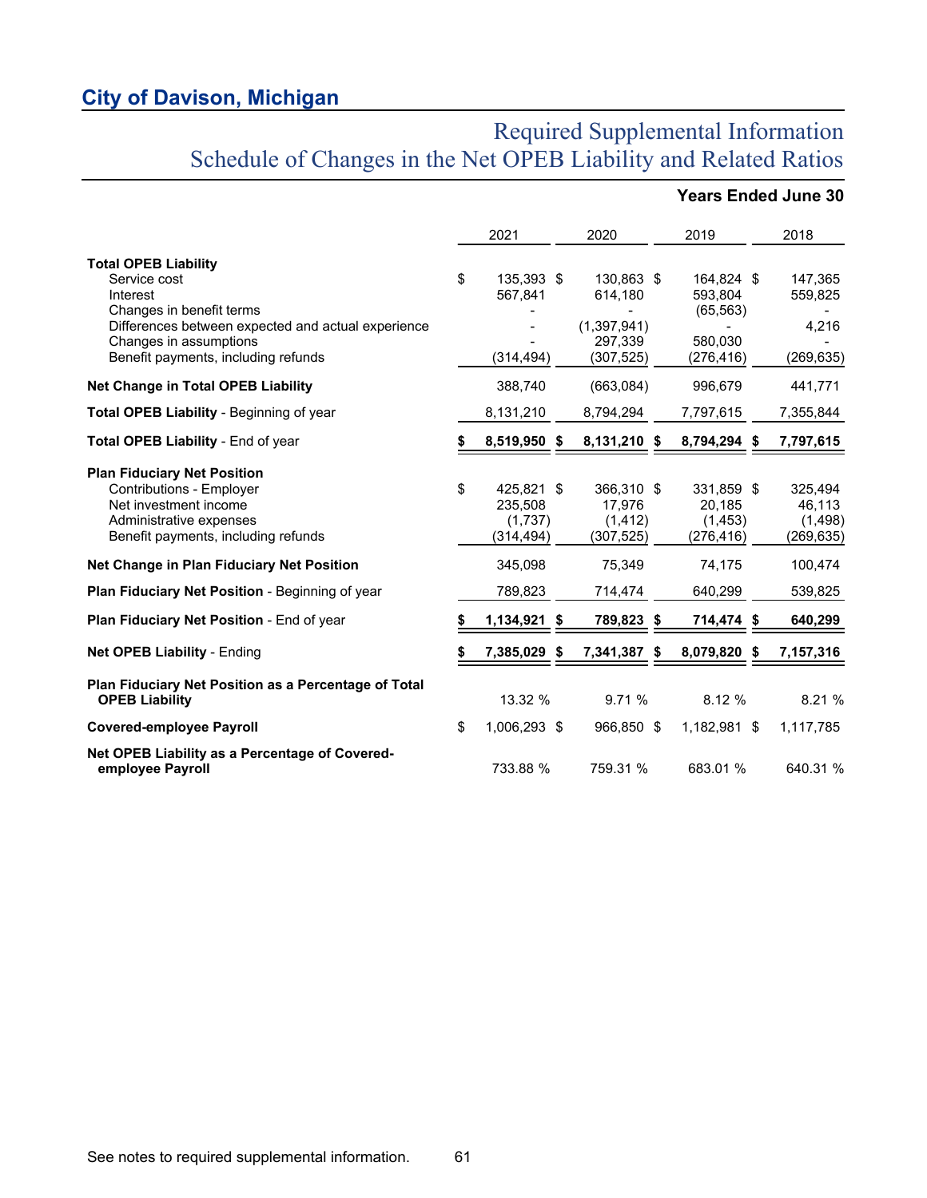## City of Davison, Michigan

# Required Supplemental Information
## Schedule of Changes in the Net OPEB Liability and Related Ratios

**Years Ended June 30**

| | 2021 | 2020 | 2019 | 2018 |
|---|---|---|---|---|
| **Total OPEB Liability** | | | | |
| Service cost | $ 135,393 | $ 130,863 | $ 164,824 | $ 147,365 |
| Interest | 567,841 | 614,180 | 593,804 | 559,825 |
| Changes in benefit terms | - | - | (65,563) | - |
| Differences between expected and actual experience | - | (1,397,941) | - | 4,216 |
| Changes in assumptions | - | 297,339 | 580,030 | - |
| Benefit payments, including refunds | (314,494) | (307,525) | (276,416) | (269,635) |
| **Net Change in Total OPEB Liability** | 388,740 | (663,084) | 996,679 | 441,771 |
| **Total OPEB Liability** - Beginning of year | 8,131,210 | 8,794,294 | 7,797,615 | 7,355,844 |
| **Total OPEB Liability** - End of year | **$ 8,519,950** | **$ 8,131,210** | **$ 8,794,294** | **$ 7,797,615** |
| **Plan Fiduciary Net Position** | | | | |
| Contributions - Employer | $ 425,821 | $ 366,310 | $ 331,859 | $ 325,494 |
| Net investment income | 235,508 | 17,976 | 20,185 | 46,113 |
| Administrative expenses | (1,737) | (1,412) | (1,453) | (1,498) |
| Benefit payments, including refunds | (314,494) | (307,525) | (276,416) | (269,635) |
| **Net Change in Plan Fiduciary Net Position** | 345,098 | 75,349 | 74,175 | 100,474 |
| **Plan Fiduciary Net Position** - Beginning of year | 789,823 | 714,474 | 640,299 | 539,825 |
| **Plan Fiduciary Net Position** - End of year | **$ 1,134,921** | **$ 789,823** | **$ 714,474** | **$ 640,299** |
| **Net OPEB Liability** - Ending | **$ 7,385,029** | **$ 7,341,387** | **$ 8,079,820** | **$ 7,157,316** |
| **Plan Fiduciary Net Position as a Percentage of Total OPEB Liability** | 13.32 % | 9.71 % | 8.12 % | 8.21 % |
| **Covered-employee Payroll** | $ 1,006,293 | $ 966,850 | $ 1,182,981 | $ 1,117,785 |
| **Net OPEB Liability as a Percentage of Covered-employee Payroll** | 733.88 % | 759.31 % | 683.01 % | 640.31 % |

See notes to required supplemental information.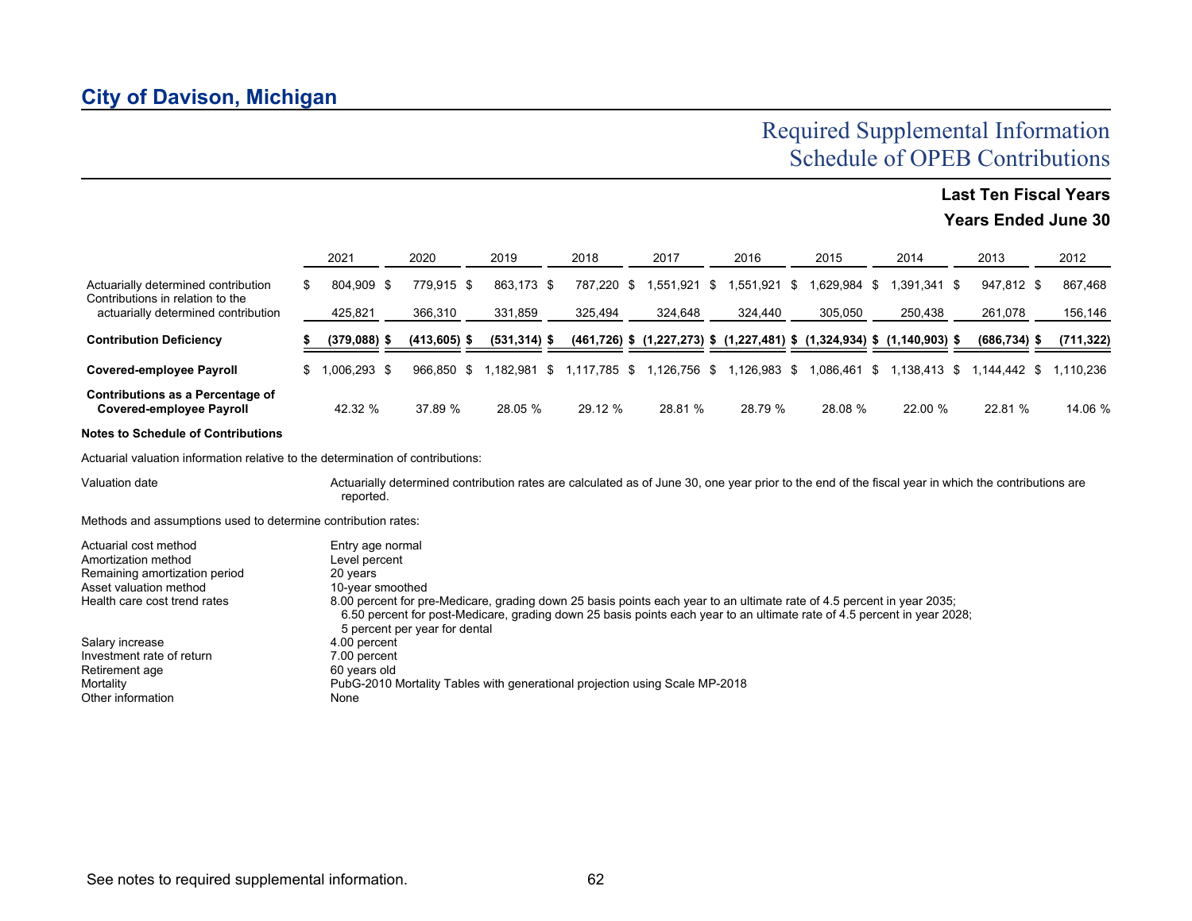# City of Davison, Michigan

## Required Supplemental Information
## Schedule of OPEB Contributions

### Last Ten Fiscal Years
### Years Ended June 30

| | 2021 | 2020 | 2019 | 2018 | 2017 | 2016 | 2015 | 2014 | 2013 | 2012 |
|---|---|---|---|---|---|---|---|---|---|---|
| Actuarially determined contribution | $ 804,909 | $ 779,915 | $ 863,173 | $ 787,220 | $ 1,551,921 | $ 1,551,921 | $ 1,629,984 | $ 1,391,341 | $ 947,812 | $ 867,468 |
| Contributions in relation to the actuarially determined contribution | 425,821 | 366,310 | 331,859 | 325,494 | 324,648 | 324,440 | 305,050 | 250,438 | 261,078 | 156,146 |
| **Contribution Deficiency** | **$ (379,088)** | **$ (413,605)** | **$ (531,314)** | **$ (461,726)** | **$ (1,227,273)** | **$ (1,227,481)** | **$ (1,324,934)** | **$ (1,140,903)** | **$ (686,734)** | **$ (711,322)** |
| **Covered-employee Payroll** | $ 1,006,293 | $ 966,850 | $ 1,182,981 | $ 1,117,785 | $ 1,126,756 | $ 1,126,983 | $ 1,086,461 | $ 1,138,413 | $ 1,144,442 | $ 1,110,236 |
| **Contributions as a Percentage of Covered-employee Payroll** | 42.32 % | 37.89 % | 28.05 % | 29.12 % | 28.81 % | 28.79 % | 28.08 % | 22.00 % | 22.81 % | 14.06 % |

**Notes to Schedule of Contributions**

Actuarial valuation information relative to the determination of contributions:

| | |
|---|---|
| Valuation date | Actuarially determined contribution rates are calculated as of June 30, one year prior to the end of the fiscal year in which the contributions are reported. |

Methods and assumptions used to determine contribution rates:

| | |
|---|---|
| Actuarial cost method | Entry age normal |
| Amortization method | Level percent |
| Remaining amortization period | 20 years |
| Asset valuation method | 10-year smoothed |
| Health care cost trend rates | 8.00 percent for pre-Medicare, grading down 25 basis points each year to an ultimate rate of 4.5 percent in year 2035; 6.50 percent for post-Medicare, grading down 25 basis points each year to an ultimate rate of 4.5 percent in year 2028; 5 percent per year for dental |
| Salary increase | 4.00 percent |
| Investment rate of return | 7.00 percent |
| Retirement age | 60 years old |
| Mortality | PubG-2010 Mortality Tables with generational projection using Scale MP-2018 |
| Other information | None |

See notes to required supplemental information.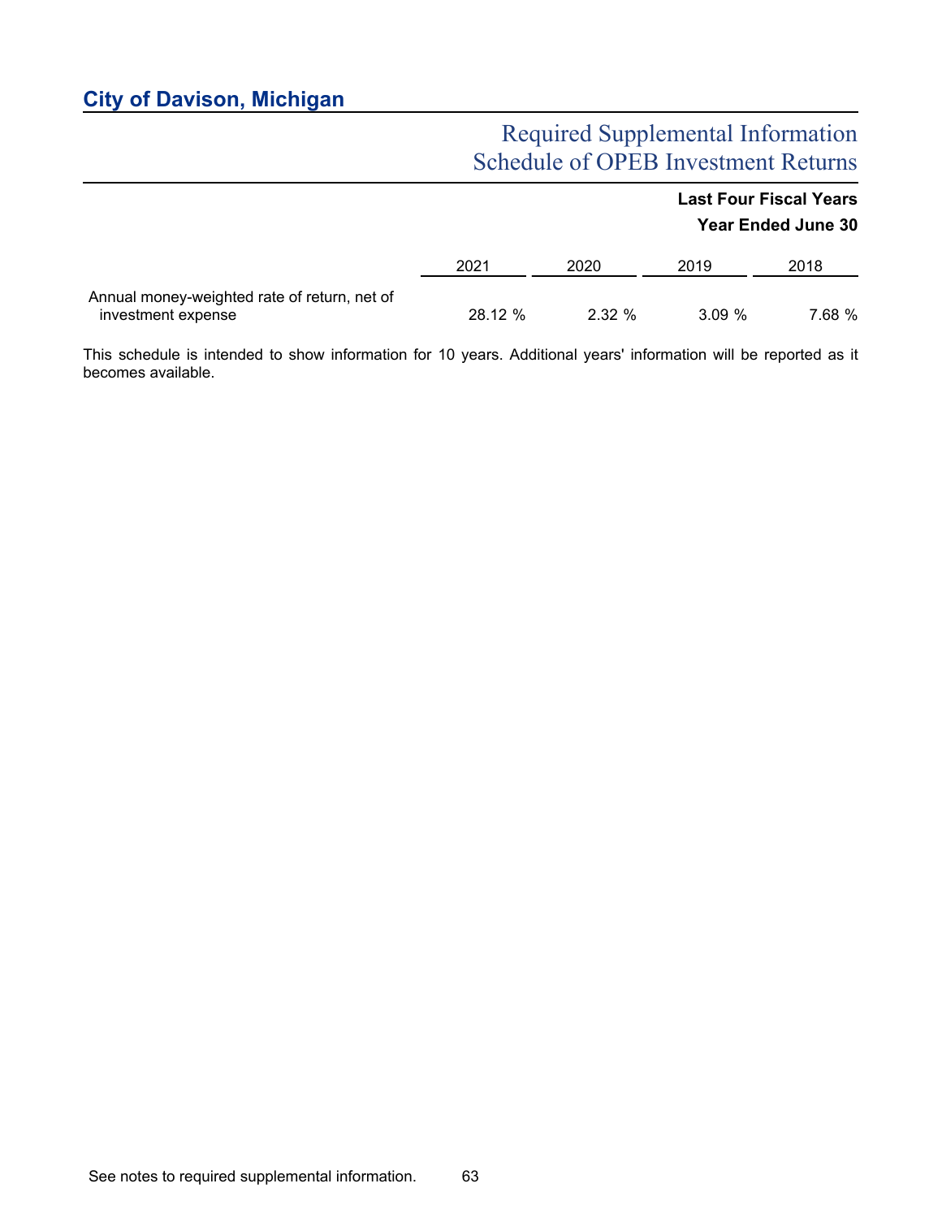## City of Davison, Michigan

# Required Supplemental Information
# Schedule of OPEB Investment Returns

**Last Four Fiscal Years**
**Year Ended June 30**

| | 2021 | 2020 | 2019 | 2018 |
|---|---|---|---|---|
| Annual money-weighted rate of return, net of investment expense | 28.12 % | 2.32 % | 3.09 % | 7.68 % |

This schedule is intended to show information for 10 years. Additional years' information will be reported as it becomes available.

See notes to required supplemental information.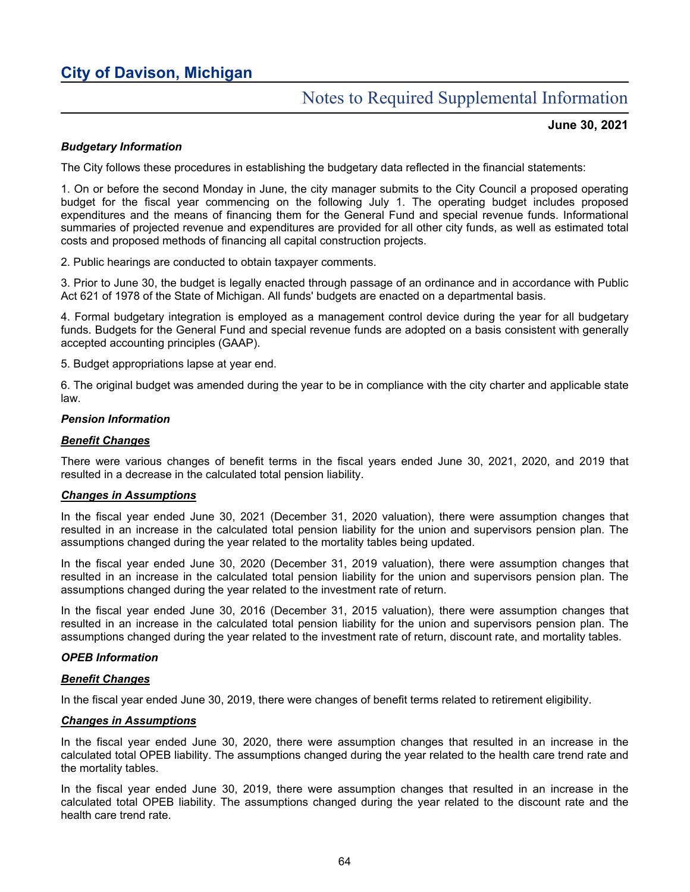# City of Davison, Michigan

## Notes to Required Supplemental Information

**June 30, 2021**

***Budgetary Information***

The City follows these procedures in establishing the budgetary data reflected in the financial statements:

1. On or before the second Monday in June, the city manager submits to the City Council a proposed operating budget for the fiscal year commencing on the following July 1. The operating budget includes proposed expenditures and the means of financing them for the General Fund and special revenue funds. Informational summaries of projected revenue and expenditures are provided for all other city funds, as well as estimated total costs and proposed methods of financing all capital construction projects.

2. Public hearings are conducted to obtain taxpayer comments.

3. Prior to June 30, the budget is legally enacted through passage of an ordinance and in accordance with Public Act 621 of 1978 of the State of Michigan. All funds' budgets are enacted on a departmental basis.

4. Formal budgetary integration is employed as a management control device during the year for all budgetary funds. Budgets for the General Fund and special revenue funds are adopted on a basis consistent with generally accepted accounting principles (GAAP).

5. Budget appropriations lapse at year end.

6. The original budget was amended during the year to be in compliance with the city charter and applicable state law.

***Pension Information***

***<u>Benefit Changes</u>***

There were various changes of benefit terms in the fiscal years ended June 30, 2021, 2020, and 2019 that resulted in a decrease in the calculated total pension liability.

***<u>Changes in Assumptions</u>***

In the fiscal year ended June 30, 2021 (December 31, 2020 valuation), there were assumption changes that resulted in an increase in the calculated total pension liability for the union and supervisors pension plan. The assumptions changed during the year related to the mortality tables being updated.

In the fiscal year ended June 30, 2020 (December 31, 2019 valuation), there were assumption changes that resulted in an increase in the calculated total pension liability for the union and supervisors pension plan. The assumptions changed during the year related to the investment rate of return.

In the fiscal year ended June 30, 2016 (December 31, 2015 valuation), there were assumption changes that resulted in an increase in the calculated total pension liability for the union and supervisors pension plan. The assumptions changed during the year related to the investment rate of return, discount rate, and mortality tables.

***OPEB Information***

***<u>Benefit Changes</u>***

In the fiscal year ended June 30, 2019, there were changes of benefit terms related to retirement eligibility.

***<u>Changes in Assumptions</u>***

In the fiscal year ended June 30, 2020, there were assumption changes that resulted in an increase in the calculated total OPEB liability. The assumptions changed during the year related to the health care trend rate and the mortality tables.

In the fiscal year ended June 30, 2019, there were assumption changes that resulted in an increase in the calculated total OPEB liability. The assumptions changed during the year related to the discount rate and the health care trend rate.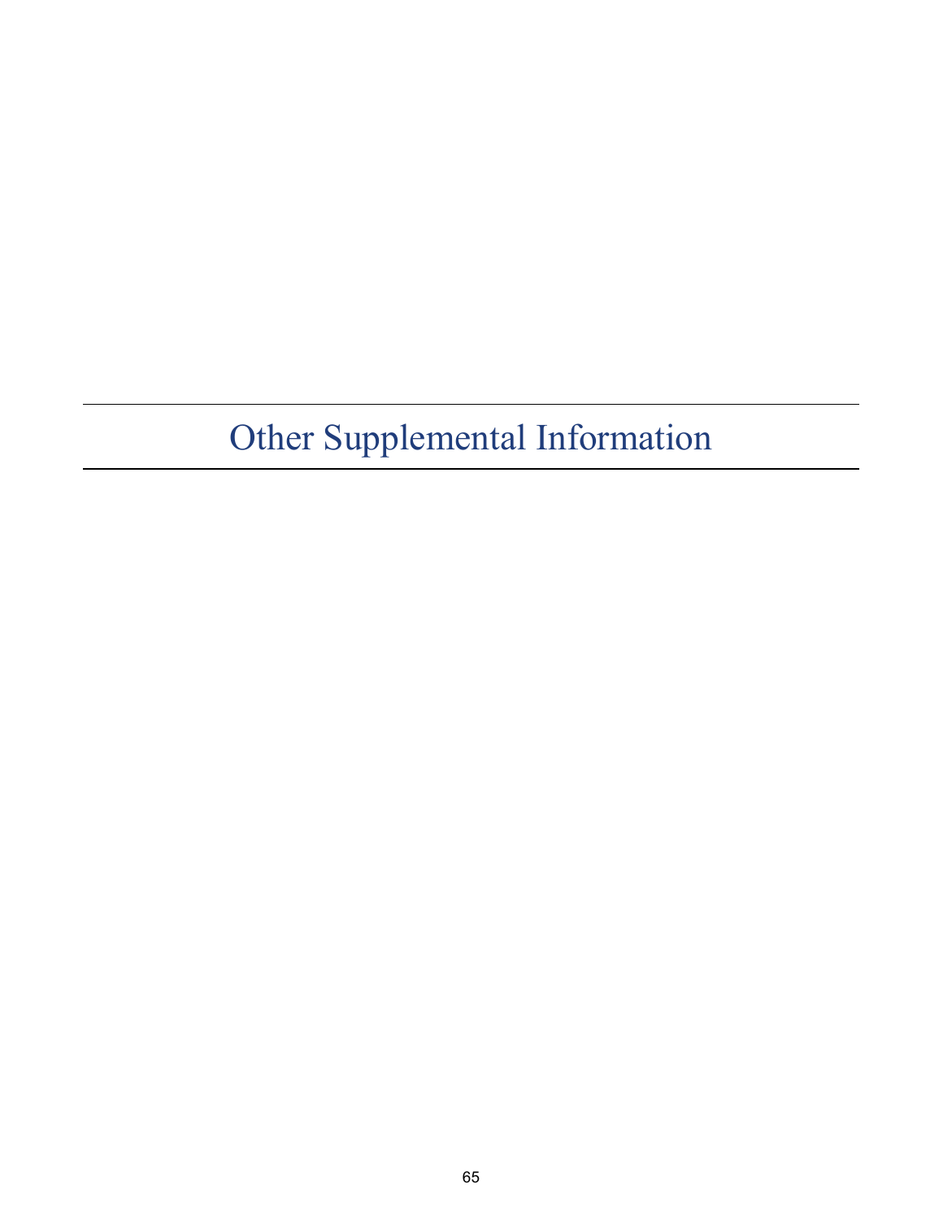# Other Supplemental Information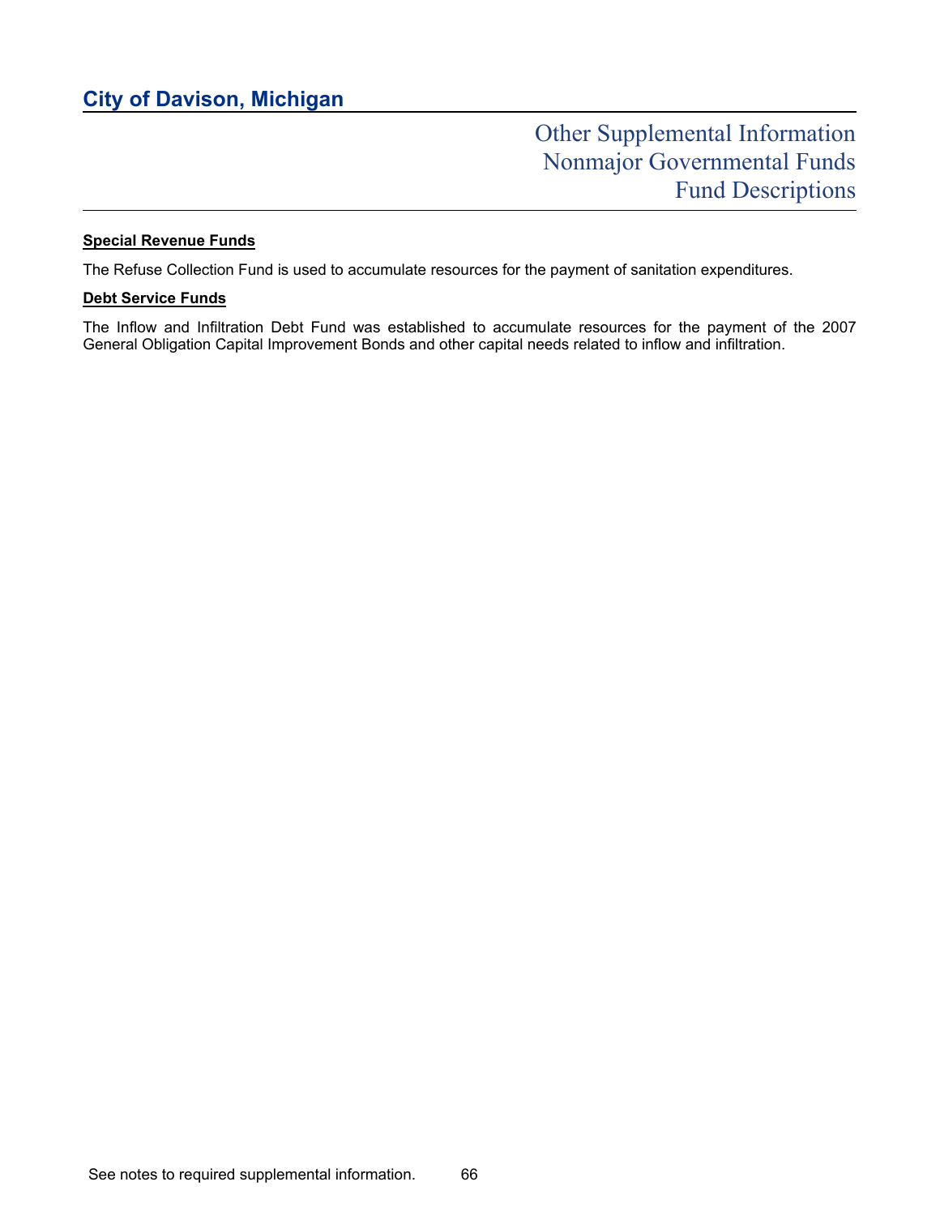# City of Davison, Michigan

## Other Supplemental Information
## Nonmajor Governmental Funds
## Fund Descriptions

**Special Revenue Funds**

The Refuse Collection Fund is used to accumulate resources for the payment of sanitation expenditures.

**Debt Service Funds**

The Inflow and Infiltration Debt Fund was established to accumulate resources for the payment of the 2007 General Obligation Capital Improvement Bonds and other capital needs related to inflow and infiltration.

See notes to required supplemental information.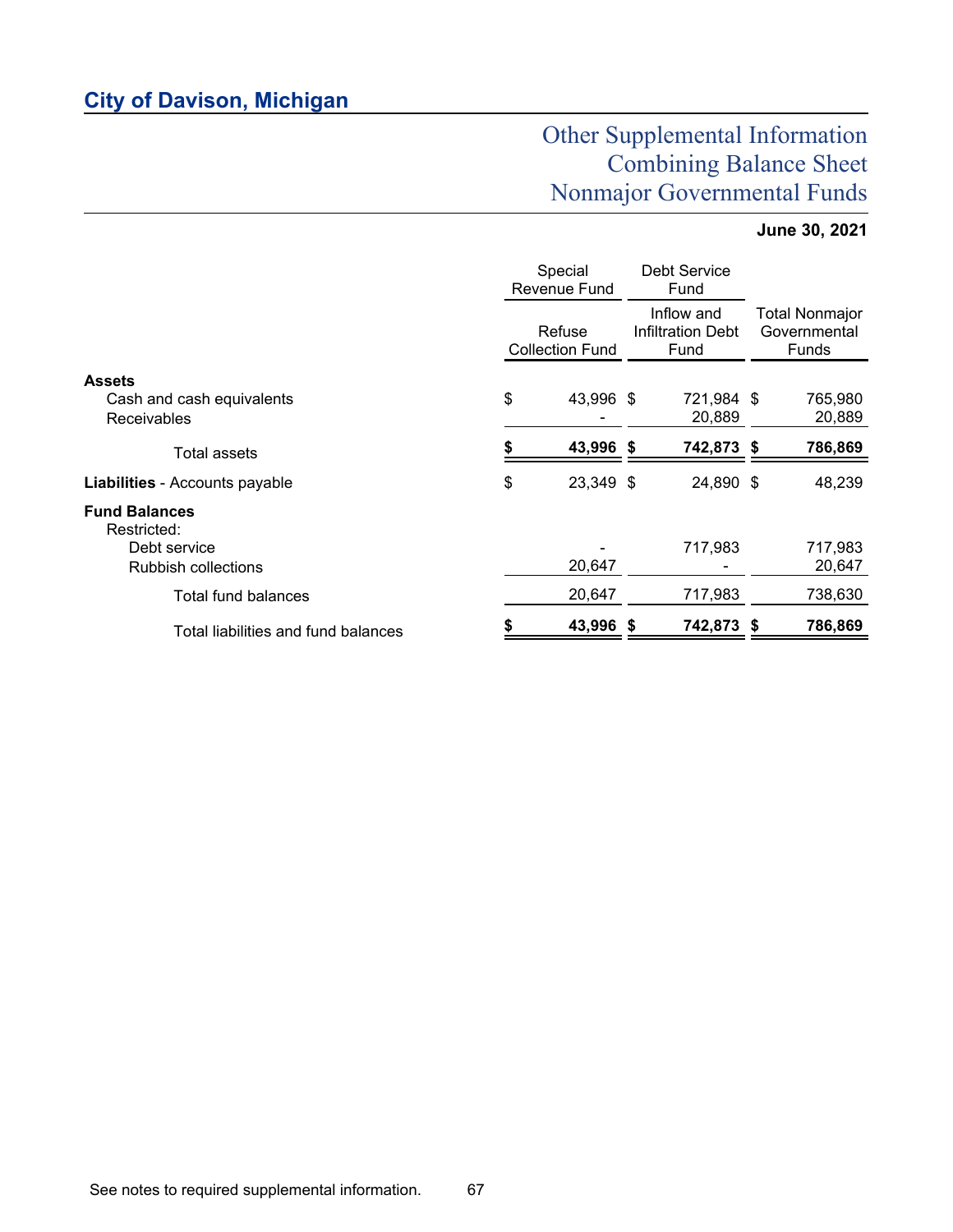# City of Davison, Michigan

## Other Supplemental Information
## Combining Balance Sheet
## Nonmajor Governmental Funds

**June 30, 2021**

| | Special Revenue Fund | Debt Service Fund | |
|---|---|---|---|
| | Refuse Collection Fund | Inflow and Infiltration Debt Fund | Total Nonmajor Governmental Funds |
| **Assets** | | | |
| Cash and cash equivalents | $ 43,996 | $ 721,984 | $ 765,980 |
| Receivables | - | 20,889 | 20,889 |
| Total assets | **$ 43,996** | **$ 742,873** | **$ 786,869** |
| **Liabilities** - Accounts payable | $ 23,349 | $ 24,890 | $ 48,239 |
| **Fund Balances** | | | |
| Restricted: | | | |
| Debt service | - | 717,983 | 717,983 |
| Rubbish collections | 20,647 | - | 20,647 |
| Total fund balances | 20,647 | 717,983 | 738,630 |
| Total liabilities and fund balances | **$ 43,996** | **$ 742,873** | **$ 786,869** |

See notes to required supplemental information.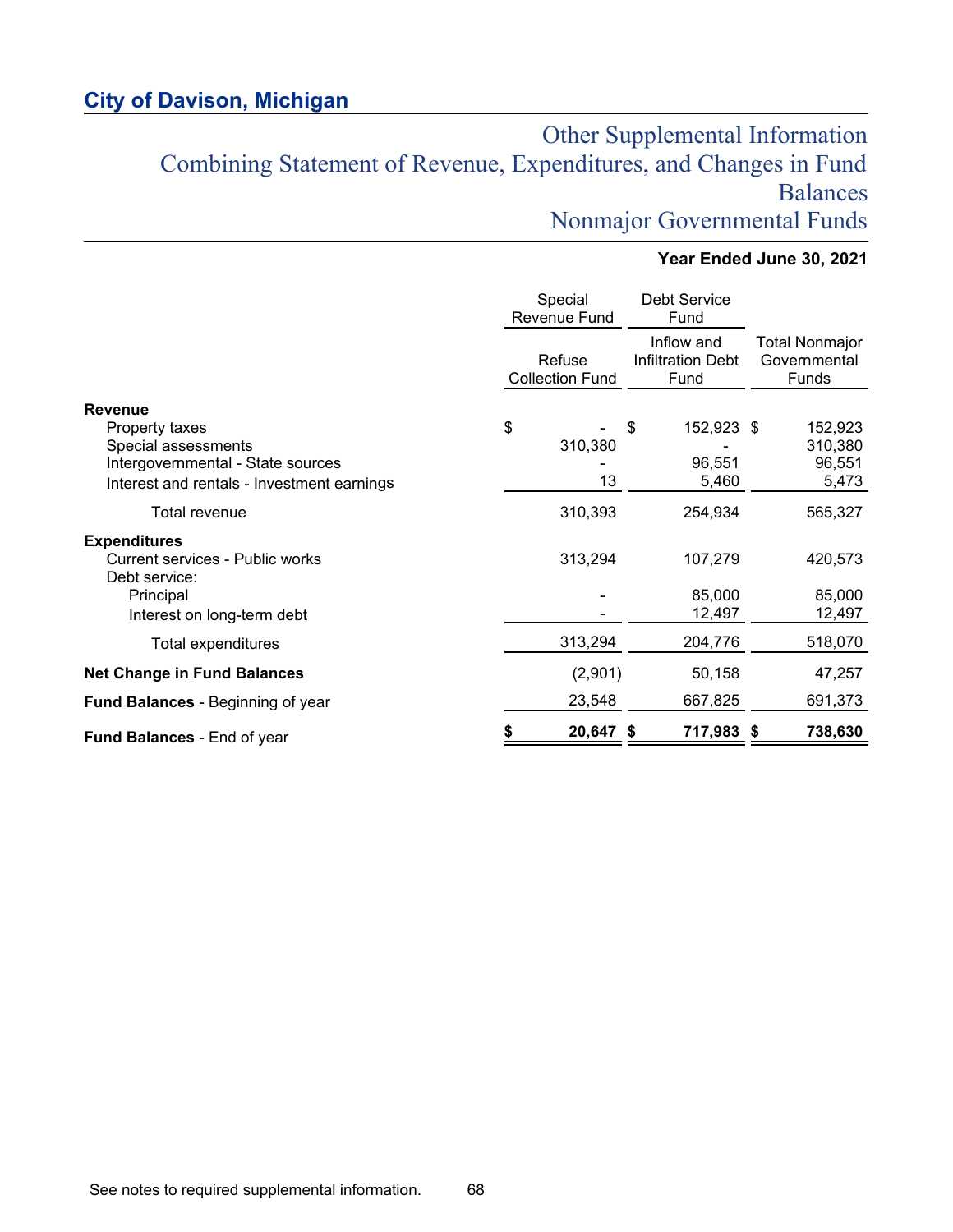## City of Davison, Michigan

# Other Supplemental Information
# Combining Statement of Revenue, Expenditures, and Changes in Fund Balances
# Nonmajor Governmental Funds

**Year Ended June 30, 2021**

| | Special Revenue Fund | Debt Service Fund | |
|---|---|---|---|
| | Refuse Collection Fund | Inflow and Infiltration Debt Fund | Total Nonmajor Governmental Funds |
| **Revenue** | | | |
| Property taxes | $ - | $ 152,923 | $ 152,923 |
| Special assessments | 310,380 | - | 310,380 |
| Intergovernmental - State sources | - | 96,551 | 96,551 |
| Interest and rentals - Investment earnings | 13 | 5,460 | 5,473 |
| Total revenue | 310,393 | 254,934 | 565,327 |
| **Expenditures** | | | |
| Current services - Public works | 313,294 | 107,279 | 420,573 |
| Debt service: | | | |
| Principal | - | 85,000 | 85,000 |
| Interest on long-term debt | - | 12,497 | 12,497 |
| Total expenditures | 313,294 | 204,776 | 518,070 |
| **Net Change in Fund Balances** | (2,901) | 50,158 | 47,257 |
| **Fund Balances** - Beginning of year | 23,548 | 667,825 | 691,373 |
| **Fund Balances** - End of year | **$ 20,647** | **$ 717,983** | **$ 738,630** |

See notes to required supplemental information.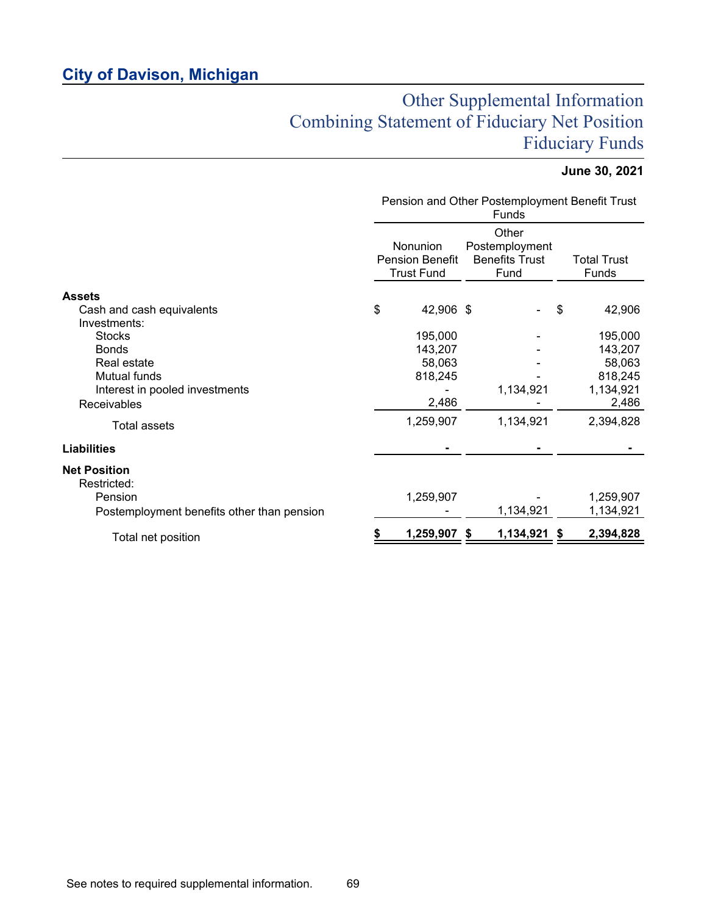## City of Davison, Michigan

# Other Supplemental Information
# Combining Statement of Fiduciary Net Position
# Fiduciary Funds

**June 30, 2021**

| | Pension and Other Postemployment Benefit Trust Funds | | |
|---|---|---|---|
| | Nonunion Pension Benefit Trust Fund | Other Postemployment Benefits Trust Fund | Total Trust Funds |
| **Assets** | | | |
| Cash and cash equivalents | $ 42,906 | $ - | $ 42,906 |
| Investments: | | | |
| Stocks | 195,000 | - | 195,000 |
| Bonds | 143,207 | - | 143,207 |
| Real estate | 58,063 | - | 58,063 |
| Mutual funds | 818,245 | - | 818,245 |
| Interest in pooled investments | - | 1,134,921 | 1,134,921 |
| Receivables | 2,486 | - | 2,486 |
| Total assets | 1,259,907 | 1,134,921 | 2,394,828 |
| **Liabilities** | - | - | - |
| **Net Position** | | | |
| Restricted: | | | |
| Pension | 1,259,907 | - | 1,259,907 |
| Postemployment benefits other than pension | - | 1,134,921 | 1,134,921 |
| Total net position | **$ 1,259,907** | **$ 1,134,921** | **$ 2,394,828** |

See notes to required supplemental information.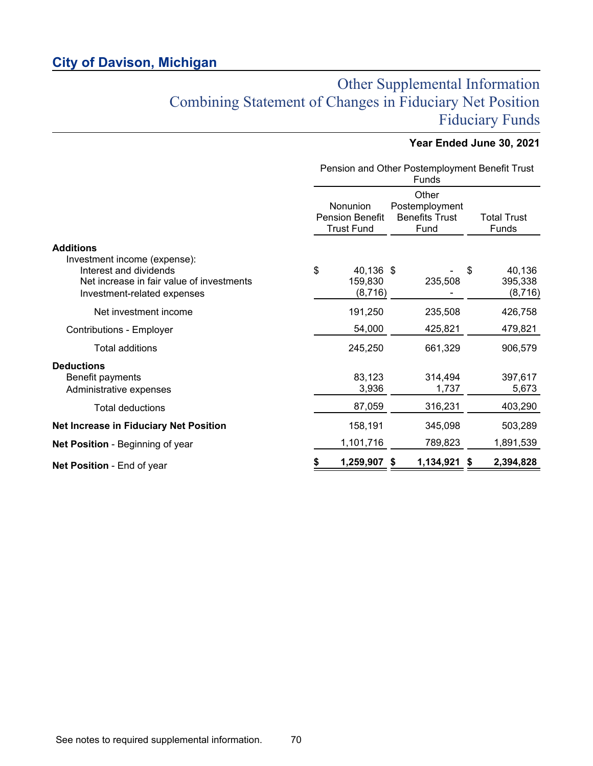# City of Davison, Michigan

## Other Supplemental Information
## Combining Statement of Changes in Fiduciary Net Position
## Fiduciary Funds

**Year Ended June 30, 2021**

| | Pension and Other Postemployment Benefit Trust Funds | | |
|---|---|---|---|
| | Nonunion Pension Benefit Trust Fund | Other Postemployment Benefits Trust Fund | Total Trust Funds |
| **Additions** | | | |
| Investment income (expense): | | | |
| Interest and dividends | $ 40,136 | $ - | $ 40,136 |
| Net increase in fair value of investments | 159,830 | 235,508 | 395,338 |
| Investment-related expenses | (8,716) | - | (8,716) |
| Net investment income | 191,250 | 235,508 | 426,758 |
| Contributions - Employer | 54,000 | 425,821 | 479,821 |
| Total additions | 245,250 | 661,329 | 906,579 |
| **Deductions** | | | |
| Benefit payments | 83,123 | 314,494 | 397,617 |
| Administrative expenses | 3,936 | 1,737 | 5,673 |
| Total deductions | 87,059 | 316,231 | 403,290 |
| **Net Increase in Fiduciary Net Position** | 158,191 | 345,098 | 503,289 |
| **Net Position** - Beginning of year | 1,101,716 | 789,823 | 1,891,539 |
| **Net Position** - End of year | **$ 1,259,907** | **$ 1,134,921** | **$ 2,394,828** |

See notes to required supplemental information.